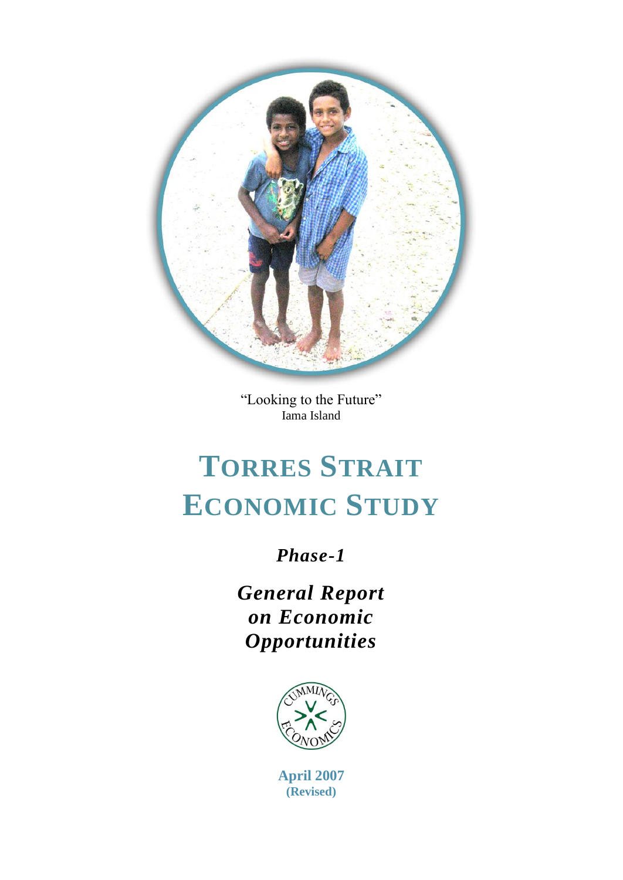"Looking to the Future"
Iama Island

# TORRES STRAIT ECONOMIC STUDY

***Phase-1***

***General Report on Economic Opportunities***

CUMMINGS ECONOMICS

**April 2007**
**(Revised)**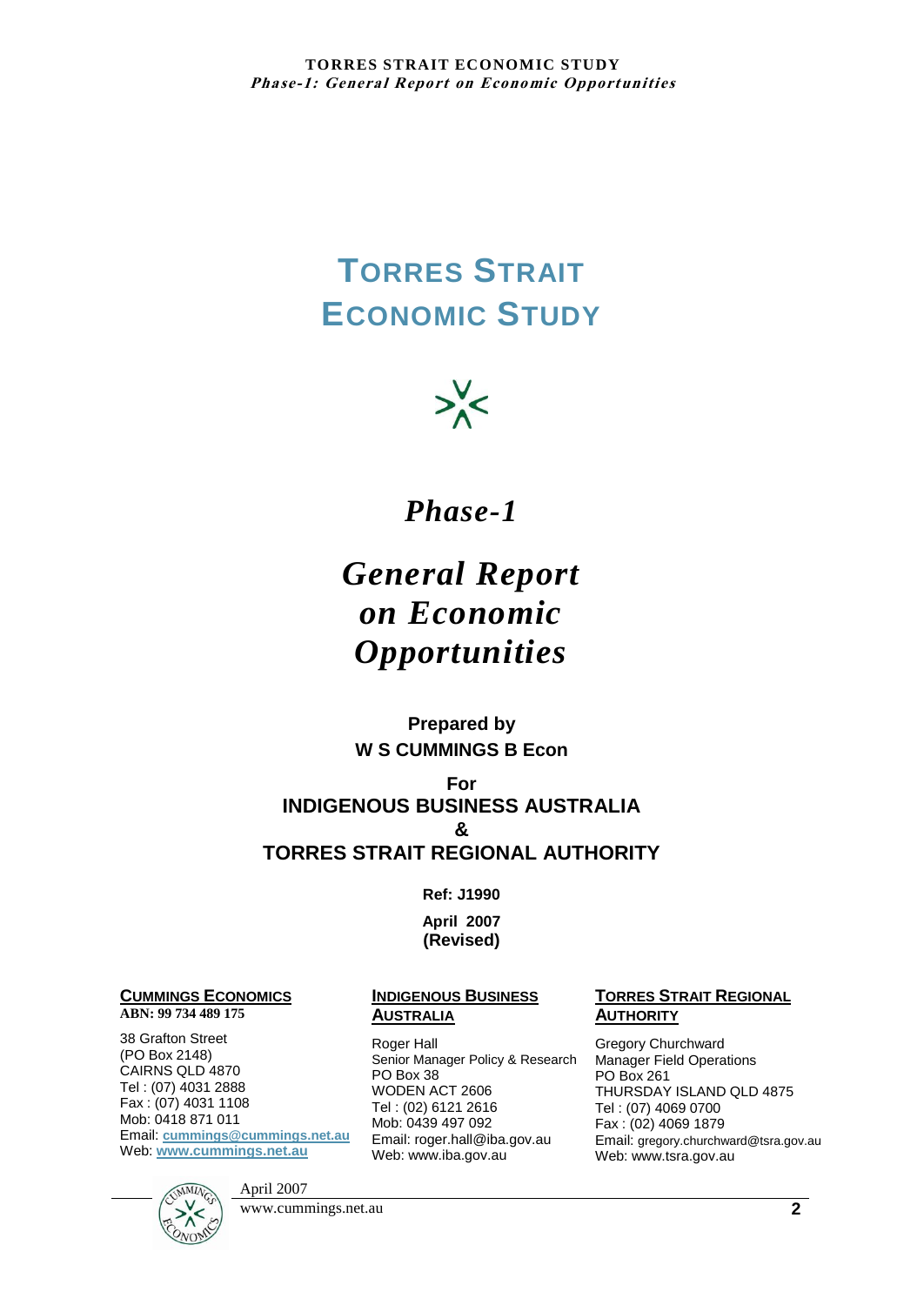# TORRES STRAIT ECONOMIC STUDY

## *Phase-1*

## *General Report on Economic Opportunities*

**Prepared by**
**W S CUMMINGS B Econ**

**For**
**INDIGENOUS BUSINESS AUSTRALIA**
**&**
**TORRES STRAIT REGIONAL AUTHORITY**

**Ref: J1990**

**April 2007**
**(Revised)**

**CUMMINGS ECONOMICS**
**ABN: 99 734 489 175**

38 Grafton Street
(PO Box 2148)
CAIRNS QLD 4870
Tel : (07) 4031 2888
Fax : (07) 4031 1108
Mob: 0418 871 011
Email: cummings@cummings.net.au
Web: www.cummings.net.au

**INDIGENOUS BUSINESS AUSTRALIA**

Roger Hall
Senior Manager Policy & Research
PO Box 38
WODEN ACT 2606
Tel : (02) 6121 2616
Mob: 0439 497 092
Email: roger.hall@iba.gov.au
Web: www.iba.gov.au

**TORRES STRAIT REGIONAL AUTHORITY**

Gregory Churchward
Manager Field Operations
PO Box 261
THURSDAY ISLAND QLD 4875
Tel : (07) 4069 0700
Fax : (02) 4069 1879
Email: gregory.churchward@tsra.gov.au
Web: www.tsra.gov.au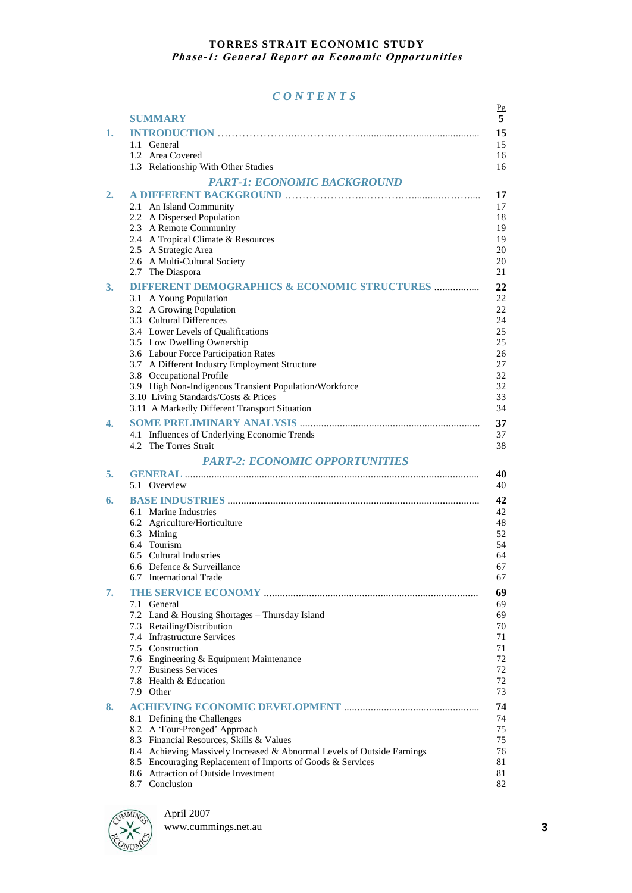# CONTENTS

| | | Pg |
|---|---|---|
| | **SUMMARY** | **5** |
| **1.** | **INTRODUCTION** | **15** |
| | 1.1 General | 15 |
| | 1.2 Area Covered | 16 |
| | 1.3 Relationship With Other Studies | 16 |
| | ***PART-1: ECONOMIC BACKGROUND*** | |
| **2.** | **A DIFFERENT BACKGROUND** | **17** |
| | 2.1 An Island Community | 17 |
| | 2.2 A Dispersed Population | 18 |
| | 2.3 A Remote Community | 19 |
| | 2.4 A Tropical Climate & Resources | 19 |
| | 2.5 A Strategic Area | 20 |
| | 2.6 A Multi-Cultural Society | 20 |
| | 2.7 The Diaspora | 21 |
| **3.** | **DIFFERENT DEMOGRAPHICS & ECONOMIC STRUCTURES** | **22** |
| | 3.1 A Young Population | 22 |
| | 3.2 A Growing Population | 22 |
| | 3.3 Cultural Differences | 24 |
| | 3.4 Lower Levels of Qualifications | 25 |
| | 3.5 Low Dwelling Ownership | 25 |
| | 3.6 Labour Force Participation Rates | 26 |
| | 3.7 A Different Industry Employment Structure | 27 |
| | 3.8 Occupational Profile | 32 |
| | 3.9 High Non-Indigenous Transient Population/Workforce | 32 |
| | 3.10 Living Standards/Costs & Prices | 33 |
| | 3.11 A Markedly Different Transport Situation | 34 |
| **4.** | **SOME PRELIMINARY ANALYSIS** | **37** |
| | 4.1 Influences of Underlying Economic Trends | 37 |
| | 4.2 The Torres Strait | 38 |
| | ***PART-2: ECONOMIC OPPORTUNITIES*** | |
| **5.** | **GENERAL** | **40** |
| | 5.1 Overview | 40 |
| **6.** | **BASE INDUSTRIES** | **42** |
| | 6.1 Marine Industries | 42 |
| | 6.2 Agriculture/Horticulture | 48 |
| | 6.3 Mining | 52 |
| | 6.4 Tourism | 54 |
| | 6.5 Cultural Industries | 64 |
| | 6.6 Defence & Surveillance | 67 |
| | 6.7 International Trade | 67 |
| **7.** | **THE SERVICE ECONOMY** | **69** |
| | 7.1 General | 69 |
| | 7.2 Land & Housing Shortages – Thursday Island | 69 |
| | 7.3 Retailing/Distribution | 70 |
| | 7.4 Infrastructure Services | 71 |
| | 7.5 Construction | 71 |
| | 7.6 Engineering & Equipment Maintenance | 72 |
| | 7.7 Business Services | 72 |
| | 7.8 Health & Education | 72 |
| | 7.9 Other | 73 |
| **8.** | **ACHIEVING ECONOMIC DEVELOPMENT** | **74** |
| | 8.1 Defining the Challenges | 74 |
| | 8.2 A 'Four-Pronged' Approach | 75 |
| | 8.3 Financial Resources, Skills & Values | 75 |
| | 8.4 Achieving Massively Increased & Abnormal Levels of Outside Earnings | 76 |
| | 8.5 Encouraging Replacement of Imports of Goods & Services | 81 |
| | 8.6 Attraction of Outside Investment | 81 |
| | 8.7 Conclusion | 82 |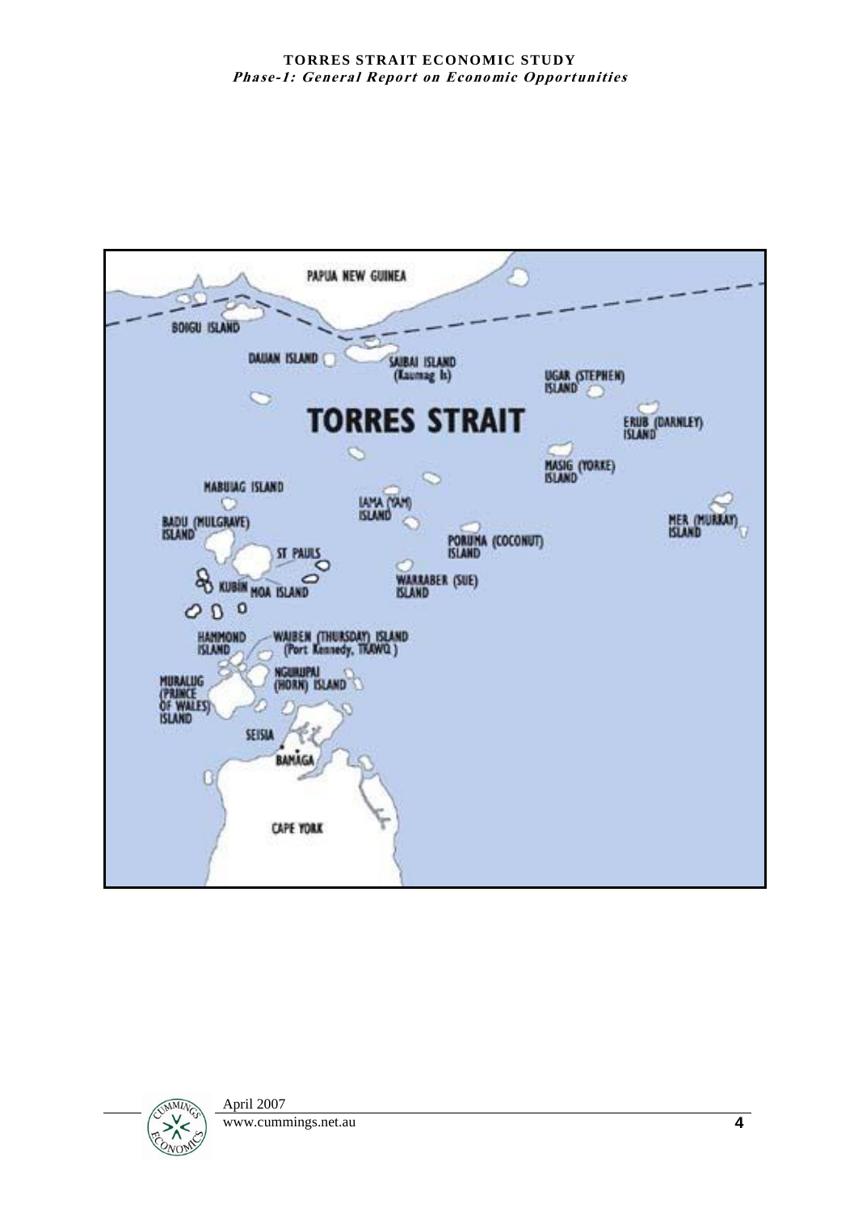PAPUA NEW GUINEA

BOIGU ISLAND

DAUAN ISLAND

SAIBAI ISLAND (Kaumag Is)

UGAR (STEPHEN) ISLAND

TORRES STRAIT

ERUB (DARNLEY) ISLAND

MASIG (YORKE) ISLAND

MABUIAG ISLAND

IAMA (YAM) ISLAND

MER (MURRAY) ISLAND

BADU (MULGRAVE) ISLAND

PORUMA (COCONUT) ISLAND

ST PAULS

KUBIN

MOA ISLAND

WARRABER (SUE) ISLAND

HAMMOND ISLAND

WAIBEN (THURSDAY) ISLAND (Port Kennedy, TRAWQ)

NGURUPAI (HORN) ISLAND

MURALUG (PRINCE OF WALES) ISLAND

SEISIA

BAMAGA

CAPE YORK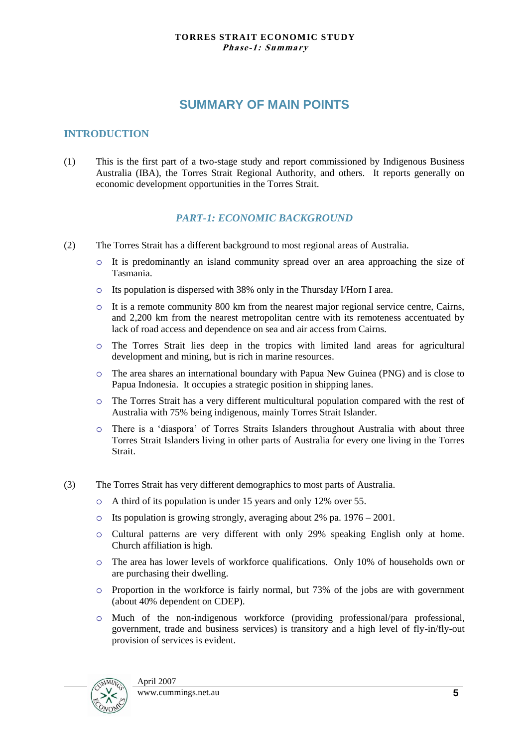# SUMMARY OF MAIN POINTS

## INTRODUCTION

(1) This is the first part of a two-stage study and report commissioned by Indigenous Business Australia (IBA), the Torres Strait Regional Authority, and others. It reports generally on economic development opportunities in the Torres Strait.

### *PART-1: ECONOMIC BACKGROUND*

(2) The Torres Strait has a different background to most regional areas of Australia.

- It is predominantly an island community spread over an area approaching the size of Tasmania.
- Its population is dispersed with 38% only in the Thursday I/Horn I area.
- It is a remote community 800 km from the nearest major regional service centre, Cairns, and 2,200 km from the nearest metropolitan centre with its remoteness accentuated by lack of road access and dependence on sea and air access from Cairns.
- The Torres Strait lies deep in the tropics with limited land areas for agricultural development and mining, but is rich in marine resources.
- The area shares an international boundary with Papua New Guinea (PNG) and is close to Papua Indonesia. It occupies a strategic position in shipping lanes.
- The Torres Strait has a very different multicultural population compared with the rest of Australia with 75% being indigenous, mainly Torres Strait Islander.
- There is a 'diaspora' of Torres Straits Islanders throughout Australia with about three Torres Strait Islanders living in other parts of Australia for every one living in the Torres Strait.

(3) The Torres Strait has very different demographics to most parts of Australia.

- A third of its population is under 15 years and only 12% over 55.
- Its population is growing strongly, averaging about 2% pa. 1976 – 2001.
- Cultural patterns are very different with only 29% speaking English only at home. Church affiliation is high.
- The area has lower levels of workforce qualifications. Only 10% of households own or are purchasing their dwelling.
- Proportion in the workforce is fairly normal, but 73% of the jobs are with government (about 40% dependent on CDEP).
- Much of the non-indigenous workforce (providing professional/para professional, government, trade and business services) is transitory and a high level of fly-in/fly-out provision of services is evident.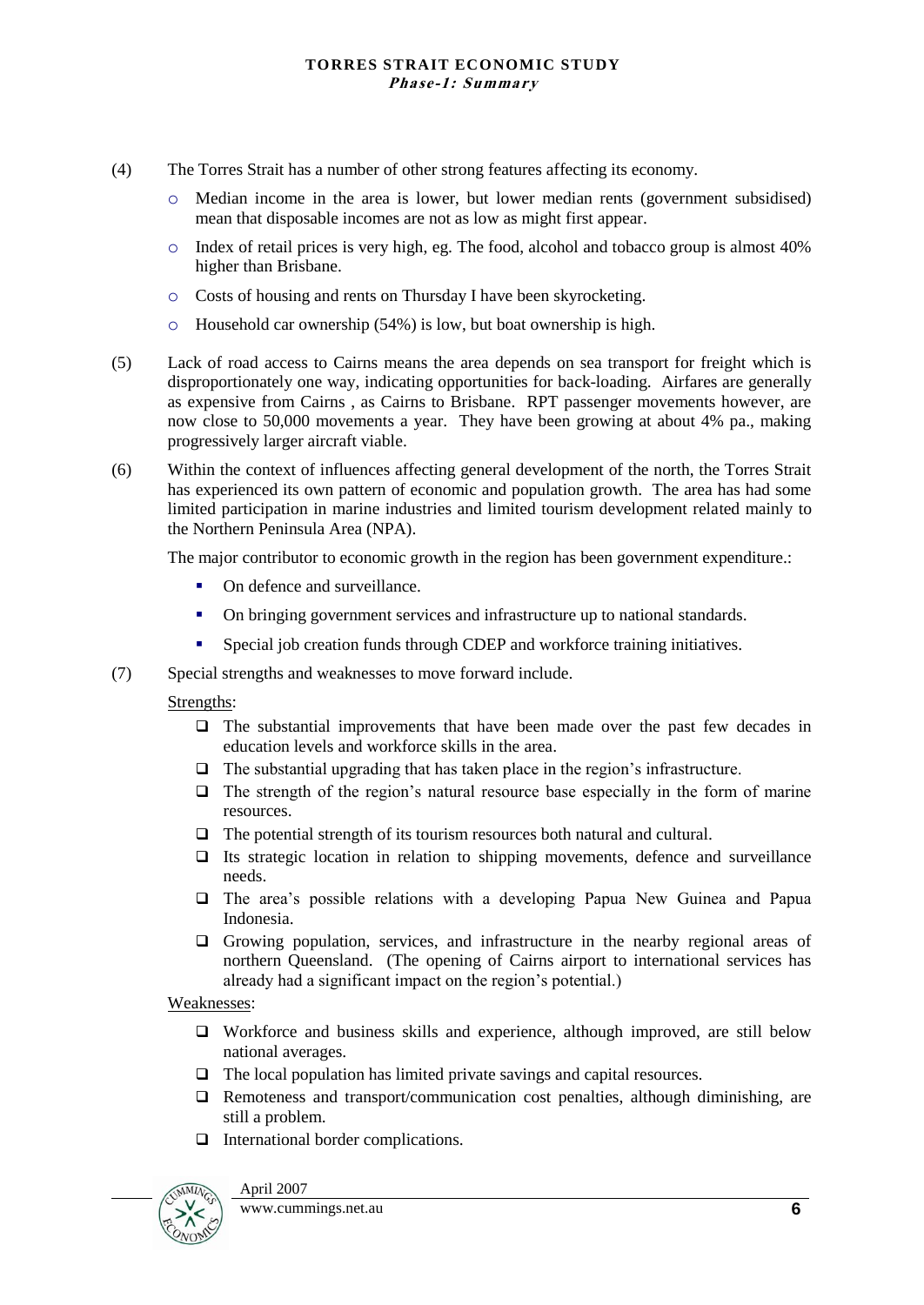(4) The Torres Strait has a number of other strong features affecting its economy.

- Median income in the area is lower, but lower median rents (government subsidised) mean that disposable incomes are not as low as might first appear.
- Index of retail prices is very high, eg. The food, alcohol and tobacco group is almost 40% higher than Brisbane.
- Costs of housing and rents on Thursday I have been skyrocketing.
- Household car ownership (54%) is low, but boat ownership is high.

(5) Lack of road access to Cairns means the area depends on sea transport for freight which is disproportionately one way, indicating opportunities for back-loading. Airfares are generally as expensive from Cairns , as Cairns to Brisbane. RPT passenger movements however, are now close to 50,000 movements a year. They have been growing at about 4% pa., making progressively larger aircraft viable.

(6) Within the context of influences affecting general development of the north, the Torres Strait has experienced its own pattern of economic and population growth. The area has had some limited participation in marine industries and limited tourism development related mainly to the Northern Peninsula Area (NPA).

The major contributor to economic growth in the region has been government expenditure.:

- On defence and surveillance.
- On bringing government services and infrastructure up to national standards.
- Special job creation funds through CDEP and workforce training initiatives.

(7) Special strengths and weaknesses to move forward include.

Strengths:

- The substantial improvements that have been made over the past few decades in education levels and workforce skills in the area.
- The substantial upgrading that has taken place in the region's infrastructure.
- The strength of the region's natural resource base especially in the form of marine resources.
- The potential strength of its tourism resources both natural and cultural.
- Its strategic location in relation to shipping movements, defence and surveillance needs.
- The area's possible relations with a developing Papua New Guinea and Papua Indonesia.
- Growing population, services, and infrastructure in the nearby regional areas of northern Queensland. (The opening of Cairns airport to international services has already had a significant impact on the region's potential.)

Weaknesses:

- Workforce and business skills and experience, although improved, are still below national averages.
- The local population has limited private savings and capital resources.
- Remoteness and transport/communication cost penalties, although diminishing, are still a problem.
- International border complications.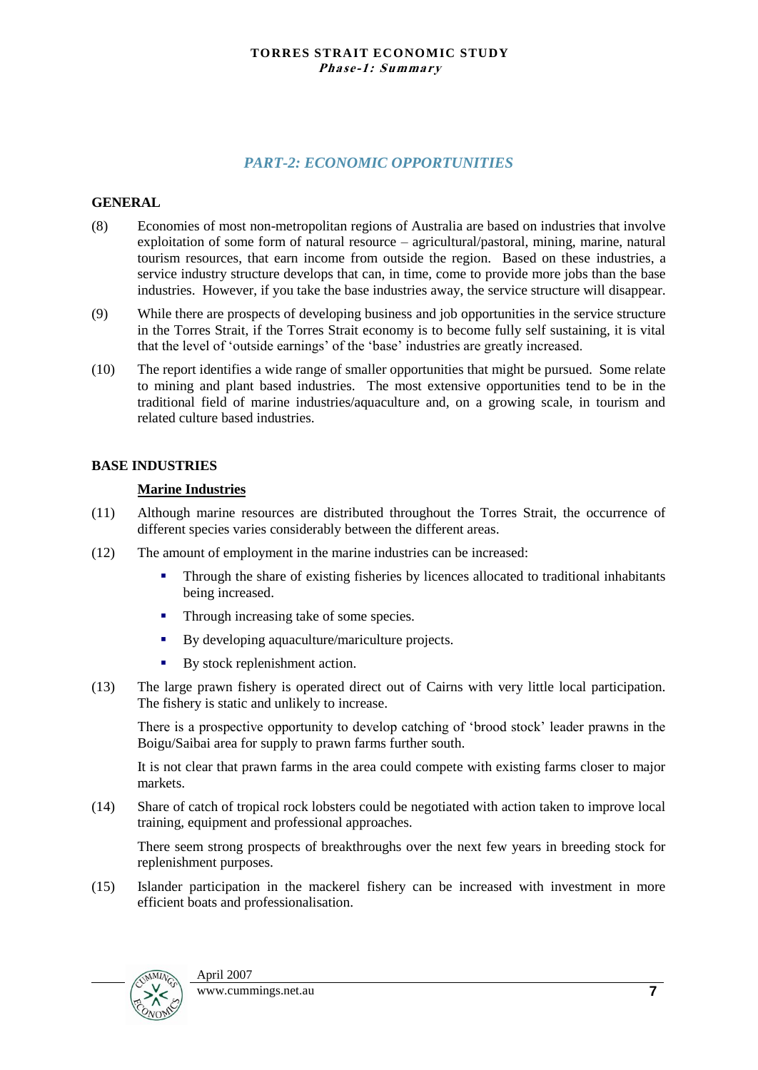## PART-2: ECONOMIC OPPORTUNITIES

### GENERAL

(8) Economies of most non-metropolitan regions of Australia are based on industries that involve exploitation of some form of natural resource – agricultural/pastoral, mining, marine, natural tourism resources, that earn income from outside the region. Based on these industries, a service industry structure develops that can, in time, come to provide more jobs than the base industries. However, if you take the base industries away, the service structure will disappear.

(9) While there are prospects of developing business and job opportunities in the service structure in the Torres Strait, if the Torres Strait economy is to become fully self sustaining, it is vital that the level of 'outside earnings' of the 'base' industries are greatly increased.

(10) The report identifies a wide range of smaller opportunities that might be pursued. Some relate to mining and plant based industries. The most extensive opportunities tend to be in the traditional field of marine industries/aquaculture and, on a growing scale, in tourism and related culture based industries.

### BASE INDUSTRIES

#### Marine Industries

(11) Although marine resources are distributed throughout the Torres Strait, the occurrence of different species varies considerably between the different areas.

(12) The amount of employment in the marine industries can be increased:

- Through the share of existing fisheries by licences allocated to traditional inhabitants being increased.
- Through increasing take of some species.
- By developing aquaculture/mariculture projects.
- By stock replenishment action.

(13) The large prawn fishery is operated direct out of Cairns with very little local participation. The fishery is static and unlikely to increase.

There is a prospective opportunity to develop catching of 'brood stock' leader prawns in the Boigu/Saibai area for supply to prawn farms further south.

It is not clear that prawn farms in the area could compete with existing farms closer to major markets.

(14) Share of catch of tropical rock lobsters could be negotiated with action taken to improve local training, equipment and professional approaches.

There seem strong prospects of breakthroughs over the next few years in breeding stock for replenishment purposes.

(15) Islander participation in the mackerel fishery can be increased with investment in more efficient boats and professionalisation.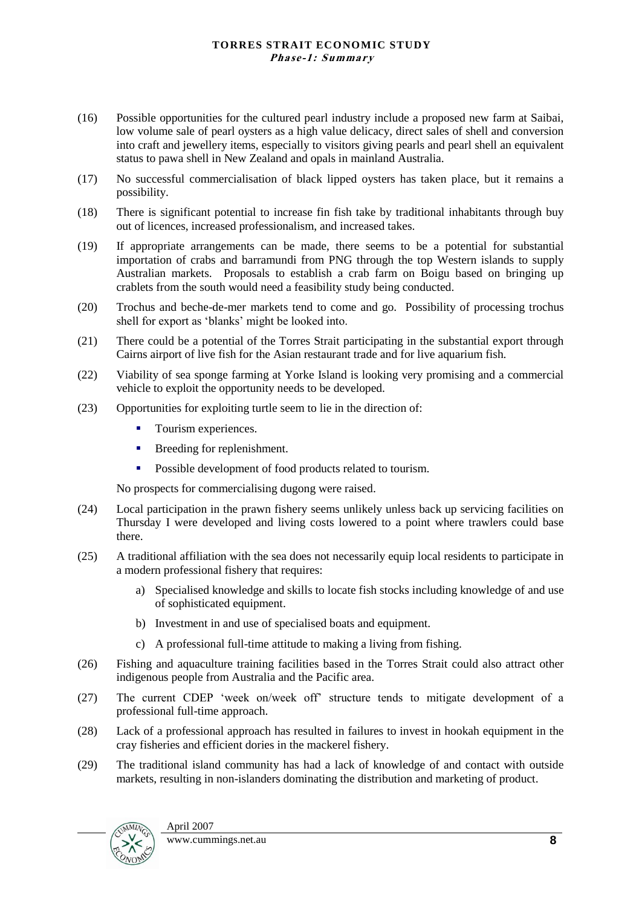(16) Possible opportunities for the cultured pearl industry include a proposed new farm at Saibai, low volume sale of pearl oysters as a high value delicacy, direct sales of shell and conversion into craft and jewellery items, especially to visitors giving pearls and pearl shell an equivalent status to pawa shell in New Zealand and opals in mainland Australia.

(17) No successful commercialisation of black lipped oysters has taken place, but it remains a possibility.

(18) There is significant potential to increase fin fish take by traditional inhabitants through buy out of licences, increased professionalism, and increased takes.

(19) If appropriate arrangements can be made, there seems to be a potential for substantial importation of crabs and barramundi from PNG through the top Western islands to supply Australian markets. Proposals to establish a crab farm on Boigu based on bringing up crablets from the south would need a feasibility study being conducted.

(20) Trochus and beche-de-mer markets tend to come and go. Possibility of processing trochus shell for export as 'blanks' might be looked into.

(21) There could be a potential of the Torres Strait participating in the substantial export through Cairns airport of live fish for the Asian restaurant trade and for live aquarium fish.

(22) Viability of sea sponge farming at Yorke Island is looking very promising and a commercial vehicle to exploit the opportunity needs to be developed.

(23) Opportunities for exploiting turtle seem to lie in the direction of:

- Tourism experiences.
- Breeding for replenishment.
- Possible development of food products related to tourism.

No prospects for commercialising dugong were raised.

(24) Local participation in the prawn fishery seems unlikely unless back up servicing facilities on Thursday I were developed and living costs lowered to a point where trawlers could base there.

(25) A traditional affiliation with the sea does not necessarily equip local residents to participate in a modern professional fishery that requires:

a) Specialised knowledge and skills to locate fish stocks including knowledge of and use of sophisticated equipment.

b) Investment in and use of specialised boats and equipment.

c) A professional full-time attitude to making a living from fishing.

(26) Fishing and aquaculture training facilities based in the Torres Strait could also attract other indigenous people from Australia and the Pacific area.

(27) The current CDEP 'week on/week off' structure tends to mitigate development of a professional full-time approach.

(28) Lack of a professional approach has resulted in failures to invest in hookah equipment in the cray fisheries and efficient dories in the mackerel fishery.

(29) The traditional island community has had a lack of knowledge of and contact with outside markets, resulting in non-islanders dominating the distribution and marketing of product.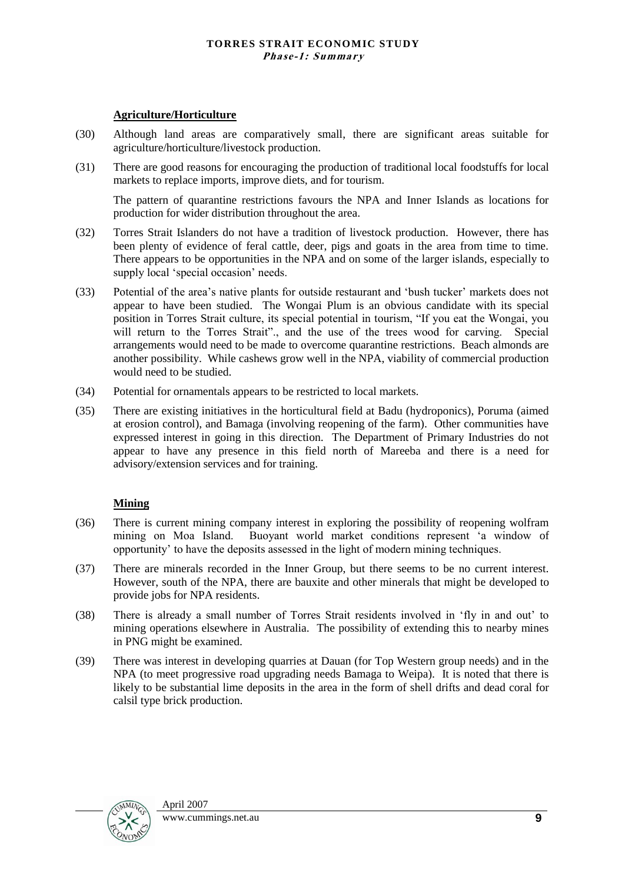### Agriculture/Horticulture

(30) Although land areas are comparatively small, there are significant areas suitable for agriculture/horticulture/livestock production.

(31) There are good reasons for encouraging the production of traditional local foodstuffs for local markets to replace imports, improve diets, and for tourism.

The pattern of quarantine restrictions favours the NPA and Inner Islands as locations for production for wider distribution throughout the area.

(32) Torres Strait Islanders do not have a tradition of livestock production. However, there has been plenty of evidence of feral cattle, deer, pigs and goats in the area from time to time. There appears to be opportunities in the NPA and on some of the larger islands, especially to supply local 'special occasion' needs.

(33) Potential of the area's native plants for outside restaurant and 'bush tucker' markets does not appear to have been studied. The Wongai Plum is an obvious candidate with its special position in Torres Strait culture, its special potential in tourism, "If you eat the Wongai, you will return to the Torres Strait"., and the use of the trees wood for carving. Special arrangements would need to be made to overcome quarantine restrictions. Beach almonds are another possibility. While cashews grow well in the NPA, viability of commercial production would need to be studied.

(34) Potential for ornamentals appears to be restricted to local markets.

(35) There are existing initiatives in the horticultural field at Badu (hydroponics), Poruma (aimed at erosion control), and Bamaga (involving reopening of the farm). Other communities have expressed interest in going in this direction. The Department of Primary Industries do not appear to have any presence in this field north of Mareeba and there is a need for advisory/extension services and for training.

### Mining

(36) There is current mining company interest in exploring the possibility of reopening wolfram mining on Moa Island. Buoyant world market conditions represent 'a window of opportunity' to have the deposits assessed in the light of modern mining techniques.

(37) There are minerals recorded in the Inner Group, but there seems to be no current interest. However, south of the NPA, there are bauxite and other minerals that might be developed to provide jobs for NPA residents.

(38) There is already a small number of Torres Strait residents involved in 'fly in and out' to mining operations elsewhere in Australia. The possibility of extending this to nearby mines in PNG might be examined.

(39) There was interest in developing quarries at Dauan (for Top Western group needs) and in the NPA (to meet progressive road upgrading needs Bamaga to Weipa). It is noted that there is likely to be substantial lime deposits in the area in the form of shell drifts and dead coral for calsil type brick production.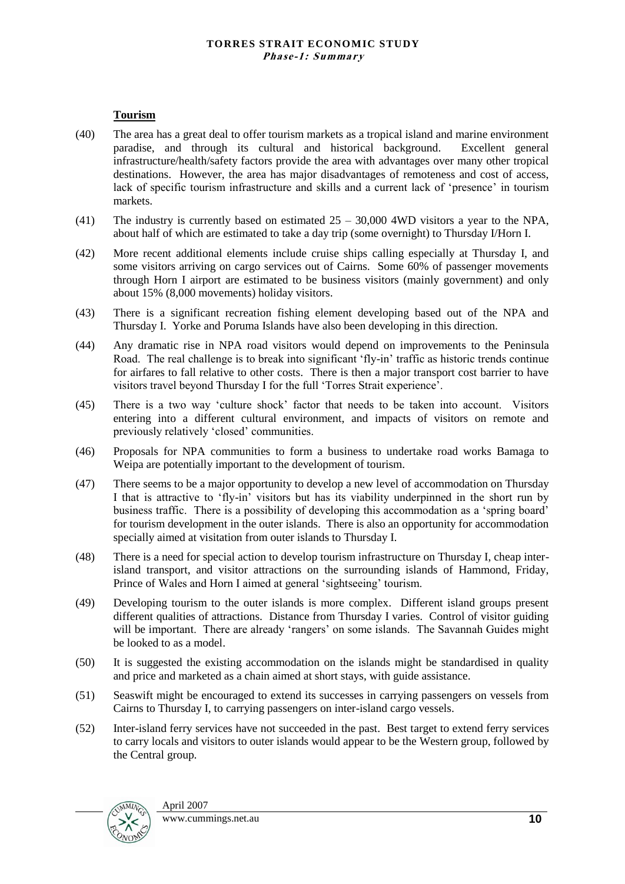**Tourism**

(40) The area has a great deal to offer tourism markets as a tropical island and marine environment paradise, and through its cultural and historical background. Excellent general infrastructure/health/safety factors provide the area with advantages over many other tropical destinations. However, the area has major disadvantages of remoteness and cost of access, lack of specific tourism infrastructure and skills and a current lack of 'presence' in tourism markets.

(41) The industry is currently based on estimated 25 – 30,000 4WD visitors a year to the NPA, about half of which are estimated to take a day trip (some overnight) to Thursday I/Horn I.

(42) More recent additional elements include cruise ships calling especially at Thursday I, and some visitors arriving on cargo services out of Cairns. Some 60% of passenger movements through Horn I airport are estimated to be business visitors (mainly government) and only about 15% (8,000 movements) holiday visitors.

(43) There is a significant recreation fishing element developing based out of the NPA and Thursday I. Yorke and Poruma Islands have also been developing in this direction.

(44) Any dramatic rise in NPA road visitors would depend on improvements to the Peninsula Road. The real challenge is to break into significant 'fly-in' traffic as historic trends continue for airfares to fall relative to other costs. There is then a major transport cost barrier to have visitors travel beyond Thursday I for the full 'Torres Strait experience'.

(45) There is a two way 'culture shock' factor that needs to be taken into account. Visitors entering into a different cultural environment, and impacts of visitors on remote and previously relatively 'closed' communities.

(46) Proposals for NPA communities to form a business to undertake road works Bamaga to Weipa are potentially important to the development of tourism.

(47) There seems to be a major opportunity to develop a new level of accommodation on Thursday I that is attractive to 'fly-in' visitors but has its viability underpinned in the short run by business traffic. There is a possibility of developing this accommodation as a 'spring board' for tourism development in the outer islands. There is also an opportunity for accommodation specially aimed at visitation from outer islands to Thursday I.

(48) There is a need for special action to develop tourism infrastructure on Thursday I, cheap inter-island transport, and visitor attractions on the surrounding islands of Hammond, Friday, Prince of Wales and Horn I aimed at general 'sightseeing' tourism.

(49) Developing tourism to the outer islands is more complex. Different island groups present different qualities of attractions. Distance from Thursday I varies. Control of visitor guiding will be important. There are already 'rangers' on some islands. The Savannah Guides might be looked to as a model.

(50) It is suggested the existing accommodation on the islands might be standardised in quality and price and marketed as a chain aimed at short stays, with guide assistance.

(51) Seaswift might be encouraged to extend its successes in carrying passengers on vessels from Cairns to Thursday I, to carrying passengers on inter-island cargo vessels.

(52) Inter-island ferry services have not succeeded in the past. Best target to extend ferry services to carry locals and visitors to outer islands would appear to be the Western group, followed by the Central group.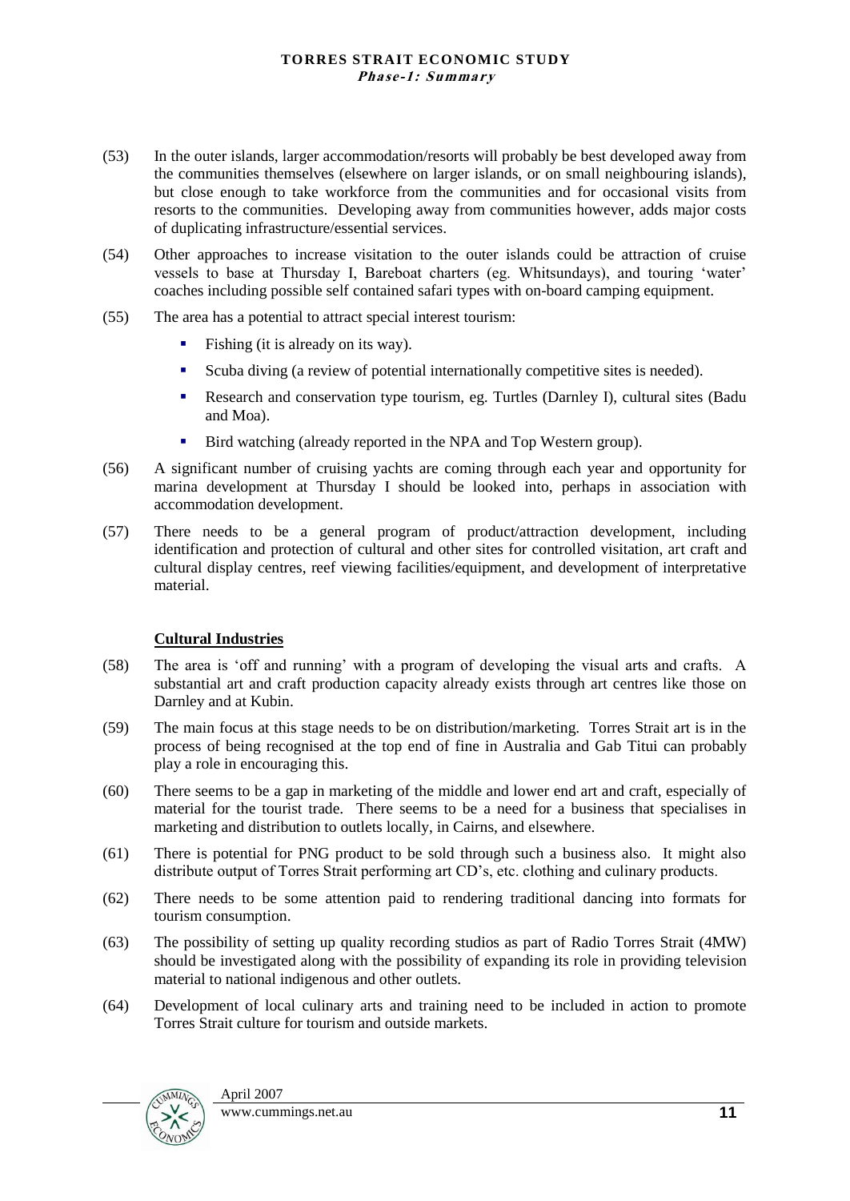(53) In the outer islands, larger accommodation/resorts will probably be best developed away from the communities themselves (elsewhere on larger islands, or on small neighbouring islands), but close enough to take workforce from the communities and for occasional visits from resorts to the communities. Developing away from communities however, adds major costs of duplicating infrastructure/essential services.

(54) Other approaches to increase visitation to the outer islands could be attraction of cruise vessels to base at Thursday I, Bareboat charters (eg. Whitsundays), and touring 'water' coaches including possible self contained safari types with on-board camping equipment.

(55) The area has a potential to attract special interest tourism:

- Fishing (it is already on its way).
- Scuba diving (a review of potential internationally competitive sites is needed).
- Research and conservation type tourism, eg. Turtles (Darnley I), cultural sites (Badu and Moa).
- Bird watching (already reported in the NPA and Top Western group).

(56) A significant number of cruising yachts are coming through each year and opportunity for marina development at Thursday I should be looked into, perhaps in association with accommodation development.

(57) There needs to be a general program of product/attraction development, including identification and protection of cultural and other sites for controlled visitation, art craft and cultural display centres, reef viewing facilities/equipment, and development of interpretative material.

**Cultural Industries**

(58) The area is 'off and running' with a program of developing the visual arts and crafts. A substantial art and craft production capacity already exists through art centres like those on Darnley and at Kubin.

(59) The main focus at this stage needs to be on distribution/marketing. Torres Strait art is in the process of being recognised at the top end of fine in Australia and Gab Titui can probably play a role in encouraging this.

(60) There seems to be a gap in marketing of the middle and lower end art and craft, especially of material for the tourist trade. There seems to be a need for a business that specialises in marketing and distribution to outlets locally, in Cairns, and elsewhere.

(61) There is potential for PNG product to be sold through such a business also. It might also distribute output of Torres Strait performing art CD's, etc. clothing and culinary products.

(62) There needs to be some attention paid to rendering traditional dancing into formats for tourism consumption.

(63) The possibility of setting up quality recording studios as part of Radio Torres Strait (4MW) should be investigated along with the possibility of expanding its role in providing television material to national indigenous and other outlets.

(64) Development of local culinary arts and training need to be included in action to promote Torres Strait culture for tourism and outside markets.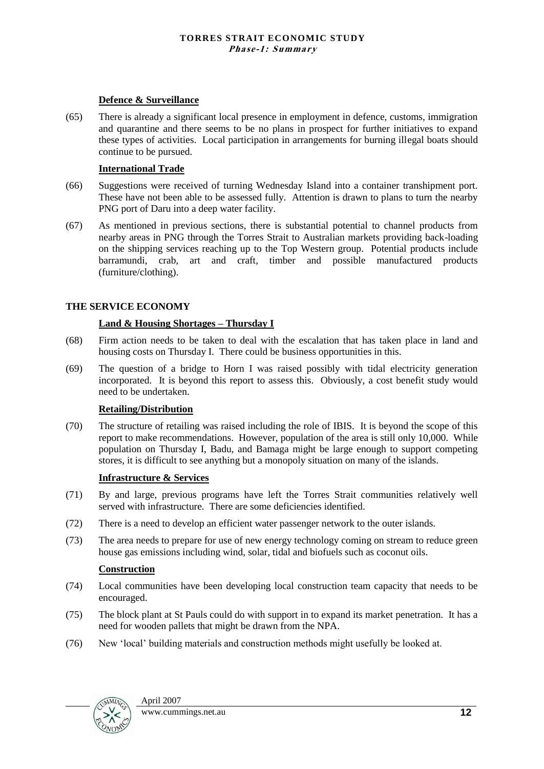**Defence & Surveillance**

(65) There is already a significant local presence in employment in defence, customs, immigration and quarantine and there seems to be no plans in prospect for further initiatives to expand these types of activities. Local participation in arrangements for burning illegal boats should continue to be pursued.

**International Trade**

(66) Suggestions were received of turning Wednesday Island into a container transhipment port. These have not been able to be assessed fully. Attention is drawn to plans to turn the nearby PNG port of Daru into a deep water facility.

(67) As mentioned in previous sections, there is substantial potential to channel products from nearby areas in PNG through the Torres Strait to Australian markets providing back-loading on the shipping services reaching up to the Top Western group. Potential products include barramundi, crab, art and craft, timber and possible manufactured products (furniture/clothing).

## THE SERVICE ECONOMY

**Land & Housing Shortages – Thursday I**

(68) Firm action needs to be taken to deal with the escalation that has taken place in land and housing costs on Thursday I. There could be business opportunities in this.

(69) The question of a bridge to Horn I was raised possibly with tidal electricity generation incorporated. It is beyond this report to assess this. Obviously, a cost benefit study would need to be undertaken.

**Retailing/Distribution**

(70) The structure of retailing was raised including the role of IBIS. It is beyond the scope of this report to make recommendations. However, population of the area is still only 10,000. While population on Thursday I, Badu, and Bamaga might be large enough to support competing stores, it is difficult to see anything but a monopoly situation on many of the islands.

**Infrastructure & Services**

(71) By and large, previous programs have left the Torres Strait communities relatively well served with infrastructure. There are some deficiencies identified.

(72) There is a need to develop an efficient water passenger network to the outer islands.

(73) The area needs to prepare for use of new energy technology coming on stream to reduce green house gas emissions including wind, solar, tidal and biofuels such as coconut oils.

**Construction**

(74) Local communities have been developing local construction team capacity that needs to be encouraged.

(75) The block plant at St Pauls could do with support in to expand its market penetration. It has a need for wooden pallets that might be drawn from the NPA.

(76) New 'local' building materials and construction methods might usefully be looked at.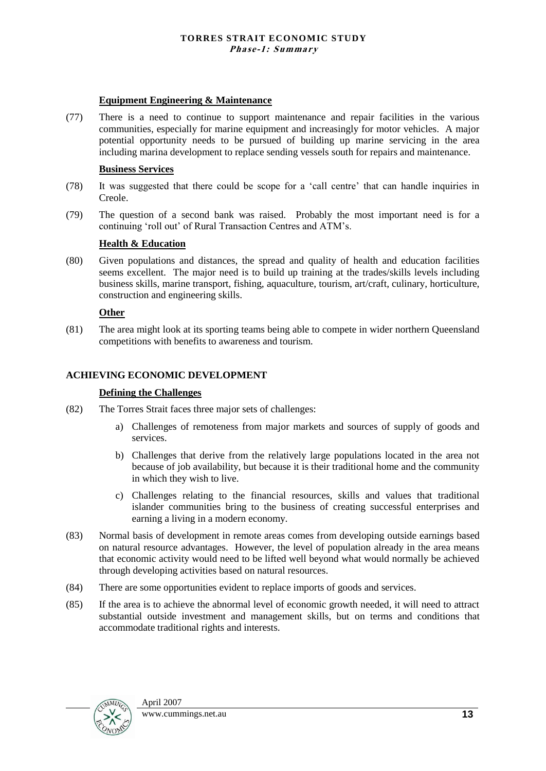### Equipment Engineering & Maintenance

(77) There is a need to continue to support maintenance and repair facilities in the various communities, especially for marine equipment and increasingly for motor vehicles. A major potential opportunity needs to be pursued of building up marine servicing in the area including marina development to replace sending vessels south for repairs and maintenance.

### Business Services

(78) It was suggested that there could be scope for a 'call centre' that can handle inquiries in Creole.

(79) The question of a second bank was raised. Probably the most important need is for a continuing 'roll out' of Rural Transaction Centres and ATM's.

### Health & Education

(80) Given populations and distances, the spread and quality of health and education facilities seems excellent. The major need is to build up training at the trades/skills levels including business skills, marine transport, fishing, aquaculture, tourism, art/craft, culinary, horticulture, construction and engineering skills.

### Other

(81) The area might look at its sporting teams being able to compete in wider northern Queensland competitions with benefits to awareness and tourism.

## ACHIEVING ECONOMIC DEVELOPMENT

### Defining the Challenges

(82) The Torres Strait faces three major sets of challenges:

a) Challenges of remoteness from major markets and sources of supply of goods and services.

b) Challenges that derive from the relatively large populations located in the area not because of job availability, but because it is their traditional home and the community in which they wish to live.

c) Challenges relating to the financial resources, skills and values that traditional islander communities bring to the business of creating successful enterprises and earning a living in a modern economy.

(83) Normal basis of development in remote areas comes from developing outside earnings based on natural resource advantages. However, the level of population already in the area means that economic activity would need to be lifted well beyond what would normally be achieved through developing activities based on natural resources.

(84) There are some opportunities evident to replace imports of goods and services.

(85) If the area is to achieve the abnormal level of economic growth needed, it will need to attract substantial outside investment and management skills, but on terms and conditions that accommodate traditional rights and interests.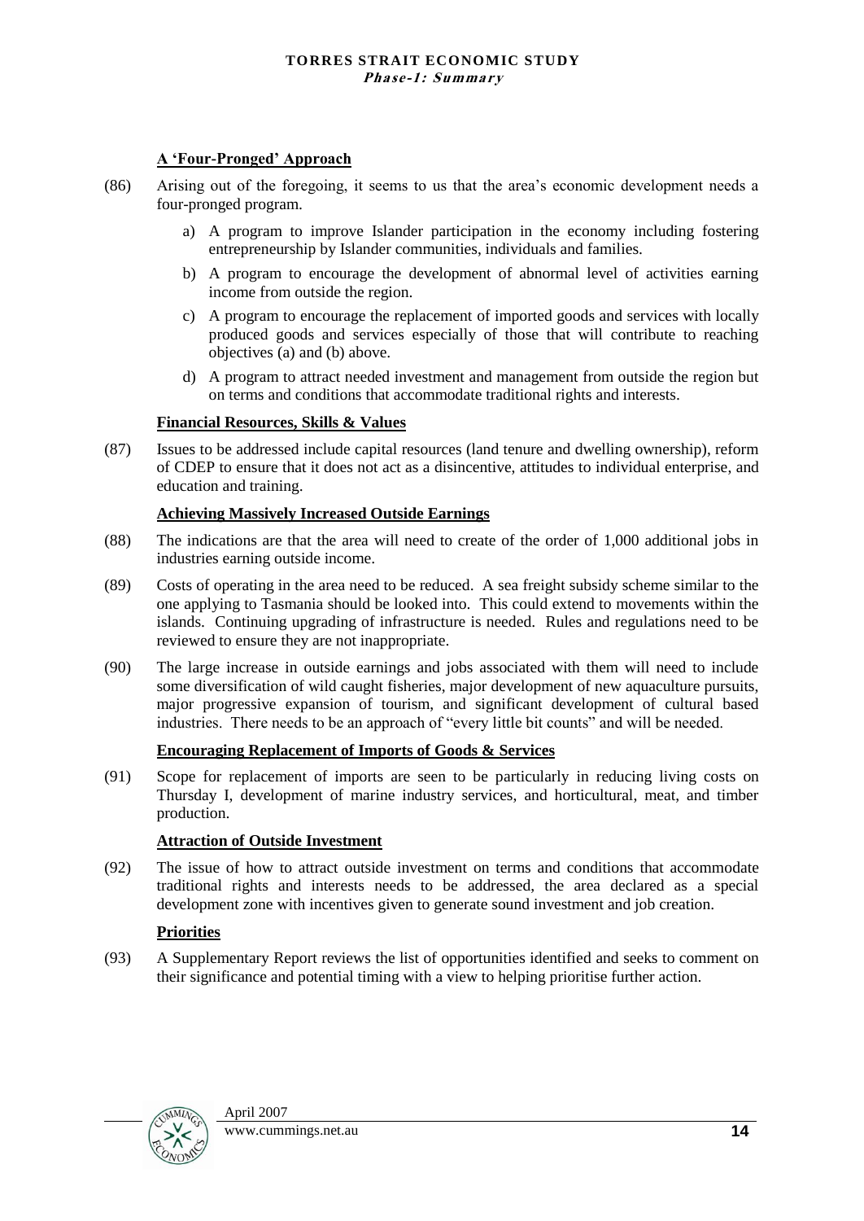### A 'Four-Pronged' Approach

(86) Arising out of the foregoing, it seems to us that the area's economic development needs a four-pronged program.

a) A program to improve Islander participation in the economy including fostering entrepreneurship by Islander communities, individuals and families.

b) A program to encourage the development of abnormal level of activities earning income from outside the region.

c) A program to encourage the replacement of imported goods and services with locally produced goods and services especially of those that will contribute to reaching objectives (a) and (b) above.

d) A program to attract needed investment and management from outside the region but on terms and conditions that accommodate traditional rights and interests.

### Financial Resources, Skills & Values

(87) Issues to be addressed include capital resources (land tenure and dwelling ownership), reform of CDEP to ensure that it does not act as a disincentive, attitudes to individual enterprise, and education and training.

### Achieving Massively Increased Outside Earnings

(88) The indications are that the area will need to create of the order of 1,000 additional jobs in industries earning outside income.

(89) Costs of operating in the area need to be reduced. A sea freight subsidy scheme similar to the one applying to Tasmania should be looked into. This could extend to movements within the islands. Continuing upgrading of infrastructure is needed. Rules and regulations need to be reviewed to ensure they are not inappropriate.

(90) The large increase in outside earnings and jobs associated with them will need to include some diversification of wild caught fisheries, major development of new aquaculture pursuits, major progressive expansion of tourism, and significant development of cultural based industries. There needs to be an approach of "every little bit counts" and will be needed.

### Encouraging Replacement of Imports of Goods & Services

(91) Scope for replacement of imports are seen to be particularly in reducing living costs on Thursday I, development of marine industry services, and horticultural, meat, and timber production.

### Attraction of Outside Investment

(92) The issue of how to attract outside investment on terms and conditions that accommodate traditional rights and interests needs to be addressed, the area declared as a special development zone with incentives given to generate sound investment and job creation.

### Priorities

(93) A Supplementary Report reviews the list of opportunities identified and seeks to comment on their significance and potential timing with a view to helping prioritise further action.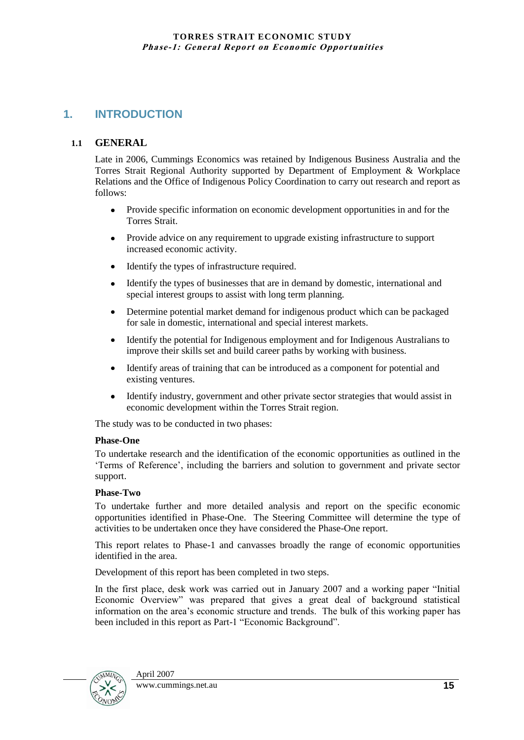# 1. INTRODUCTION

## 1.1 GENERAL

Late in 2006, Cummings Economics was retained by Indigenous Business Australia and the Torres Strait Regional Authority supported by Department of Employment & Workplace Relations and the Office of Indigenous Policy Coordination to carry out research and report as follows:

- Provide specific information on economic development opportunities in and for the Torres Strait.
- Provide advice on any requirement to upgrade existing infrastructure to support increased economic activity.
- Identify the types of infrastructure required.
- Identify the types of businesses that are in demand by domestic, international and special interest groups to assist with long term planning.
- Determine potential market demand for indigenous product which can be packaged for sale in domestic, international and special interest markets.
- Identify the potential for Indigenous employment and for Indigenous Australians to improve their skills set and build career paths by working with business.
- Identify areas of training that can be introduced as a component for potential and existing ventures.
- Identify industry, government and other private sector strategies that would assist in economic development within the Torres Strait region.

The study was to be conducted in two phases:

**Phase-One**

To undertake research and the identification of the economic opportunities as outlined in the 'Terms of Reference', including the barriers and solution to government and private sector support.

**Phase-Two**

To undertake further and more detailed analysis and report on the specific economic opportunities identified in Phase-One. The Steering Committee will determine the type of activities to be undertaken once they have considered the Phase-One report.

This report relates to Phase-1 and canvasses broadly the range of economic opportunities identified in the area.

Development of this report has been completed in two steps.

In the first place, desk work was carried out in January 2007 and a working paper "Initial Economic Overview" was prepared that gives a great deal of background statistical information on the area's economic structure and trends. The bulk of this working paper has been included in this report as Part-1 "Economic Background".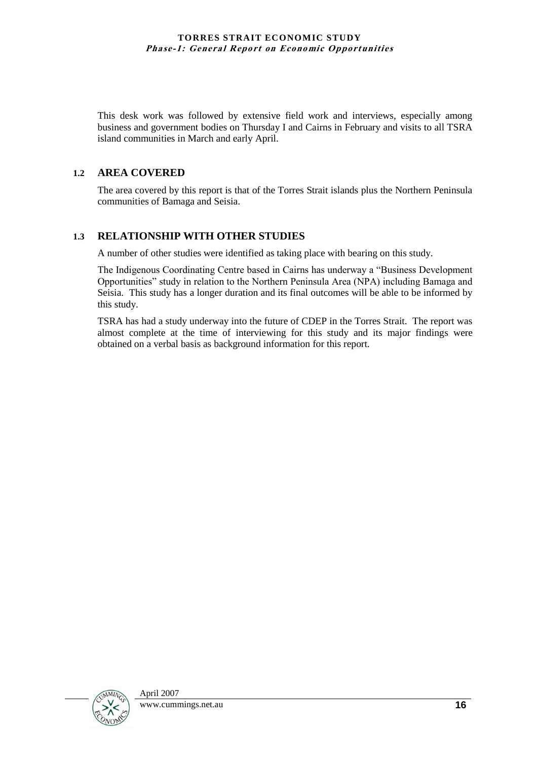This desk work was followed by extensive field work and interviews, especially among business and government bodies on Thursday I and Cairns in February and visits to all TSRA island communities in March and early April.

## 1.2 AREA COVERED

The area covered by this report is that of the Torres Strait islands plus the Northern Peninsula communities of Bamaga and Seisia.

## 1.3 RELATIONSHIP WITH OTHER STUDIES

A number of other studies were identified as taking place with bearing on this study.

The Indigenous Coordinating Centre based in Cairns has underway a "Business Development Opportunities" study in relation to the Northern Peninsula Area (NPA) including Bamaga and Seisia. This study has a longer duration and its final outcomes will be able to be informed by this study.

TSRA has had a study underway into the future of CDEP in the Torres Strait. The report was almost complete at the time of interviewing for this study and its major findings were obtained on a verbal basis as background information for this report.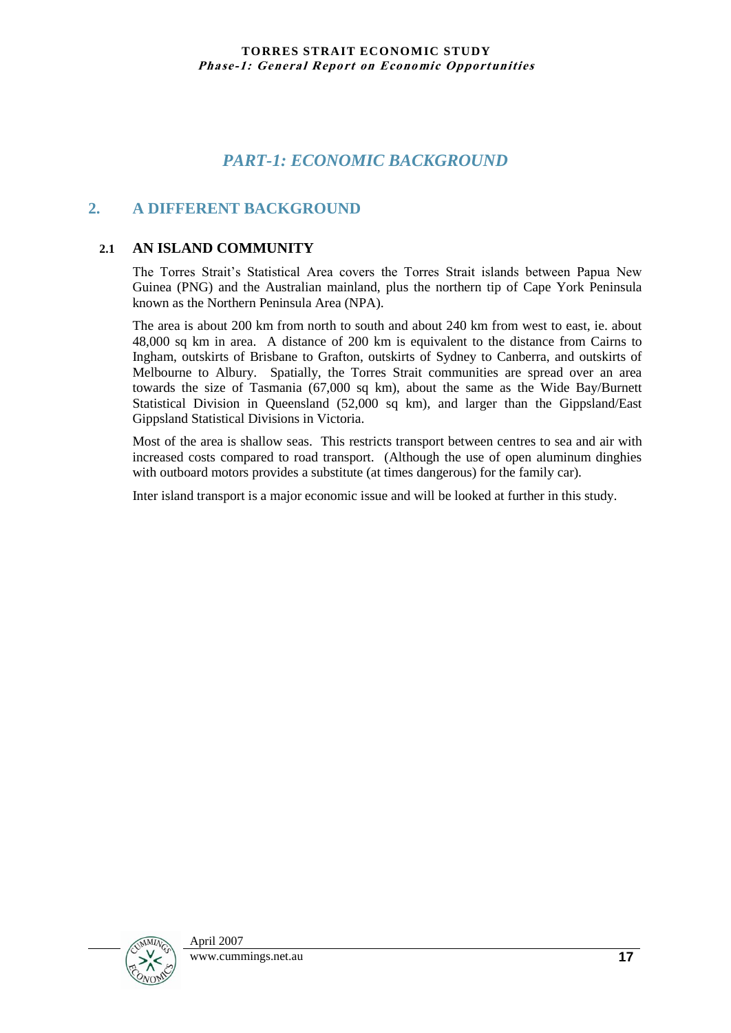# PART-1: ECONOMIC BACKGROUND

## 2. A DIFFERENT BACKGROUND

### 2.1 AN ISLAND COMMUNITY

The Torres Strait's Statistical Area covers the Torres Strait islands between Papua New Guinea (PNG) and the Australian mainland, plus the northern tip of Cape York Peninsula known as the Northern Peninsula Area (NPA).

The area is about 200 km from north to south and about 240 km from west to east, ie. about 48,000 sq km in area. A distance of 200 km is equivalent to the distance from Cairns to Ingham, outskirts of Brisbane to Grafton, outskirts of Sydney to Canberra, and outskirts of Melbourne to Albury. Spatially, the Torres Strait communities are spread over an area towards the size of Tasmania (67,000 sq km), about the same as the Wide Bay/Burnett Statistical Division in Queensland (52,000 sq km), and larger than the Gippsland/East Gippsland Statistical Divisions in Victoria.

Most of the area is shallow seas. This restricts transport between centres to sea and air with increased costs compared to road transport. (Although the use of open aluminum dinghies with outboard motors provides a substitute (at times dangerous) for the family car).

Inter island transport is a major economic issue and will be looked at further in this study.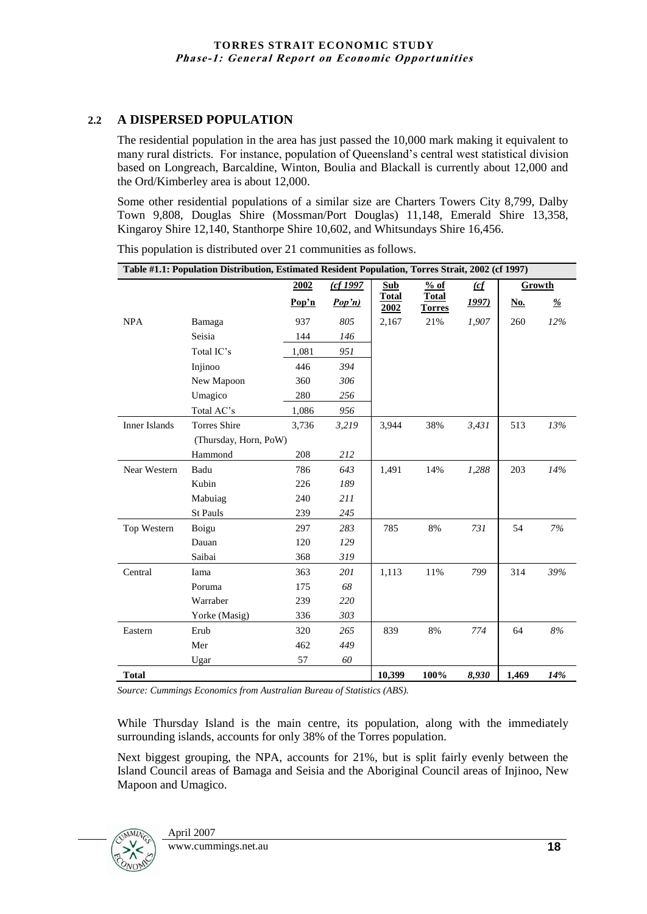## 2.2 A DISPERSED POPULATION

The residential population in the area has just passed the 10,000 mark making it equivalent to many rural districts. For instance, population of Queensland's central west statistical division based on Longreach, Barcaldine, Winton, Boulia and Blackall is currently about 12,000 and the Ord/Kimberley area is about 12,000.

Some other residential populations of a similar size are Charters Towers City 8,799, Dalby Town 9,808, Douglas Shire (Mossman/Port Douglas) 11,148, Emerald Shire 13,358, Kingaroy Shire 12,140, Stanthorpe Shire 10,602, and Whitsundays Shire 16,456.

This population is distributed over 21 communities as follows.

**Table #1.1: Population Distribution, Estimated Resident Population, Torres Strait, 2002 (cf 1997)**

| | | 2002 Pop'n | *(cf 1997 Pop'n)* | Sub Total 2002 | % of Total Torres | *(cf 1997)* | Growth No. | Growth *%* |
|---|---|---|---|---|---|---|---|---|
| NPA | Bamaga | 937 | *805* | 2,167 | 21% | *1,907* | 260 | *12%* |
| | Seisia | 144 | *146* | | | | | |
| | Total IC's | 1,081 | *951* | | | | | |
| | Injinoo | 446 | *394* | | | | | |
| | New Mapoon | 360 | *306* | | | | | |
| | Umagico | 280 | *256* | | | | | |
| | Total AC's | 1,086 | *956* | | | | | |
| Inner Islands | Torres Shire (Thursday, Horn, PoW) | 3,736 | *3,219* | 3,944 | 38% | *3,431* | 513 | *13%* |
| | Hammond | 208 | *212* | | | | | |
| Near Western | Badu | 786 | *643* | 1,491 | 14% | *1,288* | 203 | *14%* |
| | Kubin | 226 | *189* | | | | | |
| | Mabuiag | 240 | *211* | | | | | |
| | St Pauls | 239 | *245* | | | | | |
| Top Western | Boigu | 297 | *283* | 785 | 8% | *731* | 54 | *7%* |
| | Dauan | 120 | *129* | | | | | |
| | Saibai | 368 | *319* | | | | | |
| Central | Iama | 363 | *201* | 1,113 | 11% | *799* | 314 | *39%* |
| | Poruma | 175 | *68* | | | | | |
| | Warraber | 239 | *220* | | | | | |
| | Yorke (Masig) | 336 | *303* | | | | | |
| Eastern | Erub | 320 | *265* | 839 | 8% | *774* | 64 | *8%* |
| | Mer | 462 | *449* | | | | | |
| | Ugar | 57 | *60* | | | | | |
| **Total** | | | | **10,399** | **100%** | ***8,930*** | **1,469** | ***14%*** |

*Source: Cummings Economics from Australian Bureau of Statistics (ABS).*

While Thursday Island is the main centre, its population, along with the immediately surrounding islands, accounts for only 38% of the Torres population.

Next biggest grouping, the NPA, accounts for 21%, but is split fairly evenly between the Island Council areas of Bamaga and Seisia and the Aboriginal Council areas of Injinoo, New Mapoon and Umagico.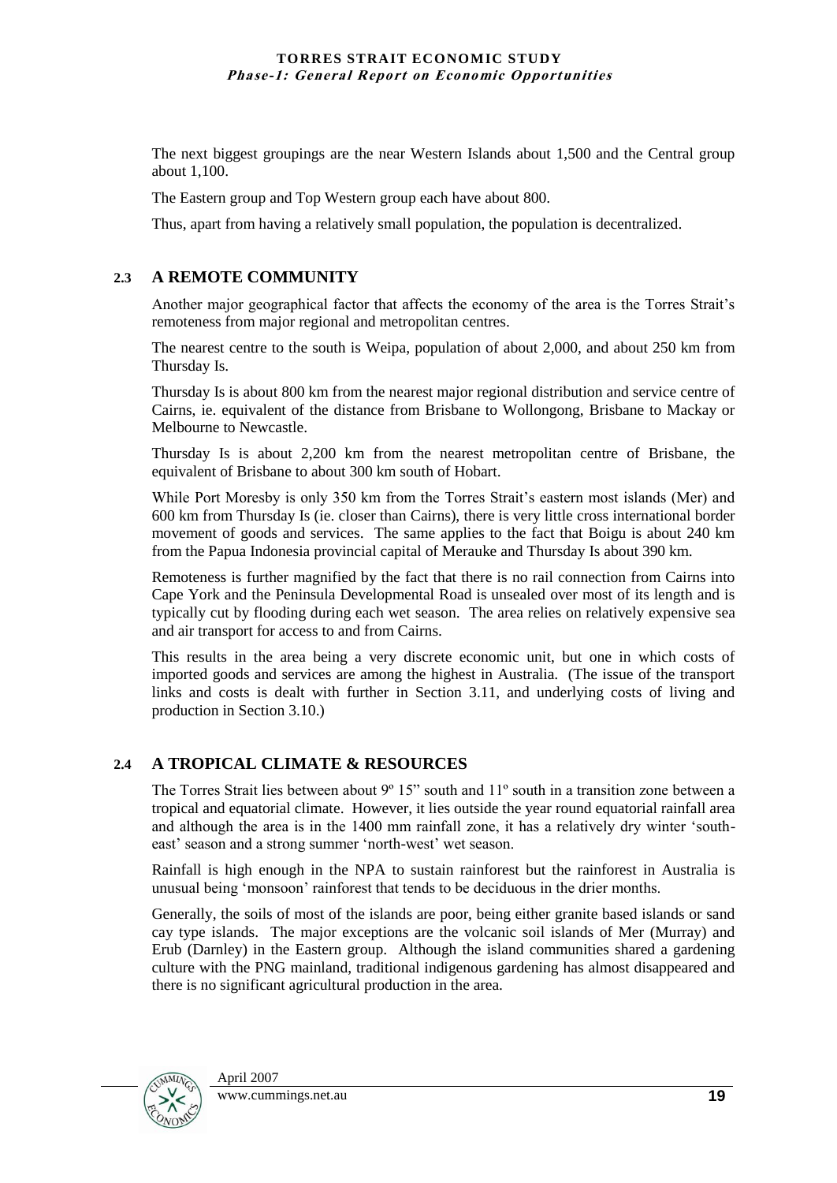The next biggest groupings are the near Western Islands about 1,500 and the Central group about 1,100.

The Eastern group and Top Western group each have about 800.

Thus, apart from having a relatively small population, the population is decentralized.

## 2.3 A REMOTE COMMUNITY

Another major geographical factor that affects the economy of the area is the Torres Strait's remoteness from major regional and metropolitan centres.

The nearest centre to the south is Weipa, population of about 2,000, and about 250 km from Thursday Is.

Thursday Is is about 800 km from the nearest major regional distribution and service centre of Cairns, ie. equivalent of the distance from Brisbane to Wollongong, Brisbane to Mackay or Melbourne to Newcastle.

Thursday Is is about 2,200 km from the nearest metropolitan centre of Brisbane, the equivalent of Brisbane to about 300 km south of Hobart.

While Port Moresby is only 350 km from the Torres Strait's eastern most islands (Mer) and 600 km from Thursday Is (ie. closer than Cairns), there is very little cross international border movement of goods and services. The same applies to the fact that Boigu is about 240 km from the Papua Indonesia provincial capital of Merauke and Thursday Is about 390 km.

Remoteness is further magnified by the fact that there is no rail connection from Cairns into Cape York and the Peninsula Developmental Road is unsealed over most of its length and is typically cut by flooding during each wet season. The area relies on relatively expensive sea and air transport for access to and from Cairns.

This results in the area being a very discrete economic unit, but one in which costs of imported goods and services are among the highest in Australia. (The issue of the transport links and costs is dealt with further in Section 3.11, and underlying costs of living and production in Section 3.10.)

## 2.4 A TROPICAL CLIMATE & RESOURCES

The Torres Strait lies between about 9º 15" south and 11º south in a transition zone between a tropical and equatorial climate. However, it lies outside the year round equatorial rainfall area and although the area is in the 1400 mm rainfall zone, it has a relatively dry winter 'south-east' season and a strong summer 'north-west' wet season.

Rainfall is high enough in the NPA to sustain rainforest but the rainforest in Australia is unusual being 'monsoon' rainforest that tends to be deciduous in the drier months.

Generally, the soils of most of the islands are poor, being either granite based islands or sand cay type islands. The major exceptions are the volcanic soil islands of Mer (Murray) and Erub (Darnley) in the Eastern group. Although the island communities shared a gardening culture with the PNG mainland, traditional indigenous gardening has almost disappeared and there is no significant agricultural production in the area.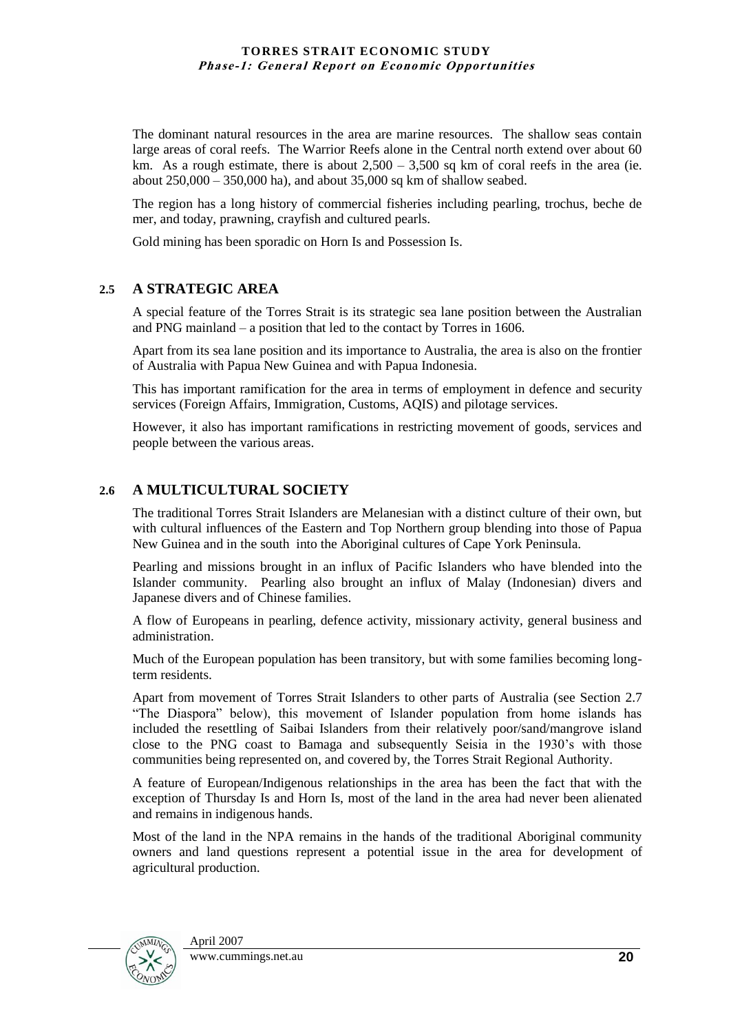The dominant natural resources in the area are marine resources. The shallow seas contain large areas of coral reefs. The Warrior Reefs alone in the Central north extend over about 60 km. As a rough estimate, there is about 2,500 – 3,500 sq km of coral reefs in the area (ie. about 250,000 – 350,000 ha), and about 35,000 sq km of shallow seabed.

The region has a long history of commercial fisheries including pearling, trochus, beche de mer, and today, prawning, crayfish and cultured pearls.

Gold mining has been sporadic on Horn Is and Possession Is.

## 2.5 A STRATEGIC AREA

A special feature of the Torres Strait is its strategic sea lane position between the Australian and PNG mainland – a position that led to the contact by Torres in 1606.

Apart from its sea lane position and its importance to Australia, the area is also on the frontier of Australia with Papua New Guinea and with Papua Indonesia.

This has important ramification for the area in terms of employment in defence and security services (Foreign Affairs, Immigration, Customs, AQIS) and pilotage services.

However, it also has important ramifications in restricting movement of goods, services and people between the various areas.

## 2.6 A MULTICULTURAL SOCIETY

The traditional Torres Strait Islanders are Melanesian with a distinct culture of their own, but with cultural influences of the Eastern and Top Northern group blending into those of Papua New Guinea and in the south into the Aboriginal cultures of Cape York Peninsula.

Pearling and missions brought in an influx of Pacific Islanders who have blended into the Islander community. Pearling also brought an influx of Malay (Indonesian) divers and Japanese divers and of Chinese families.

A flow of Europeans in pearling, defence activity, missionary activity, general business and administration.

Much of the European population has been transitory, but with some families becoming long-term residents.

Apart from movement of Torres Strait Islanders to other parts of Australia (see Section 2.7 "The Diaspora" below), this movement of Islander population from home islands has included the resettling of Saibai Islanders from their relatively poor/sand/mangrove island close to the PNG coast to Bamaga and subsequently Seisia in the 1930's with those communities being represented on, and covered by, the Torres Strait Regional Authority.

A feature of European/Indigenous relationships in the area has been the fact that with the exception of Thursday Is and Horn Is, most of the land in the area had never been alienated and remains in indigenous hands.

Most of the land in the NPA remains in the hands of the traditional Aboriginal community owners and land questions represent a potential issue in the area for development of agricultural production.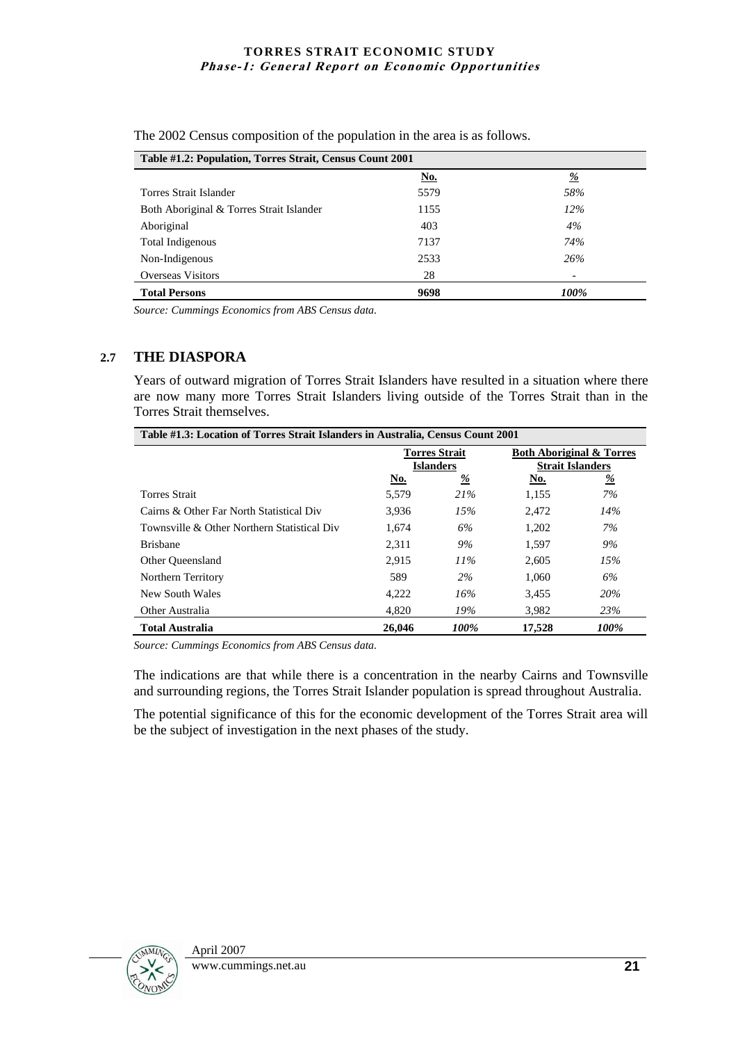The 2002 Census composition of the population in the area is as follows.

| Table #1.2: Population, Torres Strait, Census Count 2001 | | |
|---|---|---|
| | No. | % |
| Torres Strait Islander | 5579 | *58%* |
| Both Aboriginal & Torres Strait Islander | 1155 | *12%* |
| Aboriginal | 403 | *4%* |
| Total Indigenous | 7137 | *74%* |
| Non-Indigenous | 2533 | *26%* |
| Overseas Visitors | 28 | - |
| **Total Persons** | **9698** | ***100%*** |

*Source: Cummings Economics from ABS Census data.*

## 2.7 THE DIASPORA

Years of outward migration of Torres Strait Islanders have resulted in a situation where there are now many more Torres Strait Islanders living outside of the Torres Strait than in the Torres Strait themselves.

| Table #1.3: Location of Torres Strait Islanders in Australia, Census Count 2001 | | | | |
|---|---|---|---|---|
| | **Torres Strait Islanders** | | **Both Aboriginal & Torres Strait Islanders** | |
| | No. | % | No. | % |
| Torres Strait | 5,579 | *21%* | 1,155 | *7%* |
| Cairns & Other Far North Statistical Div | 3,936 | *15%* | 2,472 | *14%* |
| Townsville & Other Northern Statistical Div | 1,674 | *6%* | 1,202 | *7%* |
| Brisbane | 2,311 | *9%* | 1,597 | *9%* |
| Other Queensland | 2,915 | *11%* | 2,605 | *15%* |
| Northern Territory | 589 | *2%* | 1,060 | *6%* |
| New South Wales | 4,222 | *16%* | 3,455 | *20%* |
| Other Australia | 4,820 | *19%* | 3,982 | *23%* |
| **Total Australia** | **26,046** | ***100%*** | **17,528** | ***100%*** |

*Source: Cummings Economics from ABS Census data.*

The indications are that while there is a concentration in the nearby Cairns and Townsville and surrounding regions, the Torres Strait Islander population is spread throughout Australia.

The potential significance of this for the economic development of the Torres Strait area will be the subject of investigation in the next phases of the study.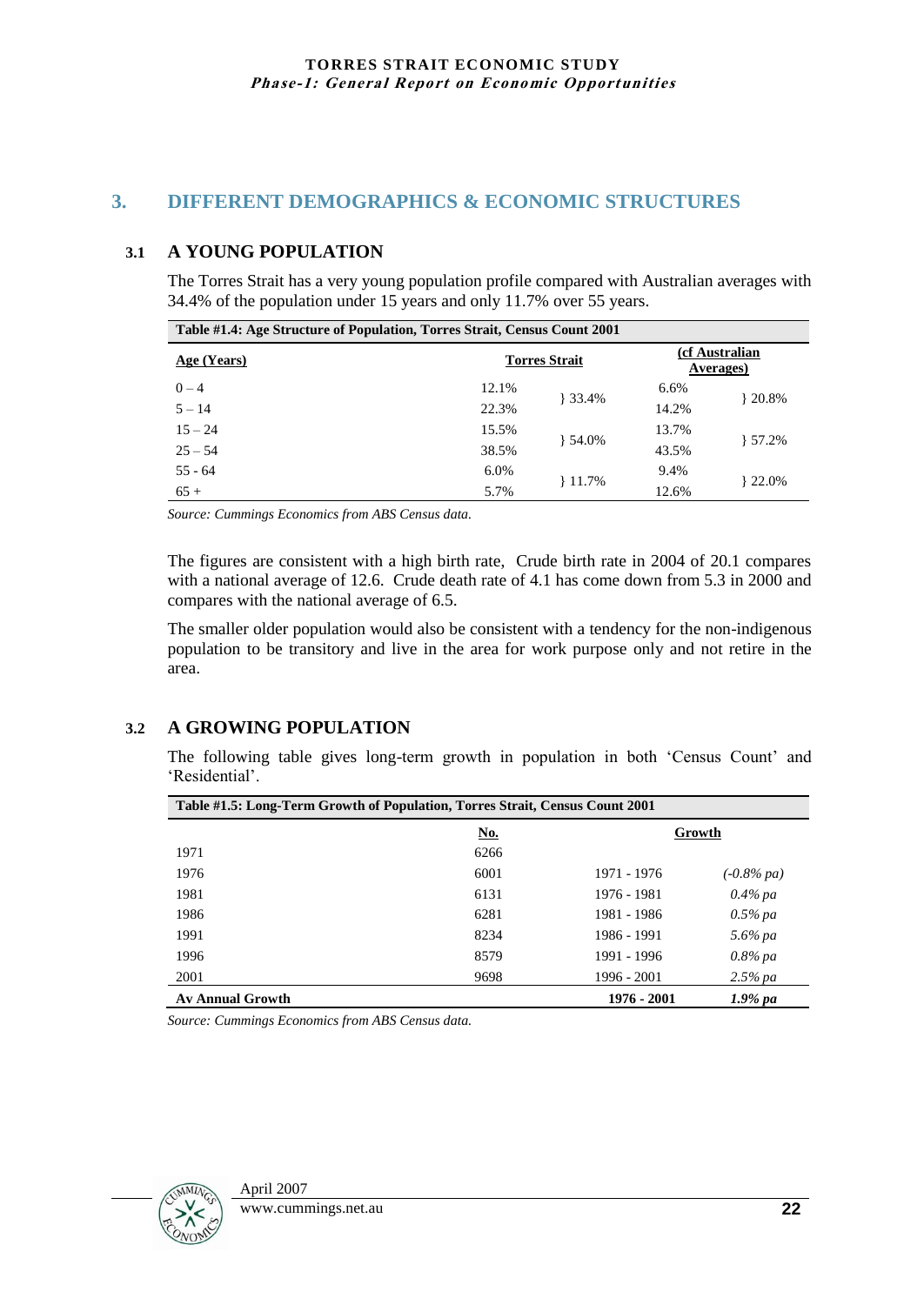## 3. DIFFERENT DEMOGRAPHICS & ECONOMIC STRUCTURES

### 3.1 A YOUNG POPULATION

The Torres Strait has a very young population profile compared with Australian averages with 34.4% of the population under 15 years and only 11.7% over 55 years.

**Table #1.4: Age Structure of Population, Torres Strait, Census Count 2001**

| Age (Years) | Torres Strait | | (cf Australian Averages) | |
|---|---|---|---|---|
| 0 – 4 | 12.1% | } 33.4% | 6.6% | } 20.8% |
| 5 – 14 | 22.3% | | 14.2% | |
| 15 – 24 | 15.5% | } 54.0% | 13.7% | } 57.2% |
| 25 – 54 | 38.5% | | 43.5% | |
| 55 - 64 | 6.0% | } 11.7% | 9.4% | } 22.0% |
| 65 + | 5.7% | | 12.6% | |

*Source: Cummings Economics from ABS Census data.*

The figures are consistent with a high birth rate, Crude birth rate in 2004 of 20.1 compares with a national average of 12.6. Crude death rate of 4.1 has come down from 5.3 in 2000 and compares with the national average of 6.5.

The smaller older population would also be consistent with a tendency for the non-indigenous population to be transitory and live in the area for work purpose only and not retire in the area.

### 3.2 A GROWING POPULATION

The following table gives long-term growth in population in both 'Census Count' and 'Residential'.

**Table #1.5: Long-Term Growth of Population, Torres Strait, Census Count 2001**

| | No. | Growth | |
|---|---|---|---|
| 1971 | 6266 | | |
| 1976 | 6001 | 1971 - 1976 | *(-0.8% pa)* |
| 1981 | 6131 | 1976 - 1981 | *0.4% pa* |
| 1986 | 6281 | 1981 - 1986 | *0.5% pa* |
| 1991 | 8234 | 1986 - 1991 | *5.6% pa* |
| 1996 | 8579 | 1991 - 1996 | *0.8% pa* |
| 2001 | 9698 | 1996 - 2001 | *2.5% pa* |
| **Av Annual Growth** | | **1976 - 2001** | ***1.9% pa*** |

*Source: Cummings Economics from ABS Census data.*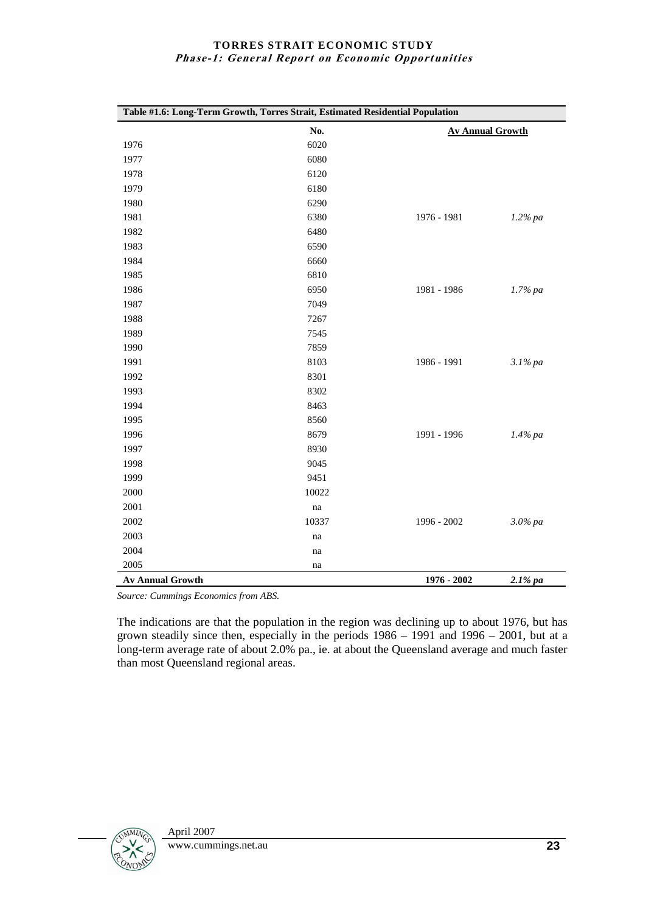**Table #1.6: Long-Term Growth, Torres Strait, Estimated Residential Population**

| | No. | Av Annual Growth | |
|---|---|---|---|
| 1976 | 6020 | | |
| 1977 | 6080 | | |
| 1978 | 6120 | | |
| 1979 | 6180 | | |
| 1980 | 6290 | | |
| 1981 | 6380 | 1976 - 1981 | *1.2% pa* |
| 1982 | 6480 | | |
| 1983 | 6590 | | |
| 1984 | 6660 | | |
| 1985 | 6810 | | |
| 1986 | 6950 | 1981 - 1986 | *1.7% pa* |
| 1987 | 7049 | | |
| 1988 | 7267 | | |
| 1989 | 7545 | | |
| 1990 | 7859 | | |
| 1991 | 8103 | 1986 - 1991 | *3.1% pa* |
| 1992 | 8301 | | |
| 1993 | 8302 | | |
| 1994 | 8463 | | |
| 1995 | 8560 | | |
| 1996 | 8679 | 1991 - 1996 | *1.4% pa* |
| 1997 | 8930 | | |
| 1998 | 9045 | | |
| 1999 | 9451 | | |
| 2000 | 10022 | | |
| 2001 | na | | |
| 2002 | 10337 | 1996 - 2002 | *3.0% pa* |
| 2003 | na | | |
| 2004 | na | | |
| 2005 | na | | |
| **Av Annual Growth** | | **1976 - 2002** | ***2.1% pa*** |

*Source: Cummings Economics from ABS.*

The indications are that the population in the region was declining up to about 1976, but has grown steadily since then, especially in the periods 1986 – 1991 and 1996 – 2001, but at a long-term average rate of about 2.0% pa., ie. at about the Queensland average and much faster than most Queensland regional areas.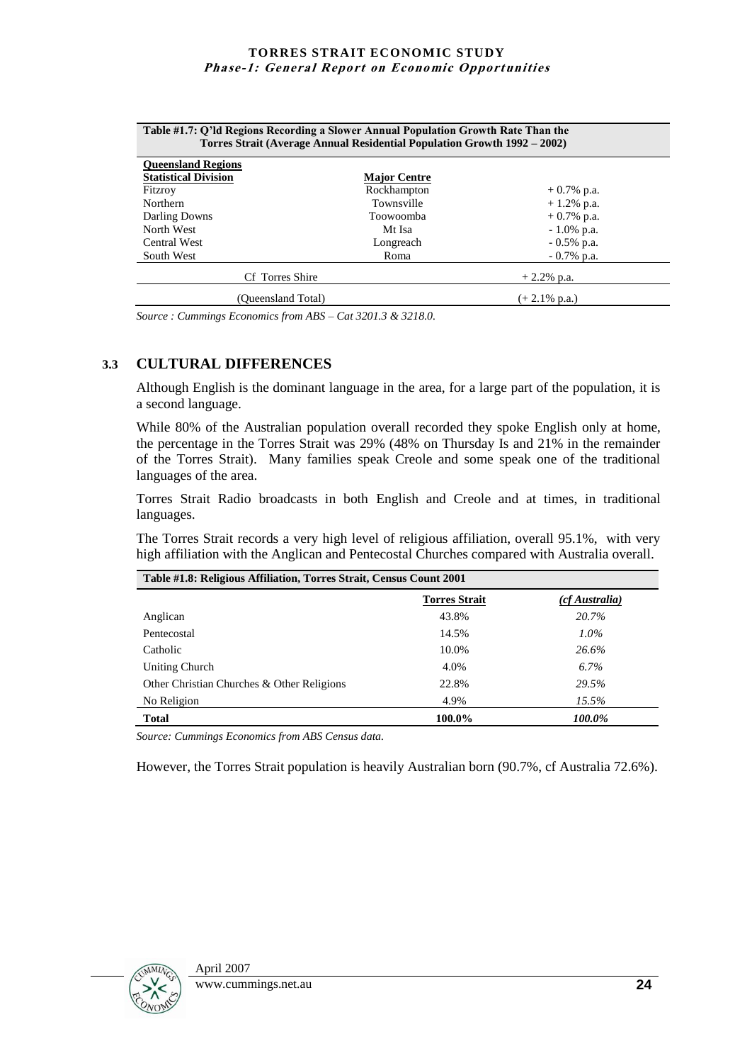**Table #1.7: Q'ld Regions Recording a Slower Annual Population Growth Rate Than the Torres Strait (Average Annual Residential Population Growth 1992 – 2002)**

| Queensland Regions Statistical Division | Major Centre | |
|---|---|---|
| Fitzroy | Rockhampton | + 0.7% p.a. |
| Northern | Townsville | + 1.2% p.a. |
| Darling Downs | Toowoomba | + 0.7% p.a. |
| North West | Mt Isa | - 1.0% p.a. |
| Central West | Longreach | - 0.5% p.a. |
| South West | Roma | - 0.7% p.a. |
| Cf Torres Shire | | + 2.2% p.a. |
| (Queensland Total) | | (+ 2.1% p.a.) |

*Source : Cummings Economics from ABS – Cat 3201.3 & 3218.0.*

## 3.3 CULTURAL DIFFERENCES

Although English is the dominant language in the area, for a large part of the population, it is a second language.

While 80% of the Australian population overall recorded they spoke English only at home, the percentage in the Torres Strait was 29% (48% on Thursday Is and 21% in the remainder of the Torres Strait). Many families speak Creole and some speak one of the traditional languages of the area.

Torres Strait Radio broadcasts in both English and Creole and at times, in traditional languages.

The Torres Strait records a very high level of religious affiliation, overall 95.1%, with very high affiliation with the Anglican and Pentecostal Churches compared with Australia overall.

**Table #1.8: Religious Affiliation, Torres Strait, Census Count 2001**

| | Torres Strait | *(cf Australia)* |
|---|---|---|
| Anglican | 43.8% | *20.7%* |
| Pentecostal | 14.5% | *1.0%* |
| Catholic | 10.0% | *26.6%* |
| Uniting Church | 4.0% | *6.7%* |
| Other Christian Churches & Other Religions | 22.8% | *29.5%* |
| No Religion | 4.9% | *15.5%* |
| **Total** | **100.0%** | ***100.0%*** |

*Source: Cummings Economics from ABS Census data.*

However, the Torres Strait population is heavily Australian born (90.7%, cf Australia 72.6%).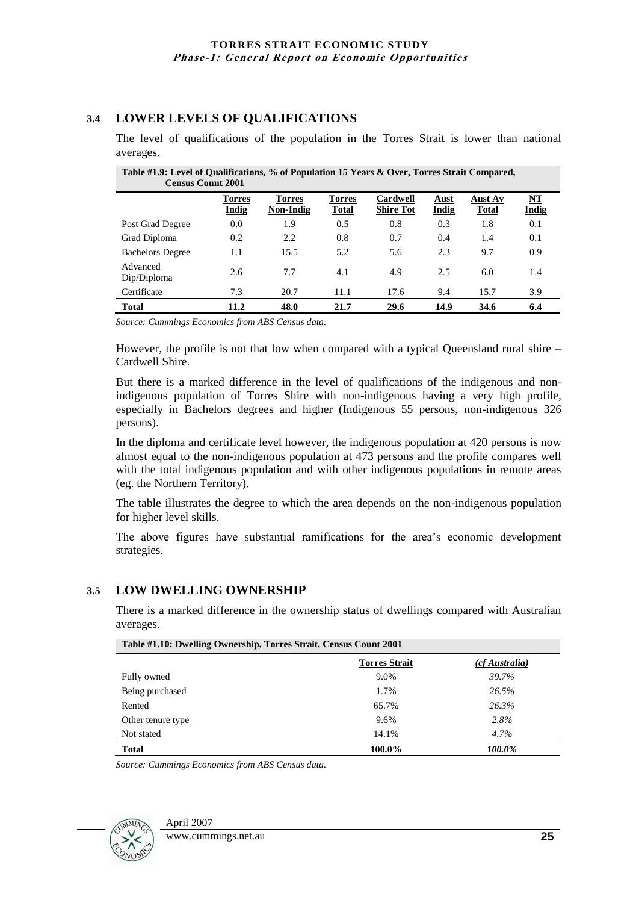## 3.4 LOWER LEVELS OF QUALIFICATIONS

The level of qualifications of the population in the Torres Strait is lower than national averages.

**Table #1.9: Level of Qualifications, % of Population 15 Years & Over, Torres Strait Compared, Census Count 2001**

| | Torres Indig | Torres Non-Indig | Torres Total | Cardwell Shire Tot | Aust Indig | Aust Av Total | NT Indig |
|---|---|---|---|---|---|---|---|
| Post Grad Degree | 0.0 | 1.9 | 0.5 | 0.8 | 0.3 | 1.8 | 0.1 |
| Grad Diploma | 0.2 | 2.2 | 0.8 | 0.7 | 0.4 | 1.4 | 0.1 |
| Bachelors Degree | 1.1 | 15.5 | 5.2 | 5.6 | 2.3 | 9.7 | 0.9 |
| Advanced Dip/Diploma | 2.6 | 7.7 | 4.1 | 4.9 | 2.5 | 6.0 | 1.4 |
| Certificate | 7.3 | 20.7 | 11.1 | 17.6 | 9.4 | 15.7 | 3.9 |
| **Total** | **11.2** | **48.0** | **21.7** | **29.6** | **14.9** | **34.6** | **6.4** |

*Source: Cummings Economics from ABS Census data.*

However, the profile is not that low when compared with a typical Queensland rural shire – Cardwell Shire.

But there is a marked difference in the level of qualifications of the indigenous and non-indigenous population of Torres Shire with non-indigenous having a very high profile, especially in Bachelors degrees and higher (Indigenous 55 persons, non-indigenous 326 persons).

In the diploma and certificate level however, the indigenous population at 420 persons is now almost equal to the non-indigenous population at 473 persons and the profile compares well with the total indigenous population and with other indigenous populations in remote areas (eg. the Northern Territory).

The table illustrates the degree to which the area depends on the non-indigenous population for higher level skills.

The above figures have substantial ramifications for the area's economic development strategies.

## 3.5 LOW DWELLING OWNERSHIP

There is a marked difference in the ownership status of dwellings compared with Australian averages.

**Table #1.10: Dwelling Ownership, Torres Strait, Census Count 2001**

| | Torres Strait | *(cf Australia)* |
|---|---|---|
| Fully owned | 9.0% | *39.7%* |
| Being purchased | 1.7% | *26.5%* |
| Rented | 65.7% | *26.3%* |
| Other tenure type | 9.6% | *2.8%* |
| Not stated | 14.1% | *4.7%* |
| **Total** | **100.0%** | ***100.0%*** |

*Source: Cummings Economics from ABS Census data.*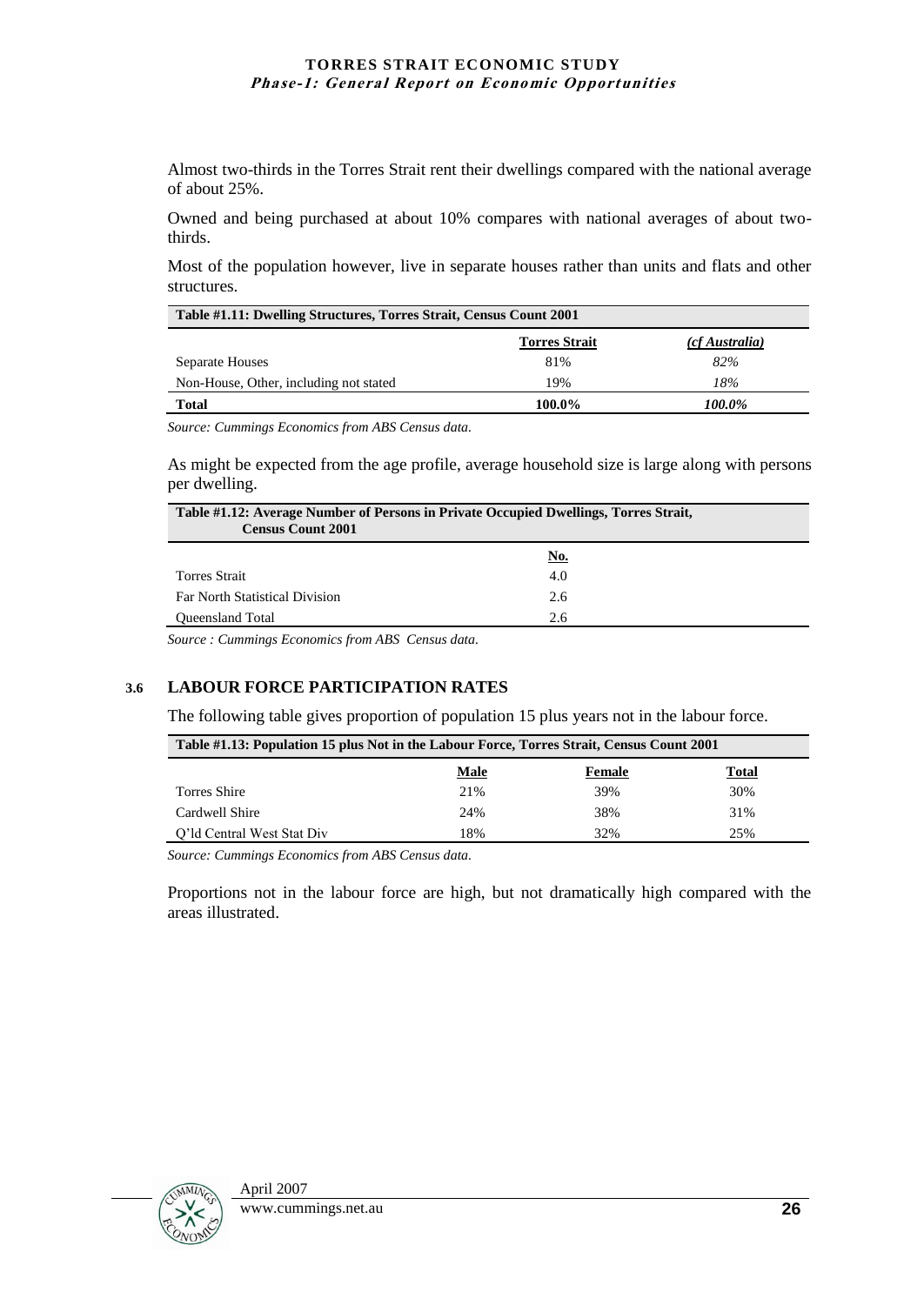Almost two-thirds in the Torres Strait rent their dwellings compared with the national average of about 25%.

Owned and being purchased at about 10% compares with national averages of about two-thirds.

Most of the population however, live in separate houses rather than units and flats and other structures.

**Table #1.11: Dwelling Structures, Torres Strait, Census Count 2001**

| | Torres Strait | *(cf Australia)* |
|---|---|---|
| Separate Houses | 81% | *82%* |
| Non-House, Other, including not stated | 19% | *18%* |
| **Total** | **100.0%** | ***100.0%*** |

*Source: Cummings Economics from ABS Census data.*

As might be expected from the age profile, average household size is large along with persons per dwelling.

**Table #1.12: Average Number of Persons in Private Occupied Dwellings, Torres Strait, Census Count 2001**

| | No. |
|---|---|
| Torres Strait | 4.0 |
| Far North Statistical Division | 2.6 |
| Queensland Total | 2.6 |

*Source : Cummings Economics from ABS Census data.*

## 3.6 LABOUR FORCE PARTICIPATION RATES

The following table gives proportion of population 15 plus years not in the labour force.

**Table #1.13: Population 15 plus Not in the Labour Force, Torres Strait, Census Count 2001**

| | Male | Female | Total |
|---|---|---|---|
| Torres Shire | 21% | 39% | 30% |
| Cardwell Shire | 24% | 38% | 31% |
| Q'ld Central West Stat Div | 18% | 32% | 25% |

*Source: Cummings Economics from ABS Census data.*

Proportions not in the labour force are high, but not dramatically high compared with the areas illustrated.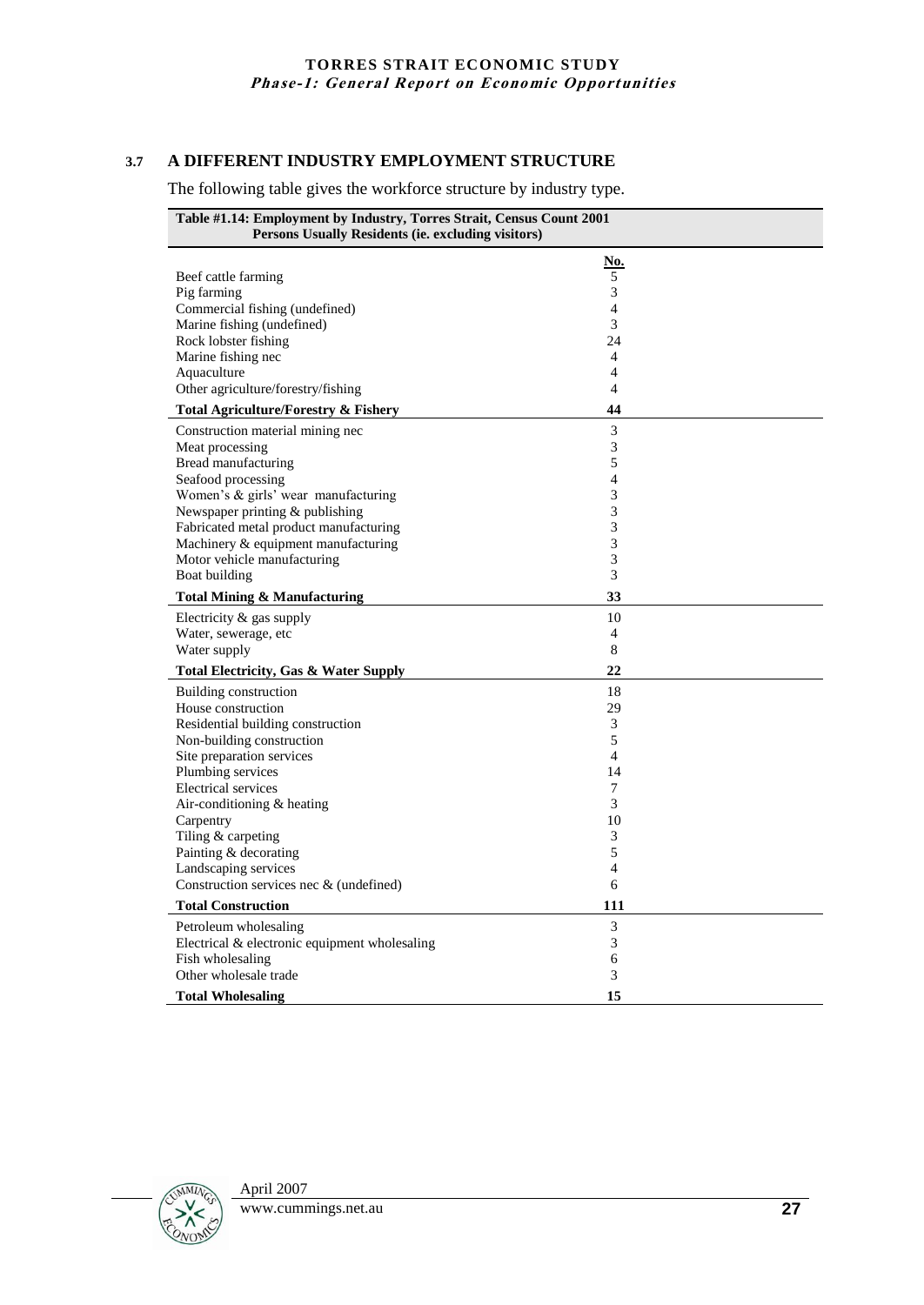## 3.7 A DIFFERENT INDUSTRY EMPLOYMENT STRUCTURE

The following table gives the workforce structure by industry type.

**Table #1.14: Employment by Industry, Torres Strait, Census Count 2001**
**Persons Usually Residents (ie. excluding visitors)**

| | No. |
|---|---|
| Beef cattle farming | 5 |
| Pig farming | 3 |
| Commercial fishing (undefined) | 4 |
| Marine fishing (undefined) | 3 |
| Rock lobster fishing | 24 |
| Marine fishing nec | 4 |
| Aquaculture | 4 |
| Other agriculture/forestry/fishing | 4 |
| **Total Agriculture/Forestry & Fishery** | **44** |
| Construction material mining nec | 3 |
| Meat processing | 3 |
| Bread manufacturing | 5 |
| Seafood processing | 4 |
| Women's & girls' wear manufacturing | 3 |
| Newspaper printing & publishing | 3 |
| Fabricated metal product manufacturing | 3 |
| Machinery & equipment manufacturing | 3 |
| Motor vehicle manufacturing | 3 |
| Boat building | 3 |
| **Total Mining & Manufacturing** | **33** |
| Electricity & gas supply | 10 |
| Water, sewerage, etc | 4 |
| Water supply | 8 |
| **Total Electricity, Gas & Water Supply** | **22** |
| Building construction | 18 |
| House construction | 29 |
| Residential building construction | 3 |
| Non-building construction | 5 |
| Site preparation services | 4 |
| Plumbing services | 14 |
| Electrical services | 7 |
| Air-conditioning & heating | 3 |
| Carpentry | 10 |
| Tiling & carpeting | 3 |
| Painting & decorating | 5 |
| Landscaping services | 4 |
| Construction services nec & (undefined) | 6 |
| **Total Construction** | **111** |
| Petroleum wholesaling | 3 |
| Electrical & electronic equipment wholesaling | 3 |
| Fish wholesaling | 6 |
| Other wholesale trade | 3 |
| **Total Wholesaling** | **15** |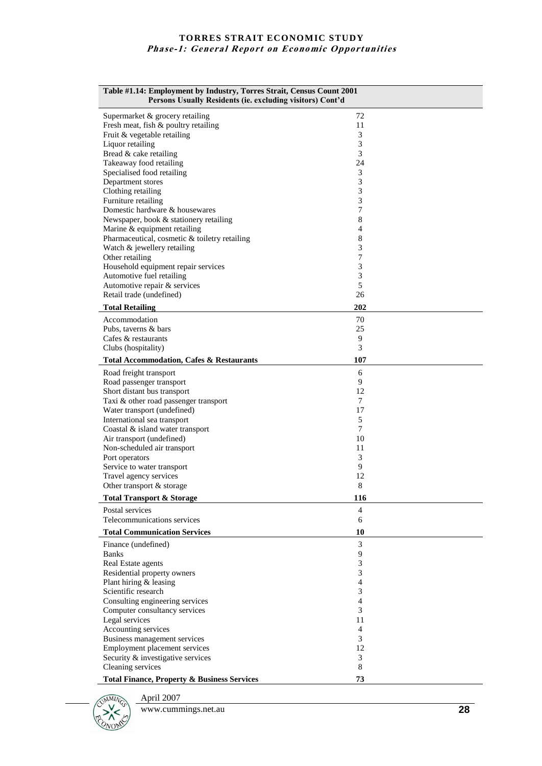| Table #1.14: Employment by Industry, Torres Strait, Census Count 2001 Persons Usually Residents (ie. excluding visitors) Cont'd | |
|---|---|
| Supermarket & grocery retailing | 72 |
| Fresh meat, fish & poultry retailing | 11 |
| Fruit & vegetable retailing | 3 |
| Liquor retailing | 3 |
| Bread & cake retailing | 3 |
| Takeaway food retailing | 24 |
| Specialised food retailing | 3 |
| Department stores | 3 |
| Clothing retailing | 3 |
| Furniture retailing | 3 |
| Domestic hardware & housewares | 7 |
| Newspaper, book & stationery retailing | 8 |
| Marine & equipment retailing | 4 |
| Pharmaceutical, cosmetic & toiletry retailing | 8 |
| Watch & jewellery retailing | 3 |
| Other retailing | 7 |
| Household equipment repair services | 3 |
| Automotive fuel retailing | 3 |
| Automotive repair & services | 5 |
| Retail trade (undefined) | 26 |
| **Total Retailing** | **202** |
| Accommodation | 70 |
| Pubs, taverns & bars | 25 |
| Cafes & restaurants | 9 |
| Clubs (hospitality) | 3 |
| **Total Accommodation, Cafes & Restaurants** | **107** |
| Road freight transport | 6 |
| Road passenger transport | 9 |
| Short distant bus transport | 12 |
| Taxi & other road passenger transport | 7 |
| Water transport (undefined) | 17 |
| International sea transport | 5 |
| Coastal & island water transport | 7 |
| Air transport (undefined) | 10 |
| Non-scheduled air transport | 11 |
| Port operators | 3 |
| Service to water transport | 9 |
| Travel agency services | 12 |
| Other transport & storage | 8 |
| **Total Transport & Storage** | **116** |
| Postal services | 4 |
| Telecommunications services | 6 |
| **Total Communication Services** | **10** |
| Finance (undefined) | 3 |
| Banks | 9 |
| Real Estate agents | 3 |
| Residential property owners | 3 |
| Plant hiring & leasing | 4 |
| Scientific research | 3 |
| Consulting engineering services | 4 |
| Computer consultancy services | 3 |
| Legal services | 11 |
| Accounting services | 4 |
| Business management services | 3 |
| Employment placement services | 12 |
| Security & investigative services | 3 |
| Cleaning services | 8 |
| **Total Finance, Property & Business Services** | **73** |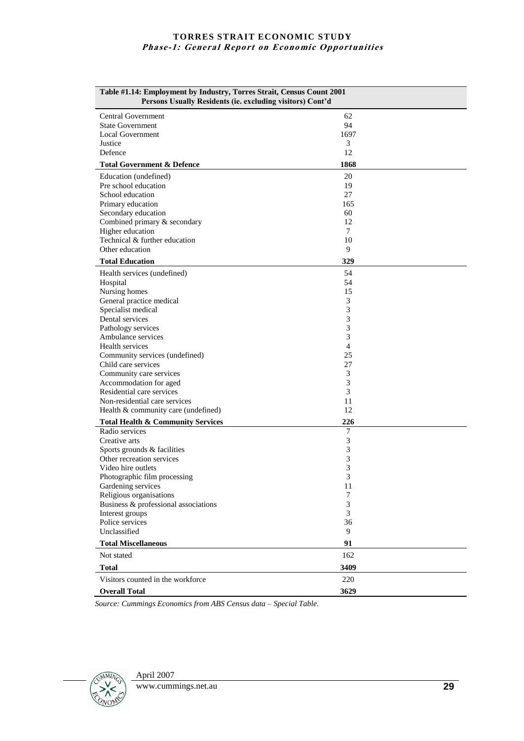| Table #1.14: Employment by Industry, Torres Strait, Census Count 2001 Persons Usually Residents (ie. excluding visitors) Cont'd | |
|---|---|
| Central Government | 62 |
| State Government | 94 |
| Local Government | 1697 |
| Justice | 3 |
| Defence | 12 |
| **Total Government & Defence** | **1868** |
| Education (undefined) | 20 |
| Pre school education | 19 |
| School education | 27 |
| Primary education | 165 |
| Secondary education | 60 |
| Combined primary & secondary | 12 |
| Higher education | 7 |
| Technical & further education | 10 |
| Other education | 9 |
| **Total Education** | **329** |
| Health services (undefined) | 54 |
| Hospital | 54 |
| Nursing homes | 15 |
| General practice medical | 3 |
| Specialist medical | 3 |
| Dental services | 3 |
| Pathology services | 3 |
| Ambulance services | 3 |
| Health services | 4 |
| Community services (undefined) | 25 |
| Child care services | 27 |
| Community care services | 3 |
| Accommodation for aged | 3 |
| Residential care services | 3 |
| Non-residential care services | 11 |
| Health & community care (undefined) | 12 |
| **Total Health & Community Services** | **226** |
| Radio services | 7 |
| Creative arts | 3 |
| Sports grounds & facilities | 3 |
| Other recreation services | 3 |
| Video hire outlets | 3 |
| Photographic film processing | 3 |
| Gardening services | 11 |
| Religious organisations | 7 |
| Business & professional associations | 3 |
| Interest groups | 3 |
| Police services | 36 |
| Unclassified | 9 |
| **Total Miscellaneous** | **91** |
| Not stated | 162 |
| **Total** | **3409** |
| Visitors counted in the workforce | 220 |
| **Overall Total** | **3629** |

*Source: Cummings Economics from ABS Census data – Special Table.*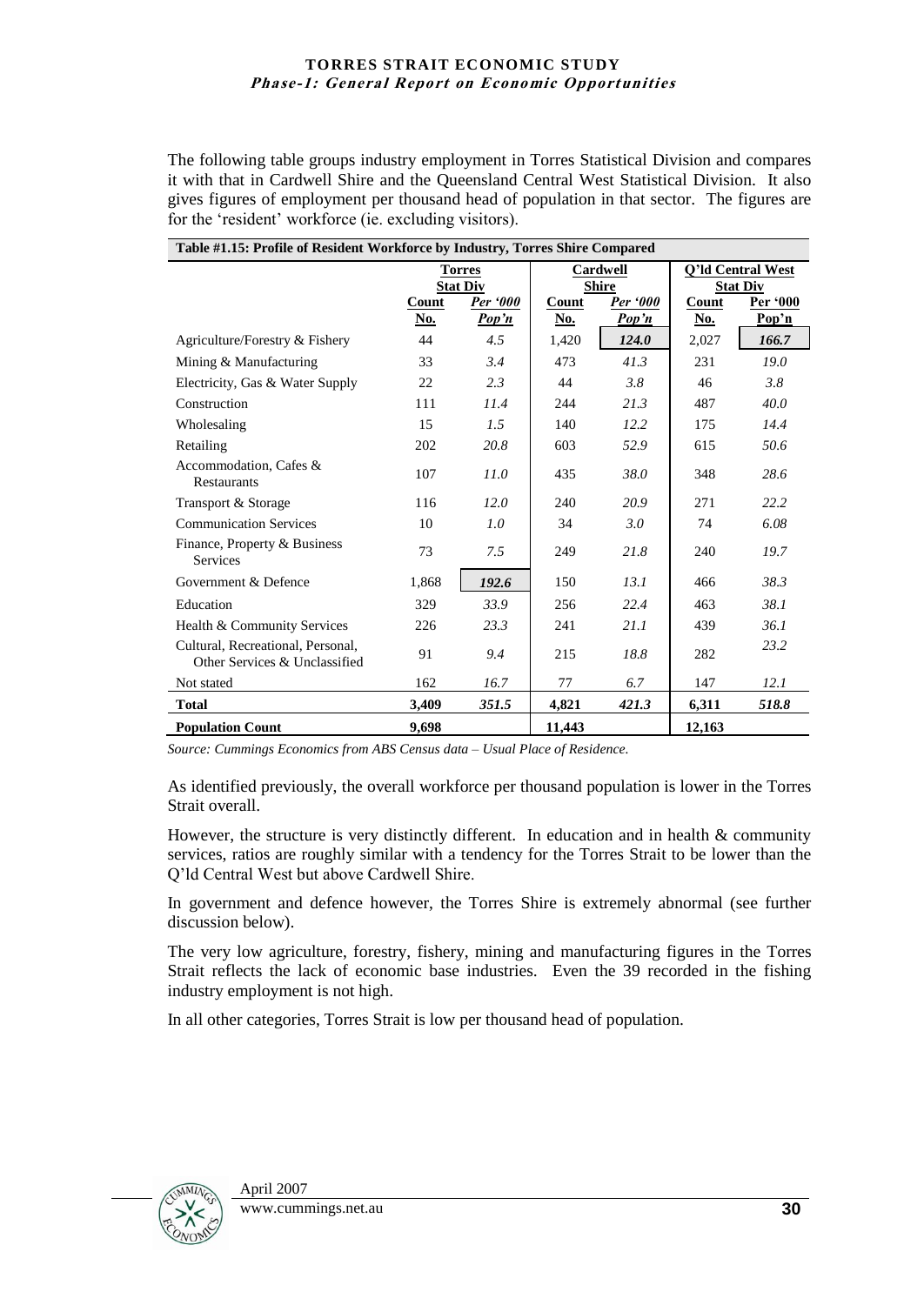The following table groups industry employment in Torres Statistical Division and compares it with that in Cardwell Shire and the Queensland Central West Statistical Division. It also gives figures of employment per thousand head of population in that sector. The figures are for the 'resident' workforce (ie. excluding visitors).

**Table #1.15: Profile of Resident Workforce by Industry, Torres Shire Compared**

| | Torres Stat Div | | Cardwell Shire | | Q'ld Central West Stat Div | |
|---|---|---|---|---|---|---|
| | Count No. | *Per '000 Pop'n* | Count No. | *Per '000 Pop'n* | Count No. | Per '000 Pop'n |
| Agriculture/Forestry & Fishery | 44 | *4.5* | 1,420 | ***124.0*** | 2,027 | ***166.7*** |
| Mining & Manufacturing | 33 | *3.4* | 473 | *41.3* | 231 | *19.0* |
| Electricity, Gas & Water Supply | 22 | *2.3* | 44 | *3.8* | 46 | *3.8* |
| Construction | 111 | *11.4* | 244 | *21.3* | 487 | *40.0* |
| Wholesaling | 15 | *1.5* | 140 | *12.2* | 175 | *14.4* |
| Retailing | 202 | *20.8* | 603 | *52.9* | 615 | *50.6* |
| Accommodation, Cafes & Restaurants | 107 | *11.0* | 435 | *38.0* | 348 | *28.6* |
| Transport & Storage | 116 | *12.0* | 240 | *20.9* | 271 | *22.2* |
| Communication Services | 10 | *1.0* | 34 | *3.0* | 74 | *6.08* |
| Finance, Property & Business Services | 73 | *7.5* | 249 | *21.8* | 240 | *19.7* |
| Government & Defence | 1,868 | ***192.6*** | 150 | *13.1* | 466 | *38.3* |
| Education | 329 | *33.9* | 256 | *22.4* | 463 | *38.1* |
| Health & Community Services | 226 | *23.3* | 241 | *21.1* | 439 | *36.1* |
| Cultural, Recreational, Personal, Other Services & Unclassified | 91 | *9.4* | 215 | *18.8* | 282 | *23.2* |
| Not stated | 162 | *16.7* | 77 | *6.7* | 147 | *12.1* |
| **Total** | **3,409** | ***351.5*** | **4,821** | ***421.3*** | **6,311** | ***518.8*** |
| **Population Count** | **9,698** | | **11,443** | | **12,163** | |

*Source: Cummings Economics from ABS Census data – Usual Place of Residence.*

As identified previously, the overall workforce per thousand population is lower in the Torres Strait overall.

However, the structure is very distinctly different. In education and in health & community services, ratios are roughly similar with a tendency for the Torres Strait to be lower than the Q'ld Central West but above Cardwell Shire.

In government and defence however, the Torres Shire is extremely abnormal (see further discussion below).

The very low agriculture, forestry, fishery, mining and manufacturing figures in the Torres Strait reflects the lack of economic base industries. Even the 39 recorded in the fishing industry employment is not high.

In all other categories, Torres Strait is low per thousand head of population.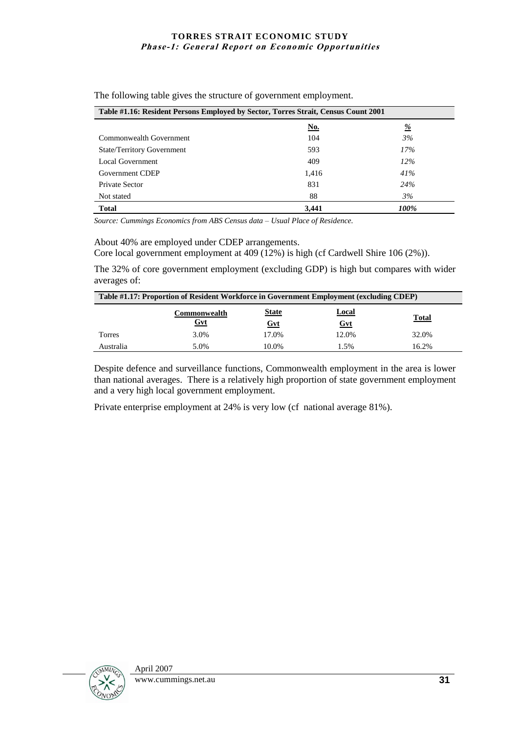The following table gives the structure of government employment.

| Table #1.16: Resident Persons Employed by Sector, Torres Strait, Census Count 2001 | | |
|---|---|---|
| | No. | % |
| Commonwealth Government | 104 | *3%* |
| State/Territory Government | 593 | *17%* |
| Local Government | 409 | *12%* |
| Government CDEP | 1,416 | *41%* |
| Private Sector | 831 | *24%* |
| Not stated | 88 | *3%* |
| **Total** | **3,441** | ***100%*** |

*Source: Cummings Economics from ABS Census data – Usual Place of Residence.*

About 40% are employed under CDEP arrangements.
Core local government employment at 409 (12%) is high (cf Cardwell Shire 106 (2%)).

The 32% of core government employment (excluding GDP) is high but compares with wider averages of:

| Table #1.17: Proportion of Resident Workforce in Government Employment (excluding CDEP) | | | | |
|---|---|---|---|---|
| | Commonwealth Gvt | State Gvt | Local Gvt | Total |
| Torres | 3.0% | 17.0% | 12.0% | 32.0% |
| Australia | 5.0% | 10.0% | 1.5% | 16.2% |

Despite defence and surveillance functions, Commonwealth employment in the area is lower than national averages. There is a relatively high proportion of state government employment and a very high local government employment.

Private enterprise employment at 24% is very low (cf national average 81%).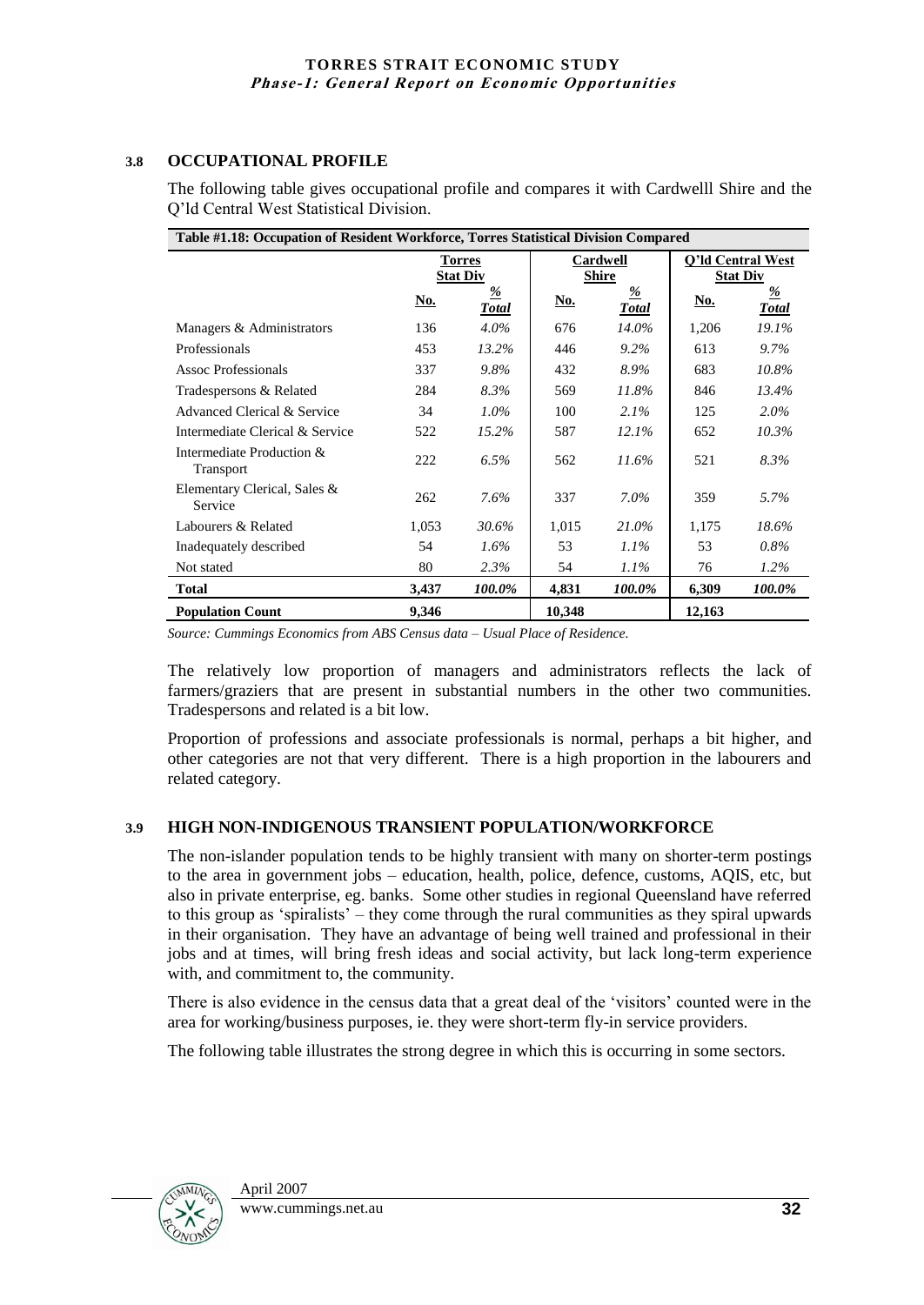## 3.8 OCCUPATIONAL PROFILE

The following table gives occupational profile and compares it with Cardwelll Shire and the Q'ld Central West Statistical Division.

**Table #1.18: Occupation of Resident Workforce, Torres Statistical Division Compared**

| | Torres Stat Div | | Cardwell Shire | | Q'ld Central West Stat Div | |
|---|---|---|---|---|---|---|
| | No. | % Total | No. | % Total | No. | % Total |
| Managers & Administrators | 136 | *4.0%* | 676 | *14.0%* | 1,206 | *19.1%* |
| Professionals | 453 | *13.2%* | 446 | *9.2%* | 613 | *9.7%* |
| Assoc Professionals | 337 | *9.8%* | 432 | *8.9%* | 683 | *10.8%* |
| Tradespersons & Related | 284 | *8.3%* | 569 | *11.8%* | 846 | *13.4%* |
| Advanced Clerical & Service | 34 | *1.0%* | 100 | *2.1%* | 125 | *2.0%* |
| Intermediate Clerical & Service | 522 | *15.2%* | 587 | *12.1%* | 652 | *10.3%* |
| Intermediate Production & Transport | 222 | *6.5%* | 562 | *11.6%* | 521 | *8.3%* |
| Elementary Clerical, Sales & Service | 262 | *7.6%* | 337 | *7.0%* | 359 | *5.7%* |
| Labourers & Related | 1,053 | *30.6%* | 1,015 | *21.0%* | 1,175 | *18.6%* |
| Inadequately described | 54 | *1.6%* | 53 | *1.1%* | 53 | *0.8%* |
| Not stated | 80 | *2.3%* | 54 | *1.1%* | 76 | *1.2%* |
| **Total** | **3,437** | ***100.0%*** | **4,831** | ***100.0%*** | **6,309** | ***100.0%*** |
| **Population Count** | **9,346** | | **10,348** | | **12,163** | |

*Source: Cummings Economics from ABS Census data – Usual Place of Residence.*

The relatively low proportion of managers and administrators reflects the lack of farmers/graziers that are present in substantial numbers in the other two communities. Tradespersons and related is a bit low.

Proportion of professions and associate professionals is normal, perhaps a bit higher, and other categories are not that very different. There is a high proportion in the labourers and related category.

## 3.9 HIGH NON-INDIGENOUS TRANSIENT POPULATION/WORKFORCE

The non-islander population tends to be highly transient with many on shorter-term postings to the area in government jobs – education, health, police, defence, customs, AQIS, etc, but also in private enterprise, eg. banks. Some other studies in regional Queensland have referred to this group as 'spiralists' – they come through the rural communities as they spiral upwards in their organisation. They have an advantage of being well trained and professional in their jobs and at times, will bring fresh ideas and social activity, but lack long-term experience with, and commitment to, the community.

There is also evidence in the census data that a great deal of the 'visitors' counted were in the area for working/business purposes, ie. they were short-term fly-in service providers.

The following table illustrates the strong degree in which this is occurring in some sectors.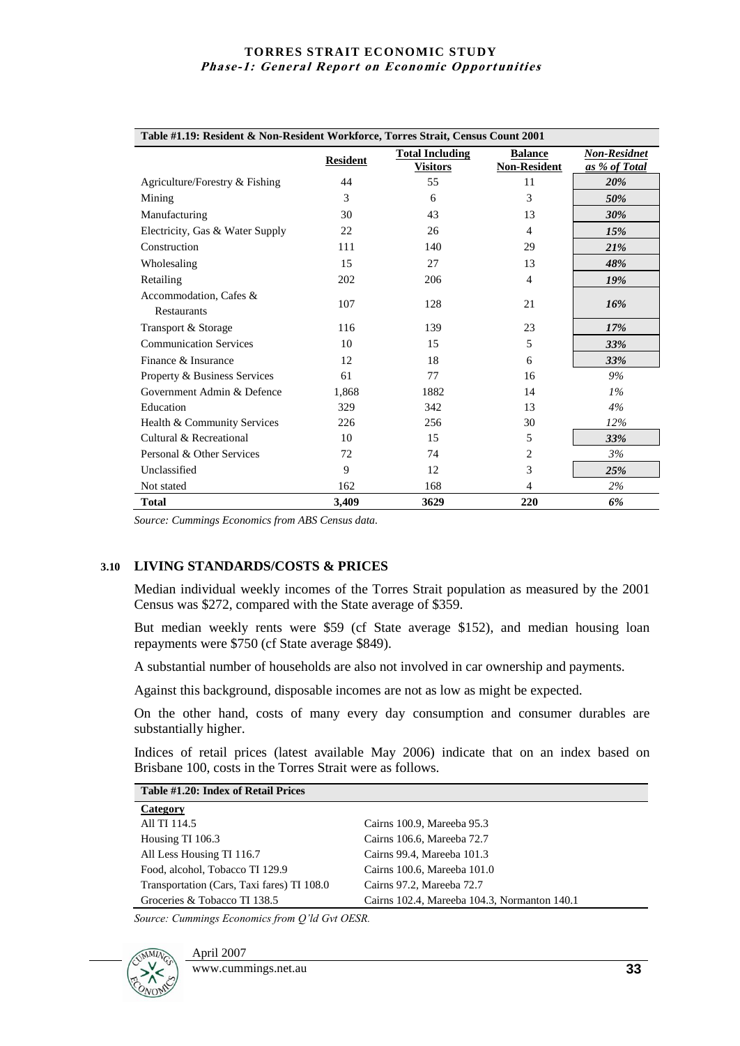**Table #1.19: Resident & Non-Resident Workforce, Torres Strait, Census Count 2001**

| | Resident | Total Including Visitors | Balance Non-Resident | *Non-Residnet as % of Total* |
|---|---|---|---|---|
| Agriculture/Forestry & Fishing | 44 | 55 | 11 | ***20%*** |
| Mining | 3 | 6 | 3 | ***50%*** |
| Manufacturing | 30 | 43 | 13 | ***30%*** |
| Electricity, Gas & Water Supply | 22 | 26 | 4 | ***15%*** |
| Construction | 111 | 140 | 29 | ***21%*** |
| Wholesaling | 15 | 27 | 13 | ***48%*** |
| Retailing | 202 | 206 | 4 | ***19%*** |
| Accommodation, Cafes & Restaurants | 107 | 128 | 21 | ***16%*** |
| Transport & Storage | 116 | 139 | 23 | ***17%*** |
| Communication Services | 10 | 15 | 5 | ***33%*** |
| Finance & Insurance | 12 | 18 | 6 | ***33%*** |
| Property & Business Services | 61 | 77 | 16 | *9%* |
| Government Admin & Defence | 1,868 | 1882 | 14 | *1%* |
| Education | 329 | 342 | 13 | *4%* |
| Health & Community Services | 226 | 256 | 30 | *12%* |
| Cultural & Recreational | 10 | 15 | 5 | ***33%*** |
| Personal & Other Services | 72 | 74 | 2 | *3%* |
| Unclassified | 9 | 12 | 3 | ***25%*** |
| Not stated | 162 | 168 | 4 | *2%* |
| **Total** | **3,409** | **3629** | **220** | ***6%*** |

*Source: Cummings Economics from ABS Census data.*

### 3.10 LIVING STANDARDS/COSTS & PRICES

Median individual weekly incomes of the Torres Strait population as measured by the 2001 Census was $272, compared with the State average of $359.

But median weekly rents were $59 (cf State average $152), and median housing loan repayments were $750 (cf State average $849).

A substantial number of households are also not involved in car ownership and payments.

Against this background, disposable incomes are not as low as might be expected.

On the other hand, costs of many every day consumption and consumer durables are substantially higher.

Indices of retail prices (latest available May 2006) indicate that on an index based on Brisbane 100, costs in the Torres Strait were as follows.

**Table #1.20: Index of Retail Prices**

| **Category** | |
|---|---|
| All TI 114.5 | Cairns 100.9, Mareeba 95.3 |
| Housing TI 106.3 | Cairns 106.6, Mareeba 72.7 |
| All Less Housing TI 116.7 | Cairns 99.4, Mareeba 101.3 |
| Food, alcohol, Tobacco TI 129.9 | Cairns 100.6, Mareeba 101.0 |
| Transportation (Cars, Taxi fares) TI 108.0 | Cairns 97.2, Mareeba 72.7 |
| Groceries & Tobacco TI 138.5 | Cairns 102.4, Mareeba 104.3, Normanton 140.1 |

*Source: Cummings Economics from Q'ld Gvt OESR.*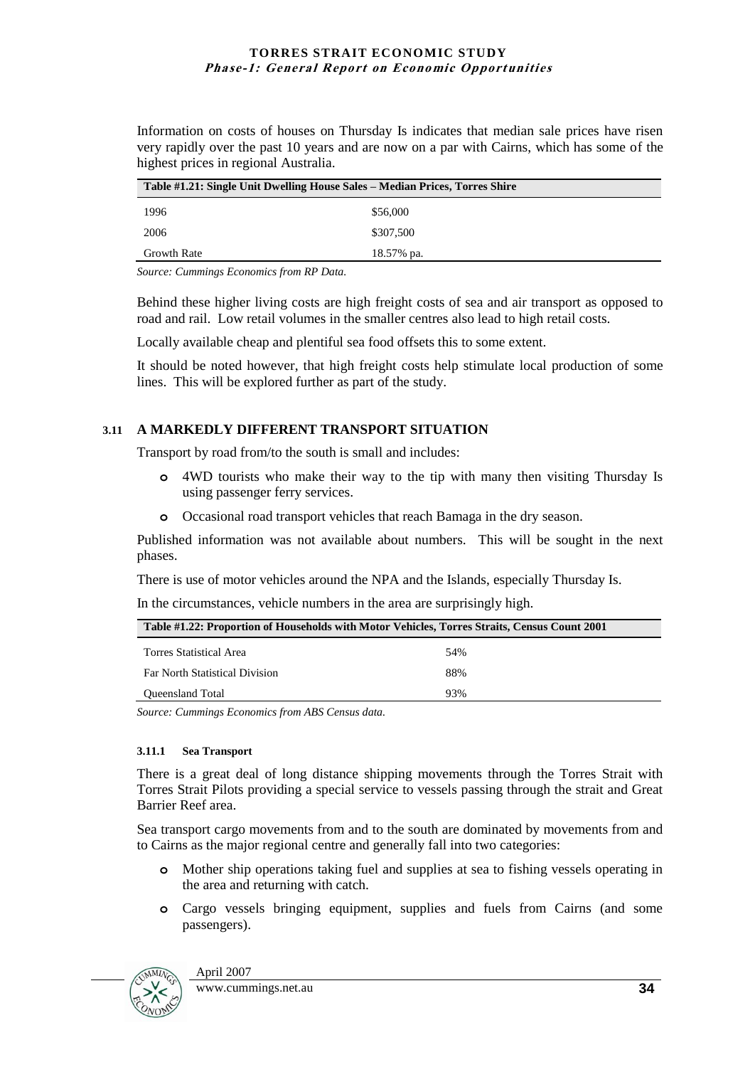Information on costs of houses on Thursday Is indicates that median sale prices have risen very rapidly over the past 10 years and are now on a par with Cairns, which has some of the highest prices in regional Australia.

| Table #1.21: Single Unit Dwelling House Sales – Median Prices, Torres Shire | |
|---|---|
| 1996 | $56,000 |
| 2006 | $307,500 |
| Growth Rate | 18.57% pa. |

*Source: Cummings Economics from RP Data.*

Behind these higher living costs are high freight costs of sea and air transport as opposed to road and rail. Low retail volumes in the smaller centres also lead to high retail costs.

Locally available cheap and plentiful sea food offsets this to some extent.

It should be noted however, that high freight costs help stimulate local production of some lines. This will be explored further as part of the study.

## 3.11 A MARKEDLY DIFFERENT TRANSPORT SITUATION

Transport by road from/to the south is small and includes:

- 4WD tourists who make their way to the tip with many then visiting Thursday Is using passenger ferry services.
- Occasional road transport vehicles that reach Bamaga in the dry season.

Published information was not available about numbers. This will be sought in the next phases.

There is use of motor vehicles around the NPA and the Islands, especially Thursday Is.

In the circumstances, vehicle numbers in the area are surprisingly high.

| Table #1.22: Proportion of Households with Motor Vehicles, Torres Straits, Census Count 2001 | |
|---|---|
| Torres Statistical Area | 54% |
| Far North Statistical Division | 88% |
| Queensland Total | 93% |

*Source: Cummings Economics from ABS Census data.*

### 3.11.1 Sea Transport

There is a great deal of long distance shipping movements through the Torres Strait with Torres Strait Pilots providing a special service to vessels passing through the strait and Great Barrier Reef area.

Sea transport cargo movements from and to the south are dominated by movements from and to Cairns as the major regional centre and generally fall into two categories:

- Mother ship operations taking fuel and supplies at sea to fishing vessels operating in the area and returning with catch.
- Cargo vessels bringing equipment, supplies and fuels from Cairns (and some passengers).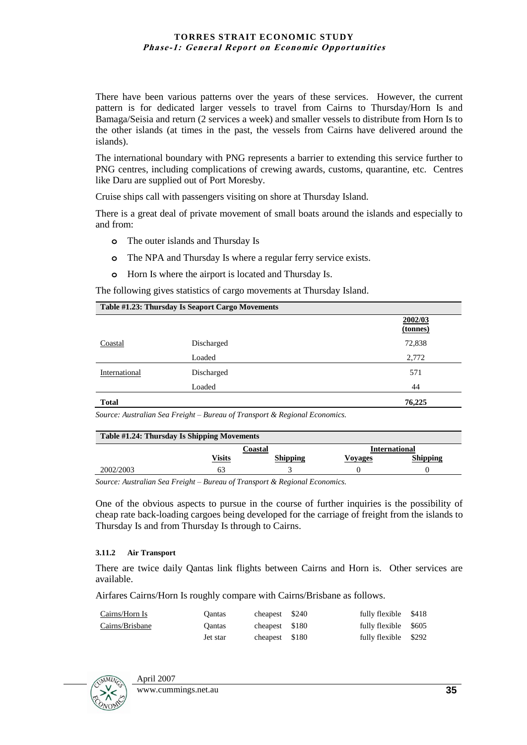There have been various patterns over the years of these services. However, the current pattern is for dedicated larger vessels to travel from Cairns to Thursday/Horn Is and Bamaga/Seisia and return (2 services a week) and smaller vessels to distribute from Horn Is to the other islands (at times in the past, the vessels from Cairns have delivered around the islands).

The international boundary with PNG represents a barrier to extending this service further to PNG centres, including complications of crewing awards, customs, quarantine, etc. Centres like Daru are supplied out of Port Moresby.

Cruise ships call with passengers visiting on shore at Thursday Island.

There is a great deal of private movement of small boats around the islands and especially to and from:

- The outer islands and Thursday Is
- The NPA and Thursday Is where a regular ferry service exists.
- Horn Is where the airport is located and Thursday Is.

The following gives statistics of cargo movements at Thursday Island.

**Table #1.23: Thursday Is Seaport Cargo Movements**

| | | 2002/03 (tonnes) |
|---|---|---|
| Coastal | Discharged | 72,838 |
| | Loaded | 2,772 |
| International | Discharged | 571 |
| | Loaded | 44 |
| **Total** | | **76,225** |

*Source: Australian Sea Freight – Bureau of Transport & Regional Economics.*

**Table #1.24: Thursday Is Shipping Movements**

| | Coastal | | International | |
|---|---|---|---|---|
| | Visits | Shipping | Voyages | Shipping |
| 2002/2003 | 63 | 3 | 0 | 0 |

*Source: Australian Sea Freight – Bureau of Transport & Regional Economics.*

One of the obvious aspects to pursue in the course of further inquiries is the possibility of cheap rate back-loading cargoes being developed for the carriage of freight from the islands to Thursday Is and from Thursday Is through to Cairns.

#### 3.11.2 Air Transport

There are twice daily Qantas link flights between Cairns and Horn is. Other services are available.

Airfares Cairns/Horn Is roughly compare with Cairns/Brisbane as follows.

| | | | | | |
|---|---|---|---|---|---|
| Cairns/Horn Is | Qantas | cheapest | $240 | fully flexible | $418 |
| Cairns/Brisbane | Qantas | cheapest | $180 | fully flexible | $605 |
| | Jet star | cheapest | $180 | fully flexible | $292 |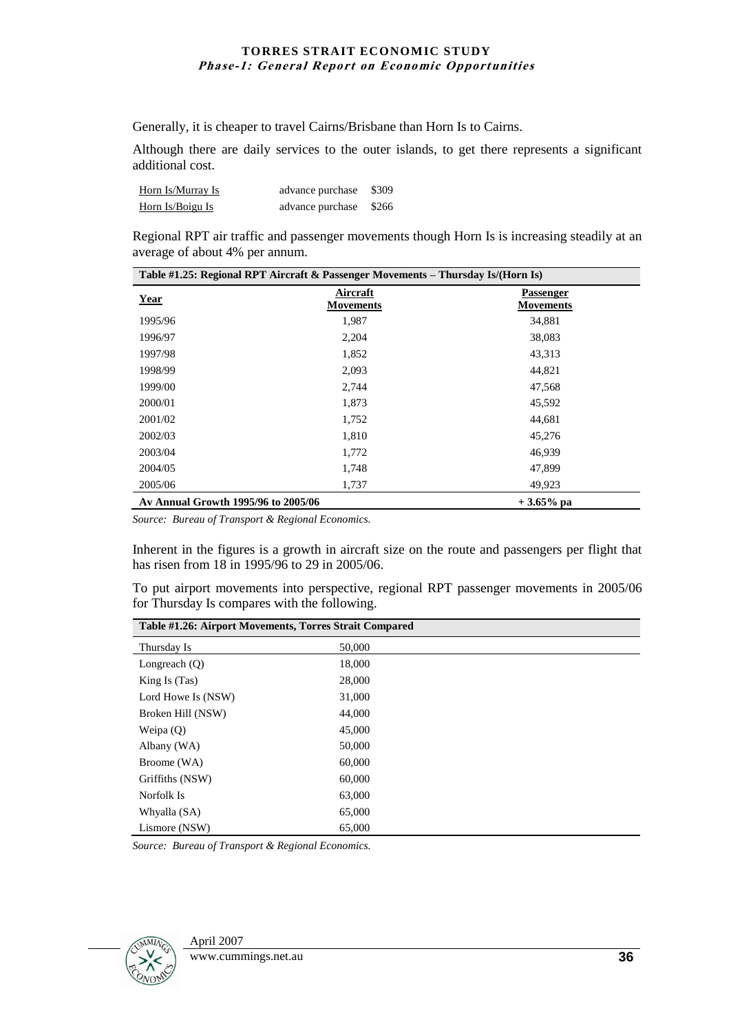Generally, it is cheaper to travel Cairns/Brisbane than Horn Is to Cairns.

Although there are daily services to the outer islands, to get there represents a significant additional cost.

| | | |
|---|---|---|
| Horn Is/Murray Is | advance purchase | \$309 |
| Horn Is/Boigu Is | advance purchase | \$266 |

Regional RPT air traffic and passenger movements though Horn Is is increasing steadily at an average of about 4% per annum.

**Table #1.25: Regional RPT Aircraft & Passenger Movements – Thursday Is/(Horn Is)**

| Year | Aircraft Movements | Passenger Movements |
|---|---|---|
| 1995/96 | 1,987 | 34,881 |
| 1996/97 | 2,204 | 38,083 |
| 1997/98 | 1,852 | 43,313 |
| 1998/99 | 2,093 | 44,821 |
| 1999/00 | 2,744 | 47,568 |
| 2000/01 | 1,873 | 45,592 |
| 2001/02 | 1,752 | 44,681 |
| 2002/03 | 1,810 | 45,276 |
| 2003/04 | 1,772 | 46,939 |
| 2004/05 | 1,748 | 47,899 |
| 2005/06 | 1,737 | 49,923 |
| **Av Annual Growth 1995/96 to 2005/06** | | **+ 3.65% pa** |

*Source: Bureau of Transport & Regional Economics.*

Inherent in the figures is a growth in aircraft size on the route and passengers per flight that has risen from 18 in 1995/96 to 29 in 2005/06.

To put airport movements into perspective, regional RPT passenger movements in 2005/06 for Thursday Is compares with the following.

**Table #1.26: Airport Movements, Torres Strait Compared**

| | |
|---|---|
| Thursday Is | 50,000 |
| Longreach (Q) | 18,000 |
| King Is (Tas) | 28,000 |
| Lord Howe Is (NSW) | 31,000 |
| Broken Hill (NSW) | 44,000 |
| Weipa (Q) | 45,000 |
| Albany (WA) | 50,000 |
| Broome (WA) | 60,000 |
| Griffiths (NSW) | 60,000 |
| Norfolk Is | 63,000 |
| Whyalla (SA) | 65,000 |
| Lismore (NSW) | 65,000 |

*Source: Bureau of Transport & Regional Economics.*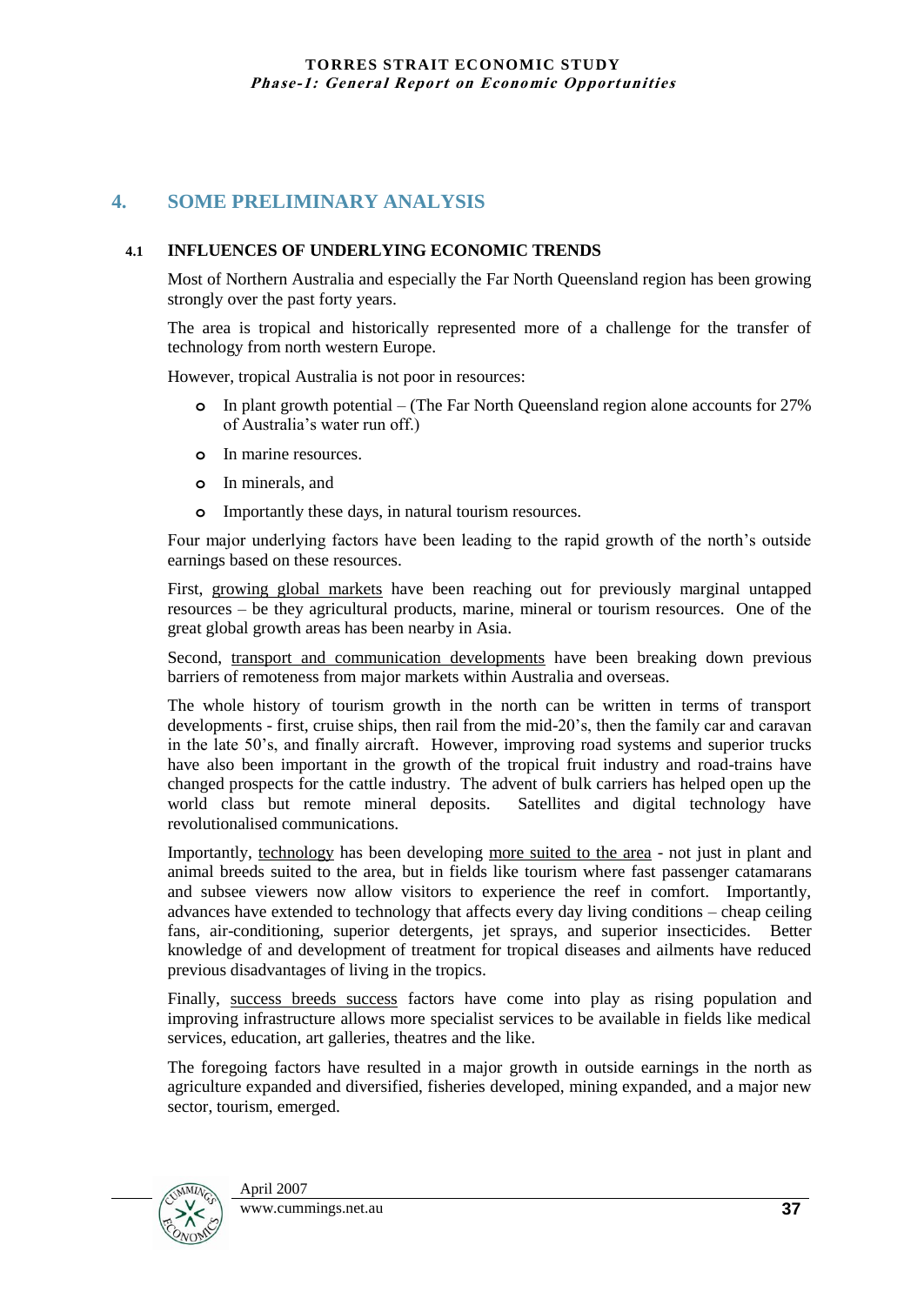# 4. SOME PRELIMINARY ANALYSIS

## 4.1 INFLUENCES OF UNDERLYING ECONOMIC TRENDS

Most of Northern Australia and especially the Far North Queensland region has been growing strongly over the past forty years.

The area is tropical and historically represented more of a challenge for the transfer of technology from north western Europe.

However, tropical Australia is not poor in resources:

- In plant growth potential – (The Far North Queensland region alone accounts for 27% of Australia's water run off.)
- In marine resources.
- In minerals, and
- Importantly these days, in natural tourism resources.

Four major underlying factors have been leading to the rapid growth of the north's outside earnings based on these resources.

First, growing global markets have been reaching out for previously marginal untapped resources – be they agricultural products, marine, mineral or tourism resources. One of the great global growth areas has been nearby in Asia.

Second, transport and communication developments have been breaking down previous barriers of remoteness from major markets within Australia and overseas.

The whole history of tourism growth in the north can be written in terms of transport developments - first, cruise ships, then rail from the mid-20's, then the family car and caravan in the late 50's, and finally aircraft. However, improving road systems and superior trucks have also been important in the growth of the tropical fruit industry and road-trains have changed prospects for the cattle industry. The advent of bulk carriers has helped open up the world class but remote mineral deposits. Satellites and digital technology have revolutionalised communications.

Importantly, technology has been developing more suited to the area - not just in plant and animal breeds suited to the area, but in fields like tourism where fast passenger catamarans and subsee viewers now allow visitors to experience the reef in comfort. Importantly, advances have extended to technology that affects every day living conditions – cheap ceiling fans, air-conditioning, superior detergents, jet sprays, and superior insecticides. Better knowledge of and development of treatment for tropical diseases and ailments have reduced previous disadvantages of living in the tropics.

Finally, success breeds success factors have come into play as rising population and improving infrastructure allows more specialist services to be available in fields like medical services, education, art galleries, theatres and the like.

The foregoing factors have resulted in a major growth in outside earnings in the north as agriculture expanded and diversified, fisheries developed, mining expanded, and a major new sector, tourism, emerged.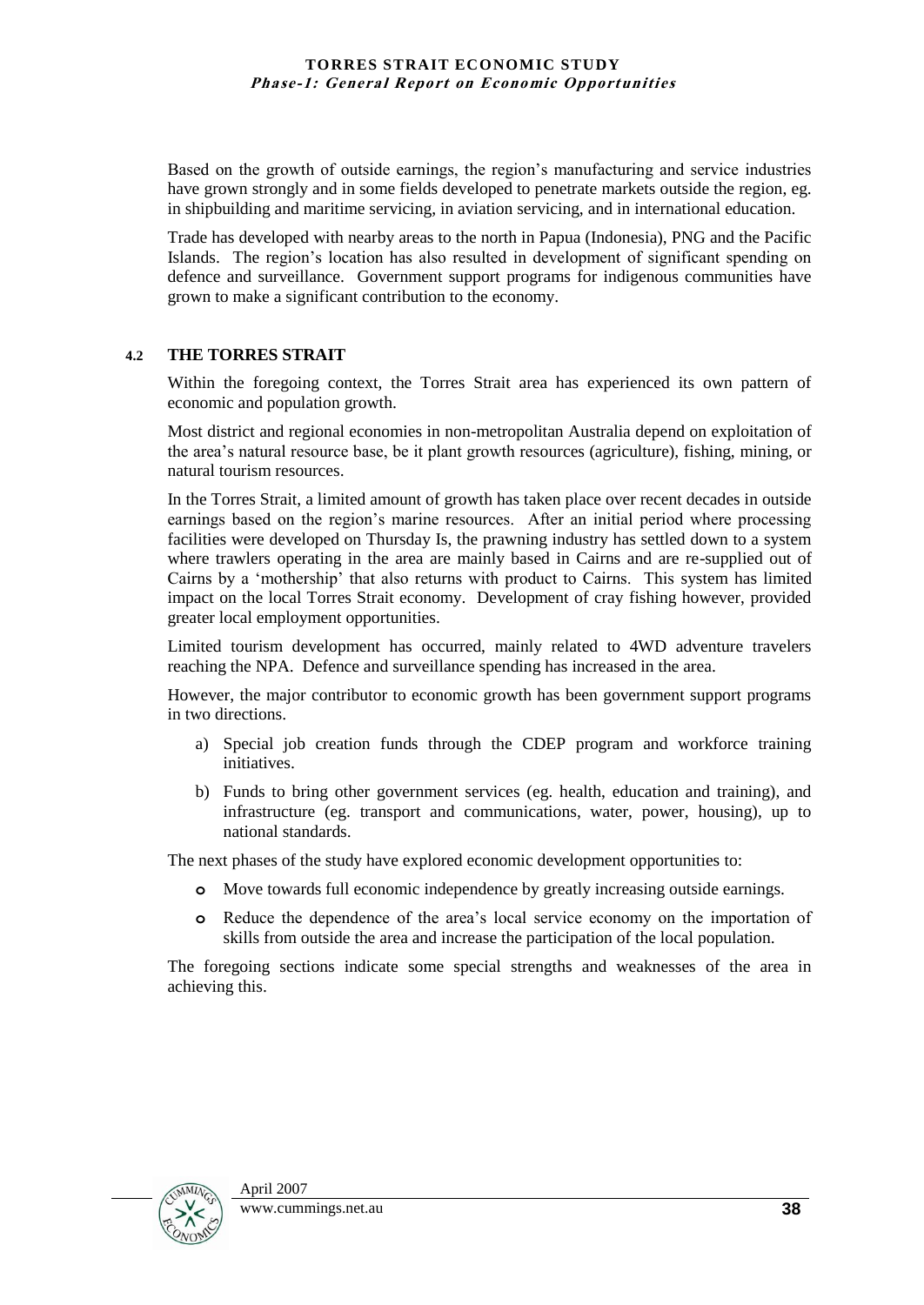Based on the growth of outside earnings, the region's manufacturing and service industries have grown strongly and in some fields developed to penetrate markets outside the region, eg. in shipbuilding and maritime servicing, in aviation servicing, and in international education.

Trade has developed with nearby areas to the north in Papua (Indonesia), PNG and the Pacific Islands. The region's location has also resulted in development of significant spending on defence and surveillance. Government support programs for indigenous communities have grown to make a significant contribution to the economy.

## 4.2 THE TORRES STRAIT

Within the foregoing context, the Torres Strait area has experienced its own pattern of economic and population growth.

Most district and regional economies in non-metropolitan Australia depend on exploitation of the area's natural resource base, be it plant growth resources (agriculture), fishing, mining, or natural tourism resources.

In the Torres Strait, a limited amount of growth has taken place over recent decades in outside earnings based on the region's marine resources. After an initial period where processing facilities were developed on Thursday Is, the prawning industry has settled down to a system where trawlers operating in the area are mainly based in Cairns and are re-supplied out of Cairns by a 'mothership' that also returns with product to Cairns. This system has limited impact on the local Torres Strait economy. Development of cray fishing however, provided greater local employment opportunities.

Limited tourism development has occurred, mainly related to 4WD adventure travelers reaching the NPA. Defence and surveillance spending has increased in the area.

However, the major contributor to economic growth has been government support programs in two directions.

a) Special job creation funds through the CDEP program and workforce training initiatives.

b) Funds to bring other government services (eg. health, education and training), and infrastructure (eg. transport and communications, water, power, housing), up to national standards.

The next phases of the study have explored economic development opportunities to:

- Move towards full economic independence by greatly increasing outside earnings.
- Reduce the dependence of the area's local service economy on the importation of skills from outside the area and increase the participation of the local population.

The foregoing sections indicate some special strengths and weaknesses of the area in achieving this.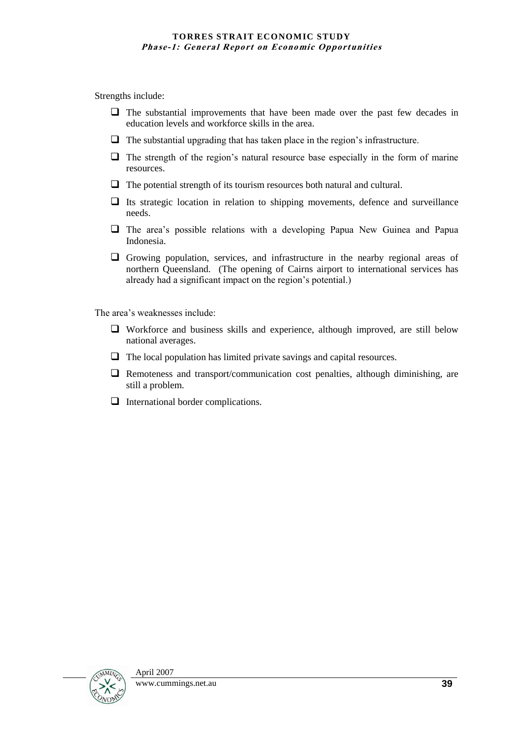Strengths include:

- The substantial improvements that have been made over the past few decades in education levels and workforce skills in the area.
- The substantial upgrading that has taken place in the region's infrastructure.
- The strength of the region's natural resource base especially in the form of marine resources.
- The potential strength of its tourism resources both natural and cultural.
- Its strategic location in relation to shipping movements, defence and surveillance needs.
- The area's possible relations with a developing Papua New Guinea and Papua Indonesia.
- Growing population, services, and infrastructure in the nearby regional areas of northern Queensland. (The opening of Cairns airport to international services has already had a significant impact on the region's potential.)

The area's weaknesses include:

- Workforce and business skills and experience, although improved, are still below national averages.
- The local population has limited private savings and capital resources.
- Remoteness and transport/communication cost penalties, although diminishing, are still a problem.
- International border complications.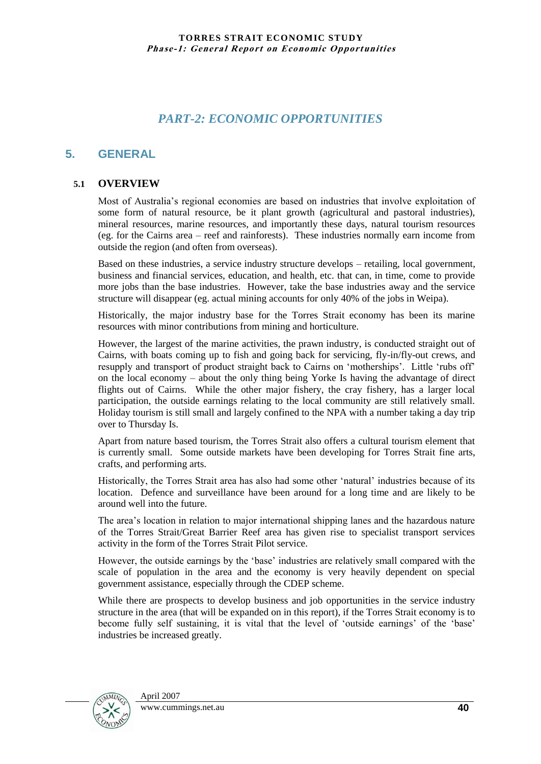# *PART-2: ECONOMIC OPPORTUNITIES*

## 5. GENERAL

### 5.1 OVERVIEW

Most of Australia's regional economies are based on industries that involve exploitation of some form of natural resource, be it plant growth (agricultural and pastoral industries), mineral resources, marine resources, and importantly these days, natural tourism resources (eg. for the Cairns area – reef and rainforests). These industries normally earn income from outside the region (and often from overseas).

Based on these industries, a service industry structure develops – retailing, local government, business and financial services, education, and health, etc. that can, in time, come to provide more jobs than the base industries. However, take the base industries away and the service structure will disappear (eg. actual mining accounts for only 40% of the jobs in Weipa).

Historically, the major industry base for the Torres Strait economy has been its marine resources with minor contributions from mining and horticulture.

However, the largest of the marine activities, the prawn industry, is conducted straight out of Cairns, with boats coming up to fish and going back for servicing, fly-in/fly-out crews, and resupply and transport of product straight back to Cairns on 'motherships'. Little 'rubs off' on the local economy – about the only thing being Yorke Is having the advantage of direct flights out of Cairns. While the other major fishery, the cray fishery, has a larger local participation, the outside earnings relating to the local community are still relatively small. Holiday tourism is still small and largely confined to the NPA with a number taking a day trip over to Thursday Is.

Apart from nature based tourism, the Torres Strait also offers a cultural tourism element that is currently small. Some outside markets have been developing for Torres Strait fine arts, crafts, and performing arts.

Historically, the Torres Strait area has also had some other 'natural' industries because of its location. Defence and surveillance have been around for a long time and are likely to be around well into the future.

The area's location in relation to major international shipping lanes and the hazardous nature of the Torres Strait/Great Barrier Reef area has given rise to specialist transport services activity in the form of the Torres Strait Pilot service.

However, the outside earnings by the 'base' industries are relatively small compared with the scale of population in the area and the economy is very heavily dependent on special government assistance, especially through the CDEP scheme.

While there are prospects to develop business and job opportunities in the service industry structure in the area (that will be expanded on in this report), if the Torres Strait economy is to become fully self sustaining, it is vital that the level of 'outside earnings' of the 'base' industries be increased greatly.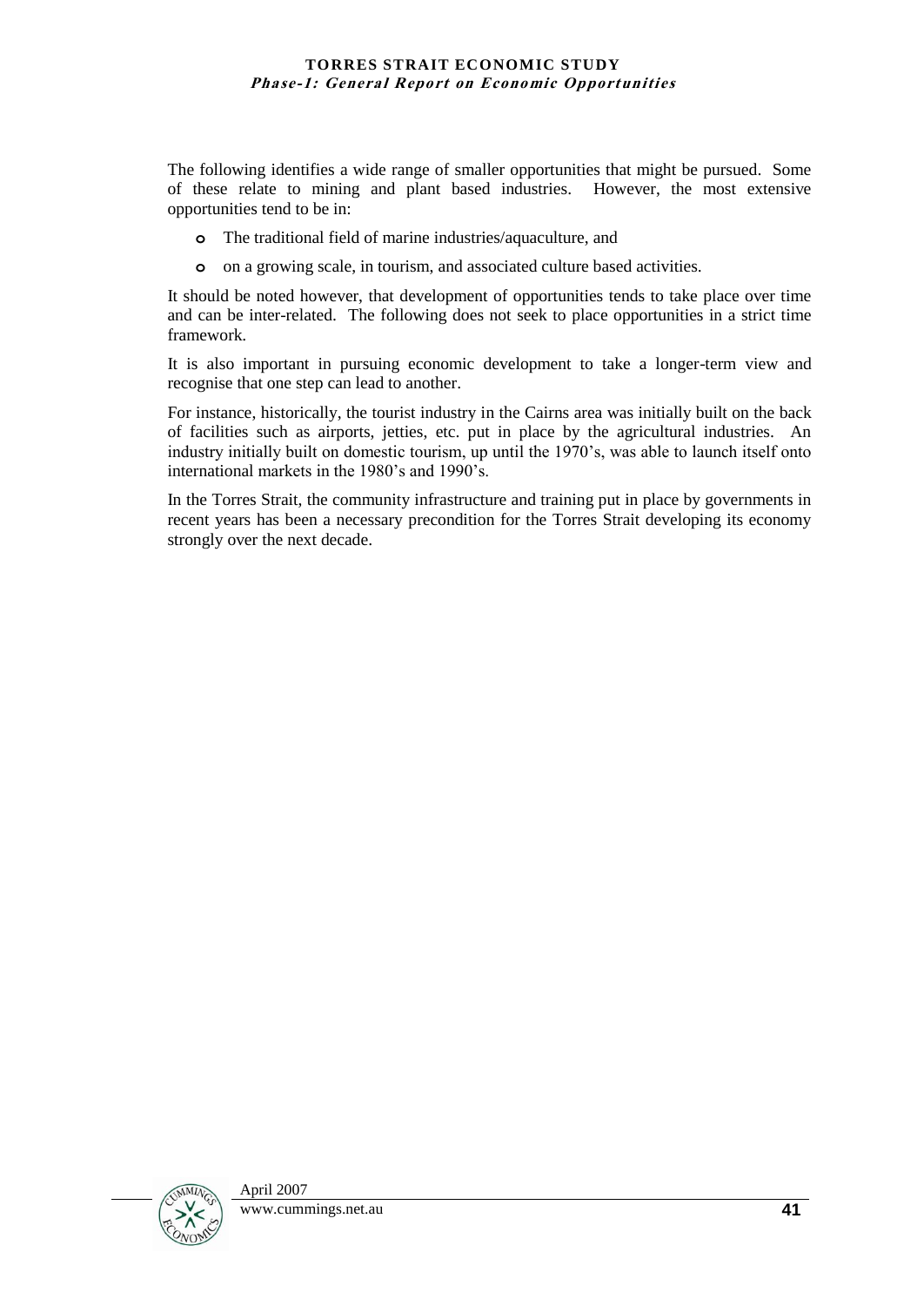The following identifies a wide range of smaller opportunities that might be pursued. Some of these relate to mining and plant based industries. However, the most extensive opportunities tend to be in:

- The traditional field of marine industries/aquaculture, and
- on a growing scale, in tourism, and associated culture based activities.

It should be noted however, that development of opportunities tends to take place over time and can be inter-related. The following does not seek to place opportunities in a strict time framework.

It is also important in pursuing economic development to take a longer-term view and recognise that one step can lead to another.

For instance, historically, the tourist industry in the Cairns area was initially built on the back of facilities such as airports, jetties, etc. put in place by the agricultural industries. An industry initially built on domestic tourism, up until the 1970's, was able to launch itself onto international markets in the 1980's and 1990's.

In the Torres Strait, the community infrastructure and training put in place by governments in recent years has been a necessary precondition for the Torres Strait developing its economy strongly over the next decade.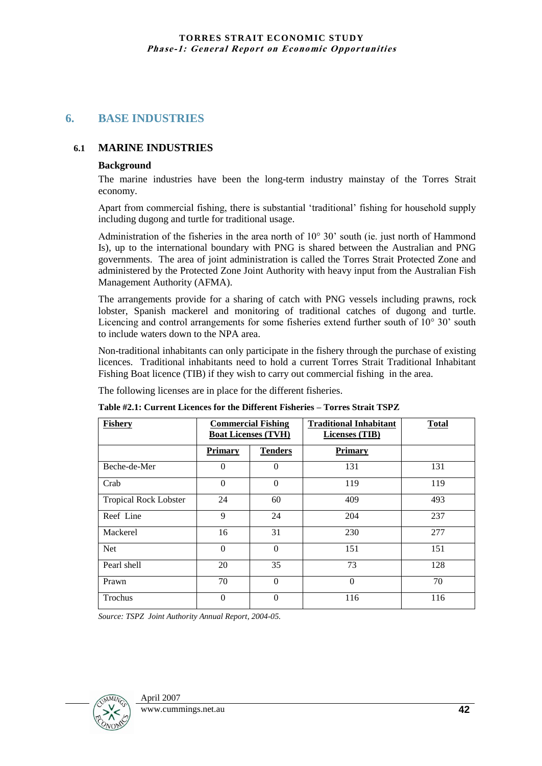# 6. BASE INDUSTRIES

## 6.1 MARINE INDUSTRIES

### Background

The marine industries have been the long-term industry mainstay of the Torres Strait economy.

Apart from commercial fishing, there is substantial 'traditional' fishing for household supply including dugong and turtle for traditional usage.

Administration of the fisheries in the area north of 10° 30' south (ie. just north of Hammond Is), up to the international boundary with PNG is shared between the Australian and PNG governments. The area of joint administration is called the Torres Strait Protected Zone and administered by the Protected Zone Joint Authority with heavy input from the Australian Fish Management Authority (AFMA).

The arrangements provide for a sharing of catch with PNG vessels including prawns, rock lobster, Spanish mackerel and monitoring of traditional catches of dugong and turtle. Licencing and control arrangements for some fisheries extend further south of 10° 30' south to include waters down to the NPA area.

Non-traditional inhabitants can only participate in the fishery through the purchase of existing licences. Traditional inhabitants need to hold a current Torres Strait Traditional Inhabitant Fishing Boat licence (TIB) if they wish to carry out commercial fishing in the area.

The following licenses are in place for the different fisheries.

**Table #2.1: Current Licences for the Different Fisheries – Torres Strait TSPZ**

| Fishery | Commercial Fishing Boat Licenses (TVH) | | Traditional Inhabitant Licenses (TIB) | Total |
|---|---|---|---|---|
| | Primary | Tenders | Primary | |
| Beche-de-Mer | 0 | 0 | 131 | 131 |
| Crab | 0 | 0 | 119 | 119 |
| Tropical Rock Lobster | 24 | 60 | 409 | 493 |
| Reef Line | 9 | 24 | 204 | 237 |
| Mackerel | 16 | 31 | 230 | 277 |
| Net | 0 | 0 | 151 | 151 |
| Pearl shell | 20 | 35 | 73 | 128 |
| Prawn | 70 | 0 | 0 | 70 |
| Trochus | 0 | 0 | 116 | 116 |

*Source: TSPZ Joint Authority Annual Report, 2004-05.*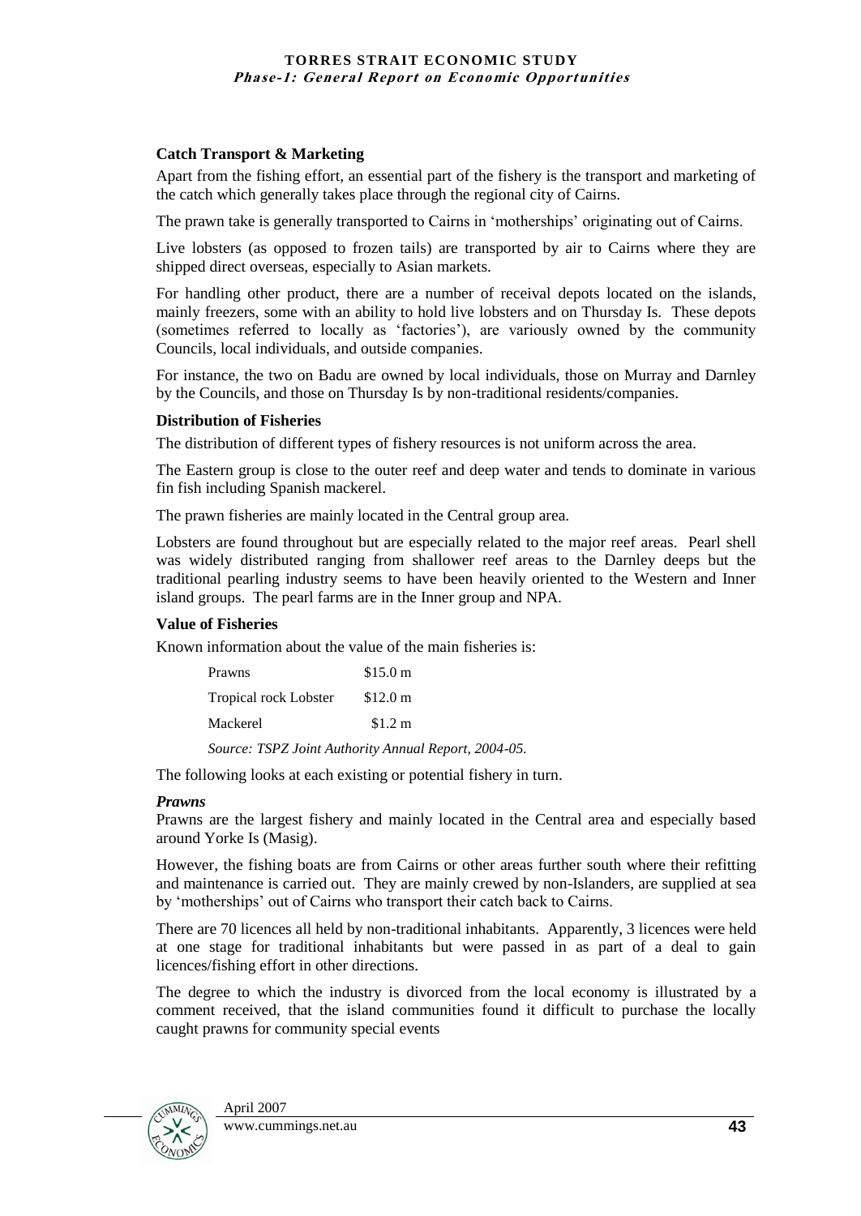**Catch Transport & Marketing**

Apart from the fishing effort, an essential part of the fishery is the transport and marketing of the catch which generally takes place through the regional city of Cairns.

The prawn take is generally transported to Cairns in 'motherships' originating out of Cairns.

Live lobsters (as opposed to frozen tails) are transported by air to Cairns where they are shipped direct overseas, especially to Asian markets.

For handling other product, there are a number of receival depots located on the islands, mainly freezers, some with an ability to hold live lobsters and on Thursday Is. These depots (sometimes referred to locally as 'factories'), are variously owned by the community Councils, local individuals, and outside companies.

For instance, the two on Badu are owned by local individuals, those on Murray and Darnley by the Councils, and those on Thursday Is by non-traditional residents/companies.

**Distribution of Fisheries**

The distribution of different types of fishery resources is not uniform across the area.

The Eastern group is close to the outer reef and deep water and tends to dominate in various fin fish including Spanish mackerel.

The prawn fisheries are mainly located in the Central group area.

Lobsters are found throughout but are especially related to the major reef areas. Pearl shell was widely distributed ranging from shallower reef areas to the Darnley deeps but the traditional pearling industry seems to have been heavily oriented to the Western and Inner island groups. The pearl farms are in the Inner group and NPA.

**Value of Fisheries**

Known information about the value of the main fisheries is:

| | |
|---|---|
| Prawns | \$15.0 m |
| Tropical rock Lobster | \$12.0 m |
| Mackerel | \$1.2 m |

*Source: TSPZ Joint Authority Annual Report, 2004-05.*

The following looks at each existing or potential fishery in turn.

***Prawns***

Prawns are the largest fishery and mainly located in the Central area and especially based around Yorke Is (Masig).

However, the fishing boats are from Cairns or other areas further south where their refitting and maintenance is carried out. They are mainly crewed by non-Islanders, are supplied at sea by 'motherships' out of Cairns who transport their catch back to Cairns.

There are 70 licences all held by non-traditional inhabitants. Apparently, 3 licences were held at one stage for traditional inhabitants but were passed in as part of a deal to gain licences/fishing effort in other directions.

The degree to which the industry is divorced from the local economy is illustrated by a comment received, that the island communities found it difficult to purchase the locally caught prawns for community special events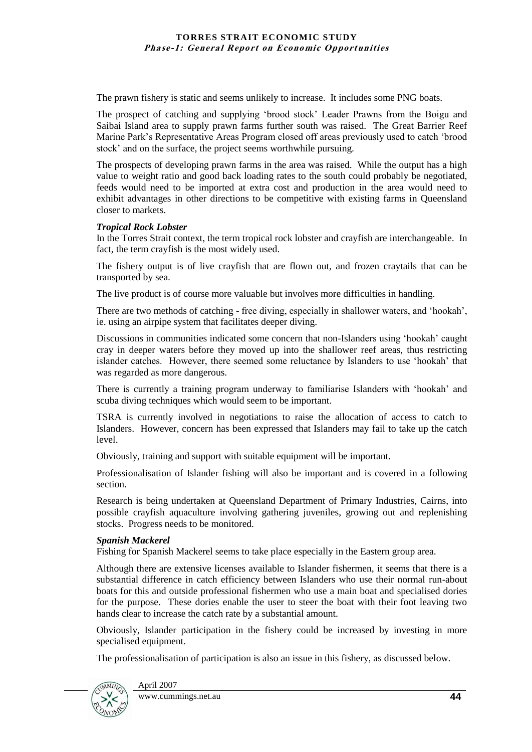The prawn fishery is static and seems unlikely to increase. It includes some PNG boats.

The prospect of catching and supplying 'brood stock' Leader Prawns from the Boigu and Saibai Island area to supply prawn farms further south was raised. The Great Barrier Reef Marine Park's Representative Areas Program closed off areas previously used to catch 'brood stock' and on the surface, the project seems worthwhile pursuing.

The prospects of developing prawn farms in the area was raised. While the output has a high value to weight ratio and good back loading rates to the south could probably be negotiated, feeds would need to be imported at extra cost and production in the area would need to exhibit advantages in other directions to be competitive with existing farms in Queensland closer to markets.

***Tropical Rock Lobster***

In the Torres Strait context, the term tropical rock lobster and crayfish are interchangeable. In fact, the term crayfish is the most widely used.

The fishery output is of live crayfish that are flown out, and frozen craytails that can be transported by sea.

The live product is of course more valuable but involves more difficulties in handling.

There are two methods of catching - free diving, especially in shallower waters, and 'hookah', ie. using an airpipe system that facilitates deeper diving.

Discussions in communities indicated some concern that non-Islanders using 'hookah' caught cray in deeper waters before they moved up into the shallower reef areas, thus restricting islander catches. However, there seemed some reluctance by Islanders to use 'hookah' that was regarded as more dangerous.

There is currently a training program underway to familiarise Islanders with 'hookah' and scuba diving techniques which would seem to be important.

TSRA is currently involved in negotiations to raise the allocation of access to catch to Islanders. However, concern has been expressed that Islanders may fail to take up the catch level.

Obviously, training and support with suitable equipment will be important.

Professionalisation of Islander fishing will also be important and is covered in a following section.

Research is being undertaken at Queensland Department of Primary Industries, Cairns, into possible crayfish aquaculture involving gathering juveniles, growing out and replenishing stocks. Progress needs to be monitored.

***Spanish Mackerel***

Fishing for Spanish Mackerel seems to take place especially in the Eastern group area.

Although there are extensive licenses available to Islander fishermen, it seems that there is a substantial difference in catch efficiency between Islanders who use their normal run-about boats for this and outside professional fishermen who use a main boat and specialised dories for the purpose. These dories enable the user to steer the boat with their foot leaving two hands clear to increase the catch rate by a substantial amount.

Obviously, Islander participation in the fishery could be increased by investing in more specialised equipment.

The professionalisation of participation is also an issue in this fishery, as discussed below.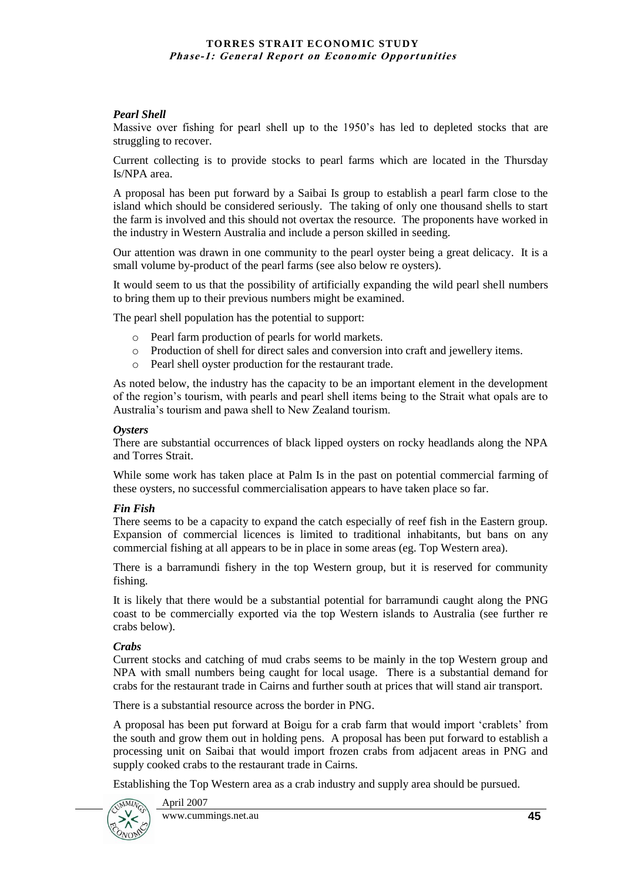### *Pearl Shell*

Massive over fishing for pearl shell up to the 1950's has led to depleted stocks that are struggling to recover.

Current collecting is to provide stocks to pearl farms which are located in the Thursday Is/NPA area.

A proposal has been put forward by a Saibai Is group to establish a pearl farm close to the island which should be considered seriously. The taking of only one thousand shells to start the farm is involved and this should not overtax the resource. The proponents have worked in the industry in Western Australia and include a person skilled in seeding.

Our attention was drawn in one community to the pearl oyster being a great delicacy. It is a small volume by-product of the pearl farms (see also below re oysters).

It would seem to us that the possibility of artificially expanding the wild pearl shell numbers to bring them up to their previous numbers might be examined.

The pearl shell population has the potential to support:

- Pearl farm production of pearls for world markets.
- Production of shell for direct sales and conversion into craft and jewellery items.
- Pearl shell oyster production for the restaurant trade.

As noted below, the industry has the capacity to be an important element in the development of the region's tourism, with pearls and pearl shell items being to the Strait what opals are to Australia's tourism and pawa shell to New Zealand tourism.

### *Oysters*

There are substantial occurrences of black lipped oysters on rocky headlands along the NPA and Torres Strait.

While some work has taken place at Palm Is in the past on potential commercial farming of these oysters, no successful commercialisation appears to have taken place so far.

### *Fin Fish*

There seems to be a capacity to expand the catch especially of reef fish in the Eastern group. Expansion of commercial licences is limited to traditional inhabitants, but bans on any commercial fishing at all appears to be in place in some areas (eg. Top Western area).

There is a barramundi fishery in the top Western group, but it is reserved for community fishing.

It is likely that there would be a substantial potential for barramundi caught along the PNG coast to be commercially exported via the top Western islands to Australia (see further re crabs below).

### *Crabs*

Current stocks and catching of mud crabs seems to be mainly in the top Western group and NPA with small numbers being caught for local usage. There is a substantial demand for crabs for the restaurant trade in Cairns and further south at prices that will stand air transport.

There is a substantial resource across the border in PNG.

A proposal has been put forward at Boigu for a crab farm that would import 'crablets' from the south and grow them out in holding pens. A proposal has been put forward to establish a processing unit on Saibai that would import frozen crabs from adjacent areas in PNG and supply cooked crabs to the restaurant trade in Cairns.

Establishing the Top Western area as a crab industry and supply area should be pursued.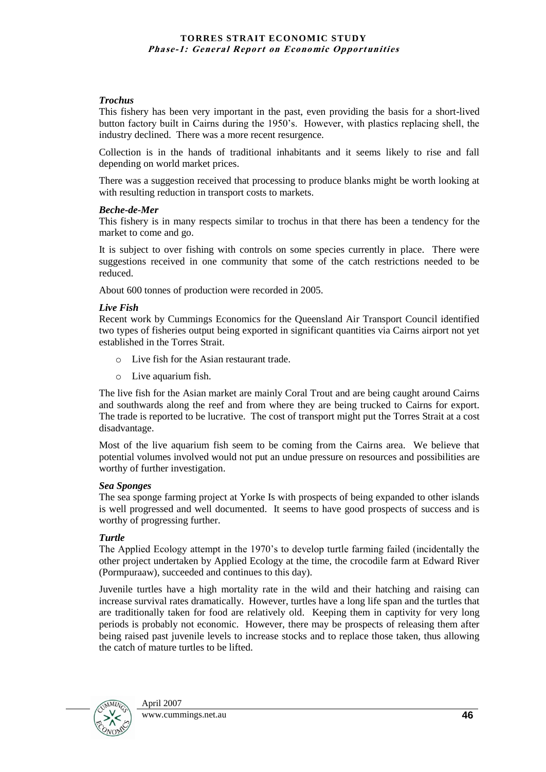### *Trochus*

This fishery has been very important in the past, even providing the basis for a short-lived button factory built in Cairns during the 1950's. However, with plastics replacing shell, the industry declined. There was a more recent resurgence.

Collection is in the hands of traditional inhabitants and it seems likely to rise and fall depending on world market prices.

There was a suggestion received that processing to produce blanks might be worth looking at with resulting reduction in transport costs to markets.

### *Beche-de-Mer*

This fishery is in many respects similar to trochus in that there has been a tendency for the market to come and go.

It is subject to over fishing with controls on some species currently in place. There were suggestions received in one community that some of the catch restrictions needed to be reduced.

About 600 tonnes of production were recorded in 2005.

### *Live Fish*

Recent work by Cummings Economics for the Queensland Air Transport Council identified two types of fisheries output being exported in significant quantities via Cairns airport not yet established in the Torres Strait.

- Live fish for the Asian restaurant trade.
- Live aquarium fish.

The live fish for the Asian market are mainly Coral Trout and are being caught around Cairns and southwards along the reef and from where they are being trucked to Cairns for export. The trade is reported to be lucrative. The cost of transport might put the Torres Strait at a cost disadvantage.

Most of the live aquarium fish seem to be coming from the Cairns area. We believe that potential volumes involved would not put an undue pressure on resources and possibilities are worthy of further investigation.

### *Sea Sponges*

The sea sponge farming project at Yorke Is with prospects of being expanded to other islands is well progressed and well documented. It seems to have good prospects of success and is worthy of progressing further.

### *Turtle*

The Applied Ecology attempt in the 1970's to develop turtle farming failed (incidentally the other project undertaken by Applied Ecology at the time, the crocodile farm at Edward River (Pormpuraaw), succeeded and continues to this day).

Juvenile turtles have a high mortality rate in the wild and their hatching and raising can increase survival rates dramatically. However, turtles have a long life span and the turtles that are traditionally taken for food are relatively old. Keeping them in captivity for very long periods is probably not economic. However, there may be prospects of releasing them after being raised past juvenile levels to increase stocks and to replace those taken, thus allowing the catch of mature turtles to be lifted.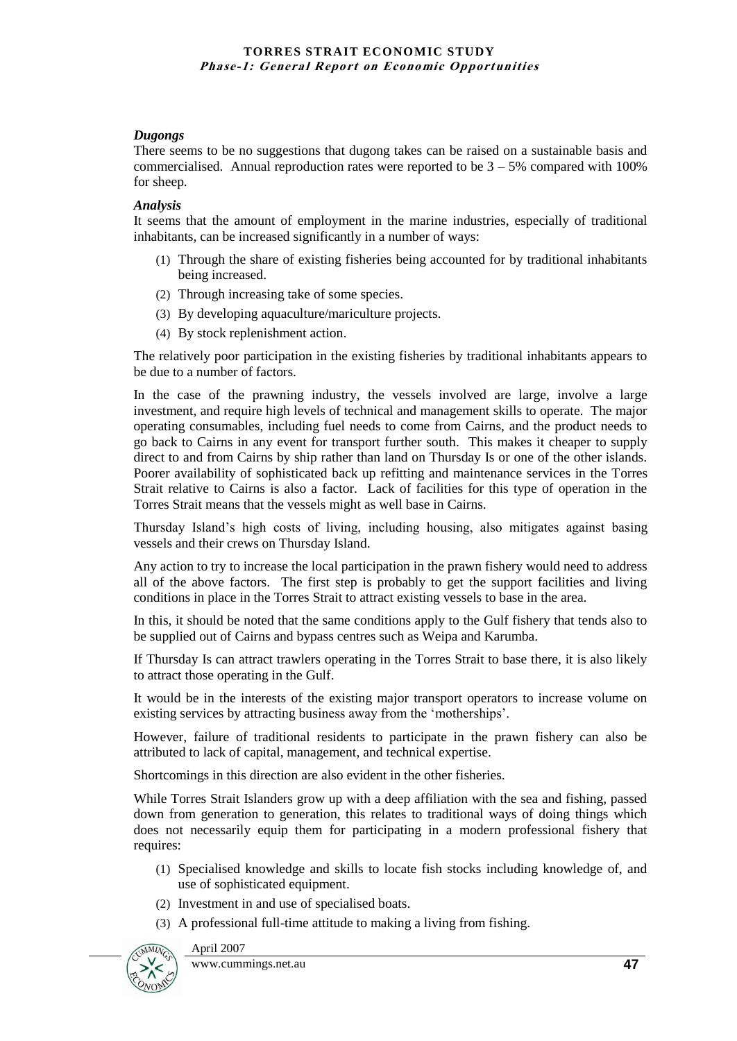### *Dugongs*

There seems to be no suggestions that dugong takes can be raised on a sustainable basis and commercialised. Annual reproduction rates were reported to be 3 – 5% compared with 100% for sheep.

### *Analysis*

It seems that the amount of employment in the marine industries, especially of traditional inhabitants, can be increased significantly in a number of ways:

(1) Through the share of existing fisheries being accounted for by traditional inhabitants being increased.
(2) Through increasing take of some species.
(3) By developing aquaculture/mariculture projects.
(4) By stock replenishment action.

The relatively poor participation in the existing fisheries by traditional inhabitants appears to be due to a number of factors.

In the case of the prawning industry, the vessels involved are large, involve a large investment, and require high levels of technical and management skills to operate. The major operating consumables, including fuel needs to come from Cairns, and the product needs to go back to Cairns in any event for transport further south. This makes it cheaper to supply direct to and from Cairns by ship rather than land on Thursday Is or one of the other islands. Poorer availability of sophisticated back up refitting and maintenance services in the Torres Strait relative to Cairns is also a factor. Lack of facilities for this type of operation in the Torres Strait means that the vessels might as well base in Cairns.

Thursday Island's high costs of living, including housing, also mitigates against basing vessels and their crews on Thursday Island.

Any action to try to increase the local participation in the prawn fishery would need to address all of the above factors. The first step is probably to get the support facilities and living conditions in place in the Torres Strait to attract existing vessels to base in the area.

In this, it should be noted that the same conditions apply to the Gulf fishery that tends also to be supplied out of Cairns and bypass centres such as Weipa and Karumba.

If Thursday Is can attract trawlers operating in the Torres Strait to base there, it is also likely to attract those operating in the Gulf.

It would be in the interests of the existing major transport operators to increase volume on existing services by attracting business away from the 'motherships'.

However, failure of traditional residents to participate in the prawn fishery can also be attributed to lack of capital, management, and technical expertise.

Shortcomings in this direction are also evident in the other fisheries.

While Torres Strait Islanders grow up with a deep affiliation with the sea and fishing, passed down from generation to generation, this relates to traditional ways of doing things which does not necessarily equip them for participating in a modern professional fishery that requires:

(1) Specialised knowledge and skills to locate fish stocks including knowledge of, and use of sophisticated equipment.
(2) Investment in and use of specialised boats.
(3) A professional full-time attitude to making a living from fishing.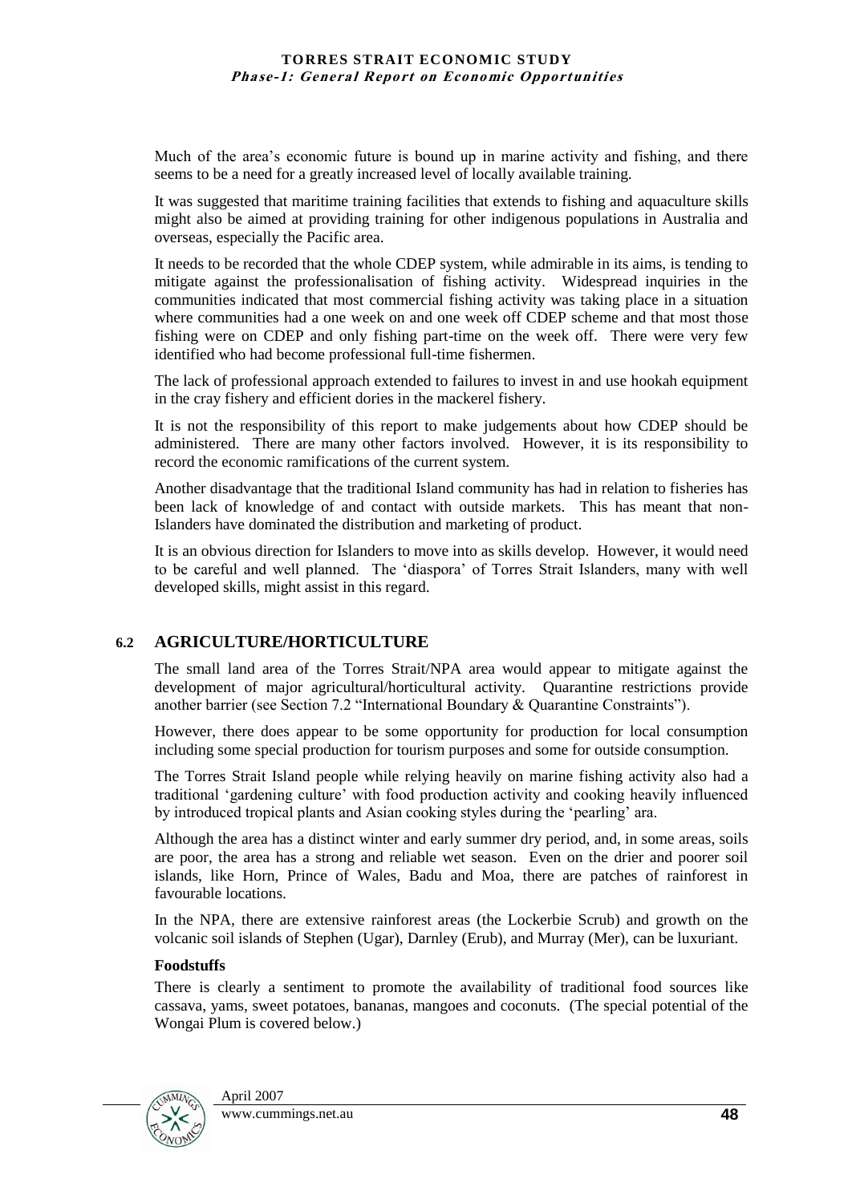Much of the area's economic future is bound up in marine activity and fishing, and there seems to be a need for a greatly increased level of locally available training.

It was suggested that maritime training facilities that extends to fishing and aquaculture skills might also be aimed at providing training for other indigenous populations in Australia and overseas, especially the Pacific area.

It needs to be recorded that the whole CDEP system, while admirable in its aims, is tending to mitigate against the professionalisation of fishing activity. Widespread inquiries in the communities indicated that most commercial fishing activity was taking place in a situation where communities had a one week on and one week off CDEP scheme and that most those fishing were on CDEP and only fishing part-time on the week off. There were very few identified who had become professional full-time fishermen.

The lack of professional approach extended to failures to invest in and use hookah equipment in the cray fishery and efficient dories in the mackerel fishery.

It is not the responsibility of this report to make judgements about how CDEP should be administered. There are many other factors involved. However, it is its responsibility to record the economic ramifications of the current system.

Another disadvantage that the traditional Island community has had in relation to fisheries has been lack of knowledge of and contact with outside markets. This has meant that non-Islanders have dominated the distribution and marketing of product.

It is an obvious direction for Islanders to move into as skills develop. However, it would need to be careful and well planned. The 'diaspora' of Torres Strait Islanders, many with well developed skills, might assist in this regard.

## 6.2 AGRICULTURE/HORTICULTURE

The small land area of the Torres Strait/NPA area would appear to mitigate against the development of major agricultural/horticultural activity. Quarantine restrictions provide another barrier (see Section 7.2 "International Boundary & Quarantine Constraints").

However, there does appear to be some opportunity for production for local consumption including some special production for tourism purposes and some for outside consumption.

The Torres Strait Island people while relying heavily on marine fishing activity also had a traditional 'gardening culture' with food production activity and cooking heavily influenced by introduced tropical plants and Asian cooking styles during the 'pearling' ara.

Although the area has a distinct winter and early summer dry period, and, in some areas, soils are poor, the area has a strong and reliable wet season. Even on the drier and poorer soil islands, like Horn, Prince of Wales, Badu and Moa, there are patches of rainforest in favourable locations.

In the NPA, there are extensive rainforest areas (the Lockerbie Scrub) and growth on the volcanic soil islands of Stephen (Ugar), Darnley (Erub), and Murray (Mer), can be luxuriant.

**Foodstuffs**

There is clearly a sentiment to promote the availability of traditional food sources like cassava, yams, sweet potatoes, bananas, mangoes and coconuts. (The special potential of the Wongai Plum is covered below.)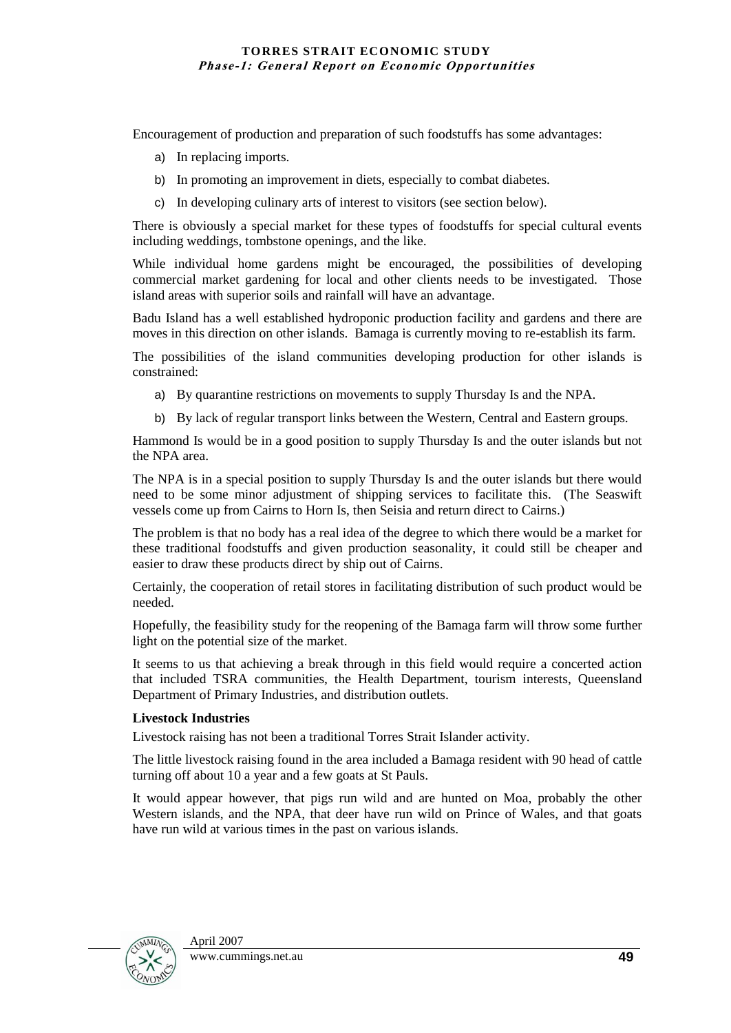Encouragement of production and preparation of such foodstuffs has some advantages:

a) In replacing imports.

b) In promoting an improvement in diets, especially to combat diabetes.

c) In developing culinary arts of interest to visitors (see section below).

There is obviously a special market for these types of foodstuffs for special cultural events including weddings, tombstone openings, and the like.

While individual home gardens might be encouraged, the possibilities of developing commercial market gardening for local and other clients needs to be investigated. Those island areas with superior soils and rainfall will have an advantage.

Badu Island has a well established hydroponic production facility and gardens and there are moves in this direction on other islands. Bamaga is currently moving to re-establish its farm.

The possibilities of the island communities developing production for other islands is constrained:

a) By quarantine restrictions on movements to supply Thursday Is and the NPA.

b) By lack of regular transport links between the Western, Central and Eastern groups.

Hammond Is would be in a good position to supply Thursday Is and the outer islands but not the NPA area.

The NPA is in a special position to supply Thursday Is and the outer islands but there would need to be some minor adjustment of shipping services to facilitate this. (The Seaswift vessels come up from Cairns to Horn Is, then Seisia and return direct to Cairns.)

The problem is that no body has a real idea of the degree to which there would be a market for these traditional foodstuffs and given production seasonality, it could still be cheaper and easier to draw these products direct by ship out of Cairns.

Certainly, the cooperation of retail stores in facilitating distribution of such product would be needed.

Hopefully, the feasibility study for the reopening of the Bamaga farm will throw some further light on the potential size of the market.

It seems to us that achieving a break through in this field would require a concerted action that included TSRA communities, the Health Department, tourism interests, Queensland Department of Primary Industries, and distribution outlets.

**Livestock Industries**

Livestock raising has not been a traditional Torres Strait Islander activity.

The little livestock raising found in the area included a Bamaga resident with 90 head of cattle turning off about 10 a year and a few goats at St Pauls.

It would appear however, that pigs run wild and are hunted on Moa, probably the other Western islands, and the NPA, that deer have run wild on Prince of Wales, and that goats have run wild at various times in the past on various islands.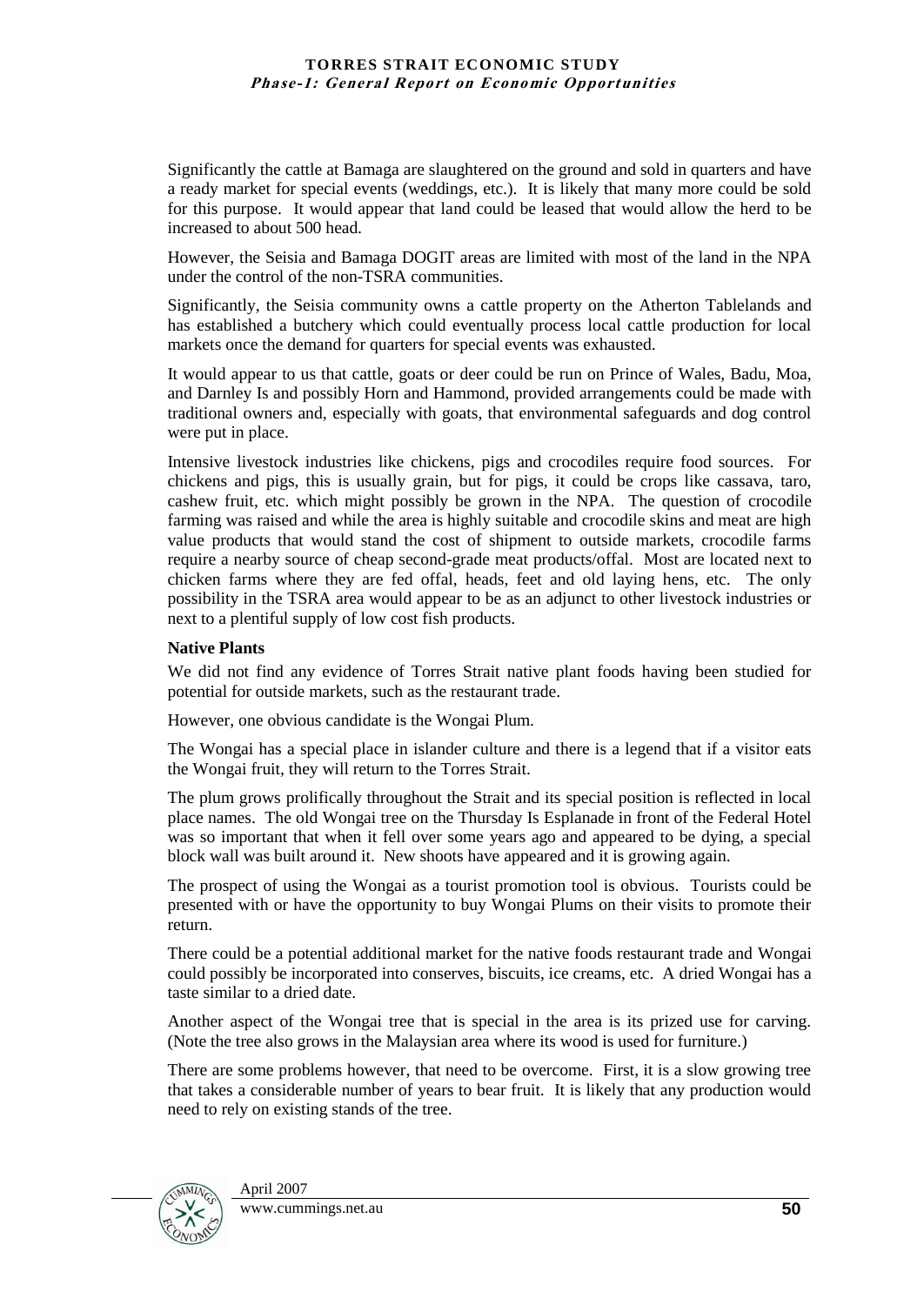Significantly the cattle at Bamaga are slaughtered on the ground and sold in quarters and have a ready market for special events (weddings, etc.). It is likely that many more could be sold for this purpose. It would appear that land could be leased that would allow the herd to be increased to about 500 head.

However, the Seisia and Bamaga DOGIT areas are limited with most of the land in the NPA under the control of the non-TSRA communities.

Significantly, the Seisia community owns a cattle property on the Atherton Tablelands and has established a butchery which could eventually process local cattle production for local markets once the demand for quarters for special events was exhausted.

It would appear to us that cattle, goats or deer could be run on Prince of Wales, Badu, Moa, and Darnley Is and possibly Horn and Hammond, provided arrangements could be made with traditional owners and, especially with goats, that environmental safeguards and dog control were put in place.

Intensive livestock industries like chickens, pigs and crocodiles require food sources. For chickens and pigs, this is usually grain, but for pigs, it could be crops like cassava, taro, cashew fruit, etc. which might possibly be grown in the NPA. The question of crocodile farming was raised and while the area is highly suitable and crocodile skins and meat are high value products that would stand the cost of shipment to outside markets, crocodile farms require a nearby source of cheap second-grade meat products/offal. Most are located next to chicken farms where they are fed offal, heads, feet and old laying hens, etc. The only possibility in the TSRA area would appear to be as an adjunct to other livestock industries or next to a plentiful supply of low cost fish products.

**Native Plants**

We did not find any evidence of Torres Strait native plant foods having been studied for potential for outside markets, such as the restaurant trade.

However, one obvious candidate is the Wongai Plum.

The Wongai has a special place in islander culture and there is a legend that if a visitor eats the Wongai fruit, they will return to the Torres Strait.

The plum grows prolifically throughout the Strait and its special position is reflected in local place names. The old Wongai tree on the Thursday Is Esplanade in front of the Federal Hotel was so important that when it fell over some years ago and appeared to be dying, a special block wall was built around it. New shoots have appeared and it is growing again.

The prospect of using the Wongai as a tourist promotion tool is obvious. Tourists could be presented with or have the opportunity to buy Wongai Plums on their visits to promote their return.

There could be a potential additional market for the native foods restaurant trade and Wongai could possibly be incorporated into conserves, biscuits, ice creams, etc. A dried Wongai has a taste similar to a dried date.

Another aspect of the Wongai tree that is special in the area is its prized use for carving. (Note the tree also grows in the Malaysian area where its wood is used for furniture.)

There are some problems however, that need to be overcome. First, it is a slow growing tree that takes a considerable number of years to bear fruit. It is likely that any production would need to rely on existing stands of the tree.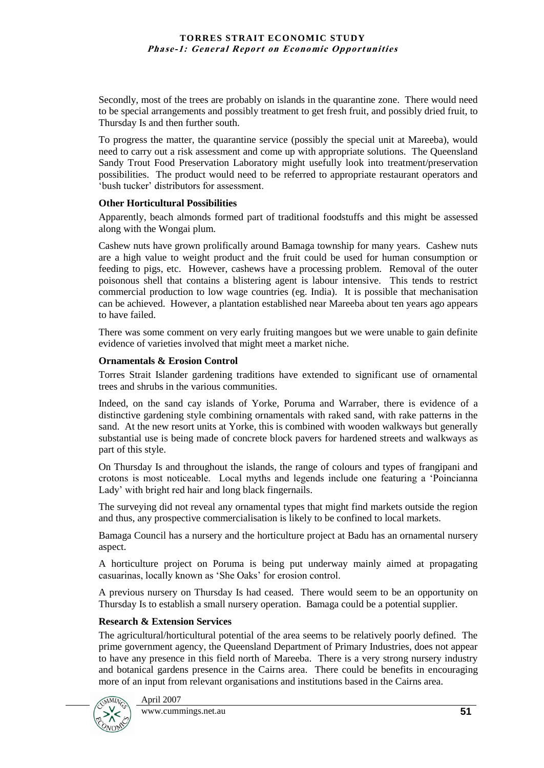Secondly, most of the trees are probably on islands in the quarantine zone. There would need to be special arrangements and possibly treatment to get fresh fruit, and possibly dried fruit, to Thursday Is and then further south.

To progress the matter, the quarantine service (possibly the special unit at Mareeba), would need to carry out a risk assessment and come up with appropriate solutions. The Queensland Sandy Trout Food Preservation Laboratory might usefully look into treatment/preservation possibilities. The product would need to be referred to appropriate restaurant operators and 'bush tucker' distributors for assessment.

**Other Horticultural Possibilities**

Apparently, beach almonds formed part of traditional foodstuffs and this might be assessed along with the Wongai plum.

Cashew nuts have grown prolifically around Bamaga township for many years. Cashew nuts are a high value to weight product and the fruit could be used for human consumption or feeding to pigs, etc. However, cashews have a processing problem. Removal of the outer poisonous shell that contains a blistering agent is labour intensive. This tends to restrict commercial production to low wage countries (eg. India). It is possible that mechanisation can be achieved. However, a plantation established near Mareeba about ten years ago appears to have failed.

There was some comment on very early fruiting mangoes but we were unable to gain definite evidence of varieties involved that might meet a market niche.

**Ornamentals & Erosion Control**

Torres Strait Islander gardening traditions have extended to significant use of ornamental trees and shrubs in the various communities.

Indeed, on the sand cay islands of Yorke, Poruma and Warraber, there is evidence of a distinctive gardening style combining ornamentals with raked sand, with rake patterns in the sand. At the new resort units at Yorke, this is combined with wooden walkways but generally substantial use is being made of concrete block pavers for hardened streets and walkways as part of this style.

On Thursday Is and throughout the islands, the range of colours and types of frangipani and crotons is most noticeable. Local myths and legends include one featuring a 'Poincianna Lady' with bright red hair and long black fingernails.

The surveying did not reveal any ornamental types that might find markets outside the region and thus, any prospective commercialisation is likely to be confined to local markets.

Bamaga Council has a nursery and the horticulture project at Badu has an ornamental nursery aspect.

A horticulture project on Poruma is being put underway mainly aimed at propagating casuarinas, locally known as 'She Oaks' for erosion control.

A previous nursery on Thursday Is had ceased. There would seem to be an opportunity on Thursday Is to establish a small nursery operation. Bamaga could be a potential supplier.

**Research & Extension Services**

The agricultural/horticultural potential of the area seems to be relatively poorly defined. The prime government agency, the Queensland Department of Primary Industries, does not appear to have any presence in this field north of Mareeba. There is a very strong nursery industry and botanical gardens presence in the Cairns area. There could be benefits in encouraging more of an input from relevant organisations and institutions based in the Cairns area.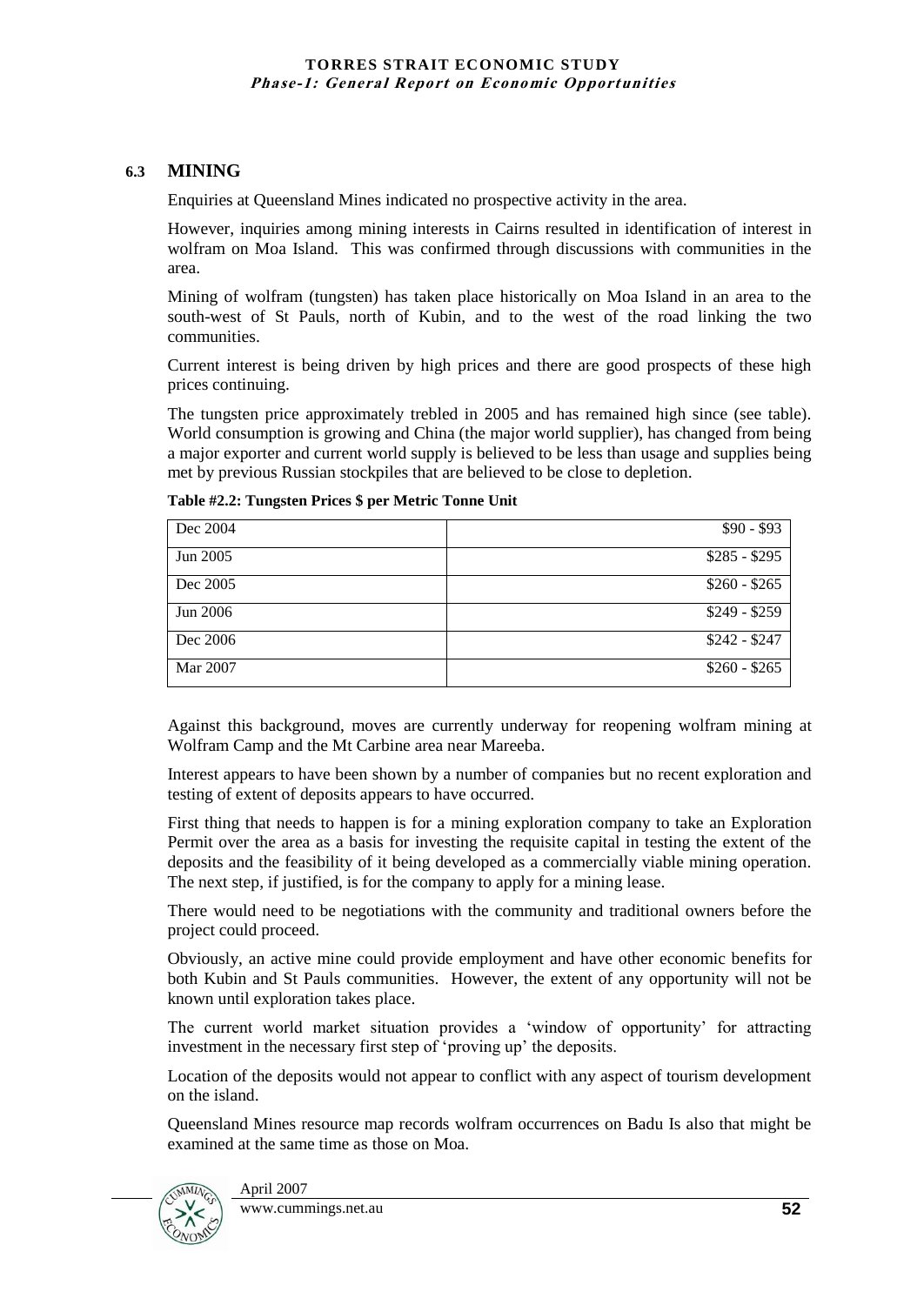## 6.3 MINING

Enquiries at Queensland Mines indicated no prospective activity in the area.

However, inquiries among mining interests in Cairns resulted in identification of interest in wolfram on Moa Island. This was confirmed through discussions with communities in the area.

Mining of wolfram (tungsten) has taken place historically on Moa Island in an area to the south-west of St Pauls, north of Kubin, and to the west of the road linking the two communities.

Current interest is being driven by high prices and there are good prospects of these high prices continuing.

The tungsten price approximately trebled in 2005 and has remained high since (see table). World consumption is growing and China (the major world supplier), has changed from being a major exporter and current world supply is believed to be less than usage and supplies being met by previous Russian stockpiles that are believed to be close to depletion.

**Table #2.2: Tungsten Prices $ per Metric Tonne Unit**

| | |
|---|---|
| Dec 2004 | $90 - $93 |
| Jun 2005 | $285 - $295 |
| Dec 2005 | $260 - $265 |
| Jun 2006 | $249 - $259 |
| Dec 2006 | $242 - $247 |
| Mar 2007 | $260 - $265 |

Against this background, moves are currently underway for reopening wolfram mining at Wolfram Camp and the Mt Carbine area near Mareeba.

Interest appears to have been shown by a number of companies but no recent exploration and testing of extent of deposits appears to have occurred.

First thing that needs to happen is for a mining exploration company to take an Exploration Permit over the area as a basis for investing the requisite capital in testing the extent of the deposits and the feasibility of it being developed as a commercially viable mining operation. The next step, if justified, is for the company to apply for a mining lease.

There would need to be negotiations with the community and traditional owners before the project could proceed.

Obviously, an active mine could provide employment and have other economic benefits for both Kubin and St Pauls communities. However, the extent of any opportunity will not be known until exploration takes place.

The current world market situation provides a 'window of opportunity' for attracting investment in the necessary first step of 'proving up' the deposits.

Location of the deposits would not appear to conflict with any aspect of tourism development on the island.

Queensland Mines resource map records wolfram occurrences on Badu Is also that might be examined at the same time as those on Moa.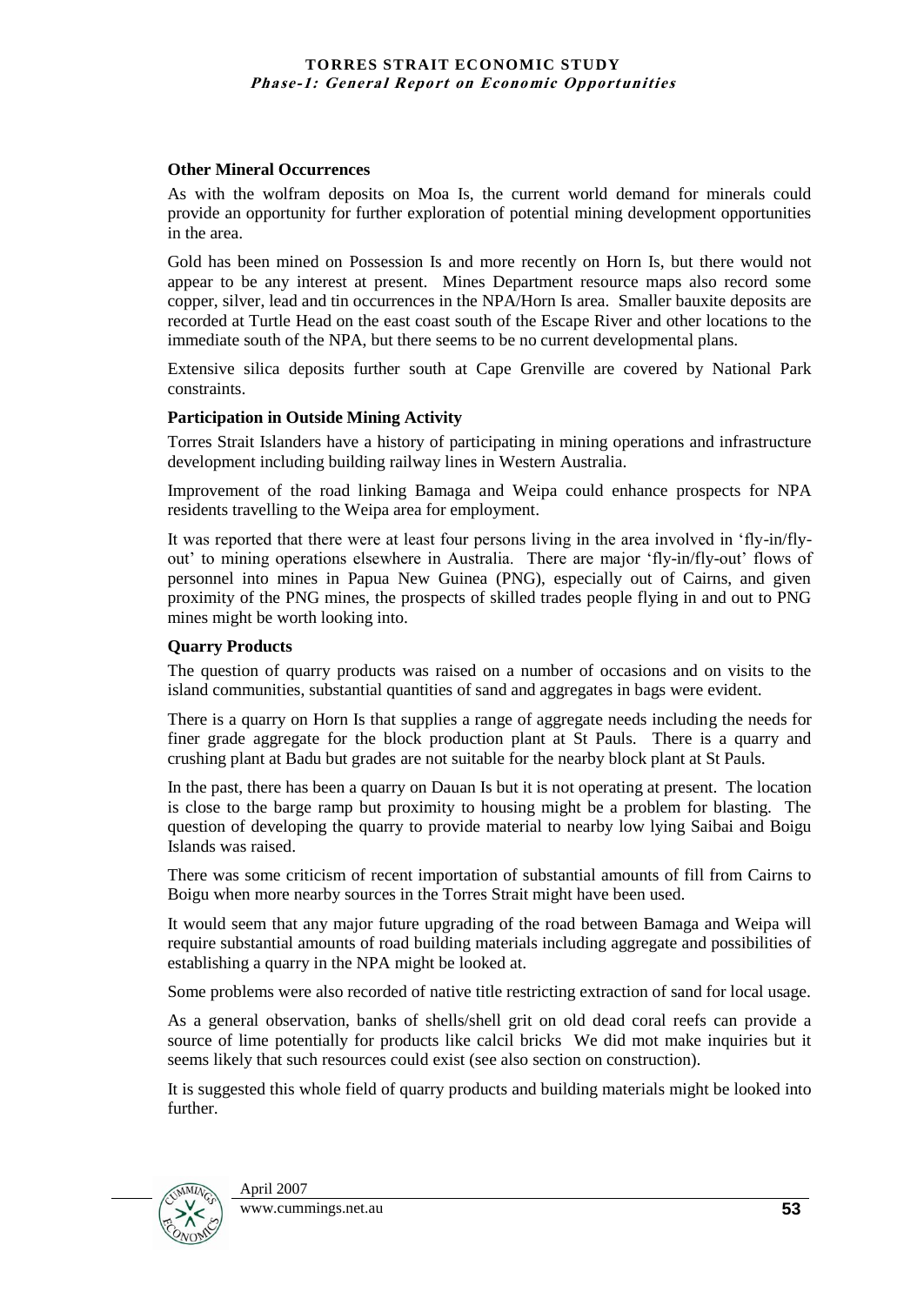**Other Mineral Occurrences**

As with the wolfram deposits on Moa Is, the current world demand for minerals could provide an opportunity for further exploration of potential mining development opportunities in the area.

Gold has been mined on Possession Is and more recently on Horn Is, but there would not appear to be any interest at present. Mines Department resource maps also record some copper, silver, lead and tin occurrences in the NPA/Horn Is area. Smaller bauxite deposits are recorded at Turtle Head on the east coast south of the Escape River and other locations to the immediate south of the NPA, but there seems to be no current developmental plans.

Extensive silica deposits further south at Cape Grenville are covered by National Park constraints.

**Participation in Outside Mining Activity**

Torres Strait Islanders have a history of participating in mining operations and infrastructure development including building railway lines in Western Australia.

Improvement of the road linking Bamaga and Weipa could enhance prospects for NPA residents travelling to the Weipa area for employment.

It was reported that there were at least four persons living in the area involved in 'fly-in/fly-out' to mining operations elsewhere in Australia. There are major 'fly-in/fly-out' flows of personnel into mines in Papua New Guinea (PNG), especially out of Cairns, and given proximity of the PNG mines, the prospects of skilled trades people flying in and out to PNG mines might be worth looking into.

**Quarry Products**

The question of quarry products was raised on a number of occasions and on visits to the island communities, substantial quantities of sand and aggregates in bags were evident.

There is a quarry on Horn Is that supplies a range of aggregate needs including the needs for finer grade aggregate for the block production plant at St Pauls. There is a quarry and crushing plant at Badu but grades are not suitable for the nearby block plant at St Pauls.

In the past, there has been a quarry on Dauan Is but it is not operating at present. The location is close to the barge ramp but proximity to housing might be a problem for blasting. The question of developing the quarry to provide material to nearby low lying Saibai and Boigu Islands was raised.

There was some criticism of recent importation of substantial amounts of fill from Cairns to Boigu when more nearby sources in the Torres Strait might have been used.

It would seem that any major future upgrading of the road between Bamaga and Weipa will require substantial amounts of road building materials including aggregate and possibilities of establishing a quarry in the NPA might be looked at.

Some problems were also recorded of native title restricting extraction of sand for local usage.

As a general observation, banks of shells/shell grit on old dead coral reefs can provide a source of lime potentially for products like calcil bricks We did mot make inquiries but it seems likely that such resources could exist (see also section on construction).

It is suggested this whole field of quarry products and building materials might be looked into further.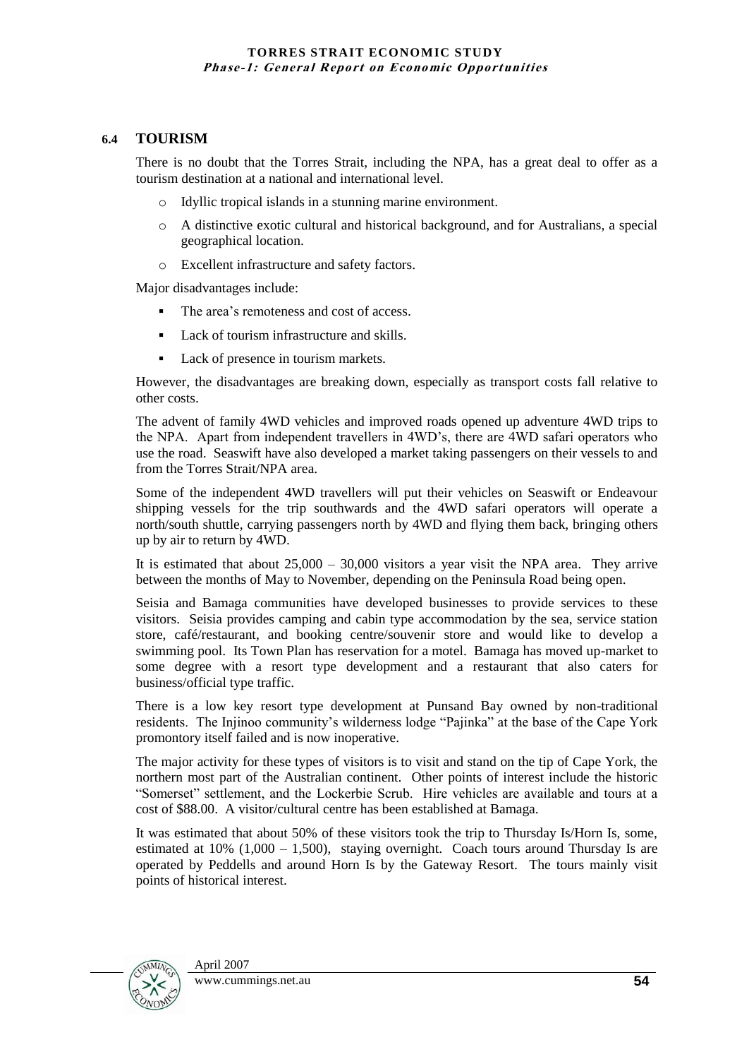## 6.4 TOURISM

There is no doubt that the Torres Strait, including the NPA, has a great deal to offer as a tourism destination at a national and international level.

- Idyllic tropical islands in a stunning marine environment.
- A distinctive exotic cultural and historical background, and for Australians, a special geographical location.
- Excellent infrastructure and safety factors.

Major disadvantages include:

- The area's remoteness and cost of access.
- Lack of tourism infrastructure and skills.
- Lack of presence in tourism markets.

However, the disadvantages are breaking down, especially as transport costs fall relative to other costs.

The advent of family 4WD vehicles and improved roads opened up adventure 4WD trips to the NPA. Apart from independent travellers in 4WD's, there are 4WD safari operators who use the road. Seaswift have also developed a market taking passengers on their vessels to and from the Torres Strait/NPA area.

Some of the independent 4WD travellers will put their vehicles on Seaswift or Endeavour shipping vessels for the trip southwards and the 4WD safari operators will operate a north/south shuttle, carrying passengers north by 4WD and flying them back, bringing others up by air to return by 4WD.

It is estimated that about 25,000 – 30,000 visitors a year visit the NPA area. They arrive between the months of May to November, depending on the Peninsula Road being open.

Seisia and Bamaga communities have developed businesses to provide services to these visitors. Seisia provides camping and cabin type accommodation by the sea, service station store, café/restaurant, and booking centre/souvenir store and would like to develop a swimming pool. Its Town Plan has reservation for a motel. Bamaga has moved up-market to some degree with a resort type development and a restaurant that also caters for business/official type traffic.

There is a low key resort type development at Punsand Bay owned by non-traditional residents. The Injinoo community's wilderness lodge "Pajinka" at the base of the Cape York promontory itself failed and is now inoperative.

The major activity for these types of visitors is to visit and stand on the tip of Cape York, the northern most part of the Australian continent. Other points of interest include the historic "Somerset" settlement, and the Lockerbie Scrub. Hire vehicles are available and tours at a cost of $88.00. A visitor/cultural centre has been established at Bamaga.

It was estimated that about 50% of these visitors took the trip to Thursday Is/Horn Is, some, estimated at 10% (1,000 – 1,500), staying overnight. Coach tours around Thursday Is are operated by Peddells and around Horn Is by the Gateway Resort. The tours mainly visit points of historical interest.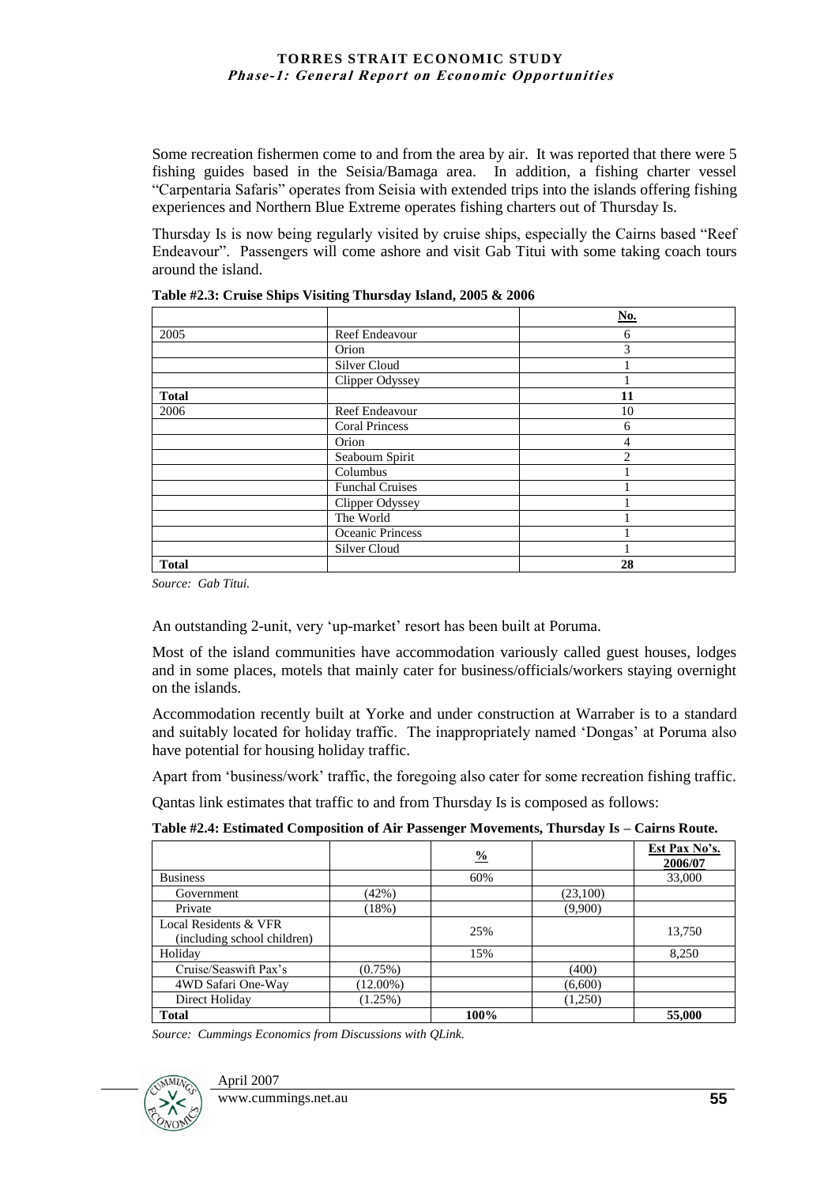Some recreation fishermen come to and from the area by air. It was reported that there were 5 fishing guides based in the Seisia/Bamaga area. In addition, a fishing charter vessel "Carpentaria Safaris" operates from Seisia with extended trips into the islands offering fishing experiences and Northern Blue Extreme operates fishing charters out of Thursday Is.

Thursday Is is now being regularly visited by cruise ships, especially the Cairns based "Reef Endeavour". Passengers will come ashore and visit Gab Titui with some taking coach tours around the island.

**Table #2.3: Cruise Ships Visiting Thursday Island, 2005 & 2006**

| | | No. |
|---|---|---|
| 2005 | Reef Endeavour | 6 |
| | Orion | 3 |
| | Silver Cloud | 1 |
| | Clipper Odyssey | 1 |
| **Total** | | **11** |
| 2006 | Reef Endeavour | 10 |
| | Coral Princess | 6 |
| | Orion | 4 |
| | Seabourn Spirit | 2 |
| | Columbus | 1 |
| | Funchal Cruises | 1 |
| | Clipper Odyssey | 1 |
| | The World | 1 |
| | Oceanic Princess | 1 |
| | Silver Cloud | 1 |
| **Total** | | **28** |

*Source: Gab Titui.*

An outstanding 2-unit, very 'up-market' resort has been built at Poruma.

Most of the island communities have accommodation variously called guest houses, lodges and in some places, motels that mainly cater for business/officials/workers staying overnight on the islands.

Accommodation recently built at Yorke and under construction at Warraber is to a standard and suitably located for holiday traffic. The inappropriately named 'Dongas' at Poruma also have potential for housing holiday traffic.

Apart from 'business/work' traffic, the foregoing also cater for some recreation fishing traffic.

Qantas link estimates that traffic to and from Thursday Is is composed as follows:

**Table #2.4: Estimated Composition of Air Passenger Movements, Thursday Is – Cairns Route.**

| | | % | | Est Pax No's. 2006/07 |
|---|---|---|---|---|
| Business | | 60% | | 33,000 |
| Government | (42%) | | (23,100) | |
| Private | (18%) | | (9,900) | |
| Local Residents & VFR (including school children) | | 25% | | 13,750 |
| Holiday | | 15% | | 8,250 |
| Cruise/Seaswift Pax's | (0.75%) | | (400) | |
| 4WD Safari One-Way | (12.00%) | | (6,600) | |
| Direct Holiday | (1.25%) | | (1,250) | |
| **Total** | | **100%** | | **55,000** |

*Source: Cummings Economics from Discussions with QLink.*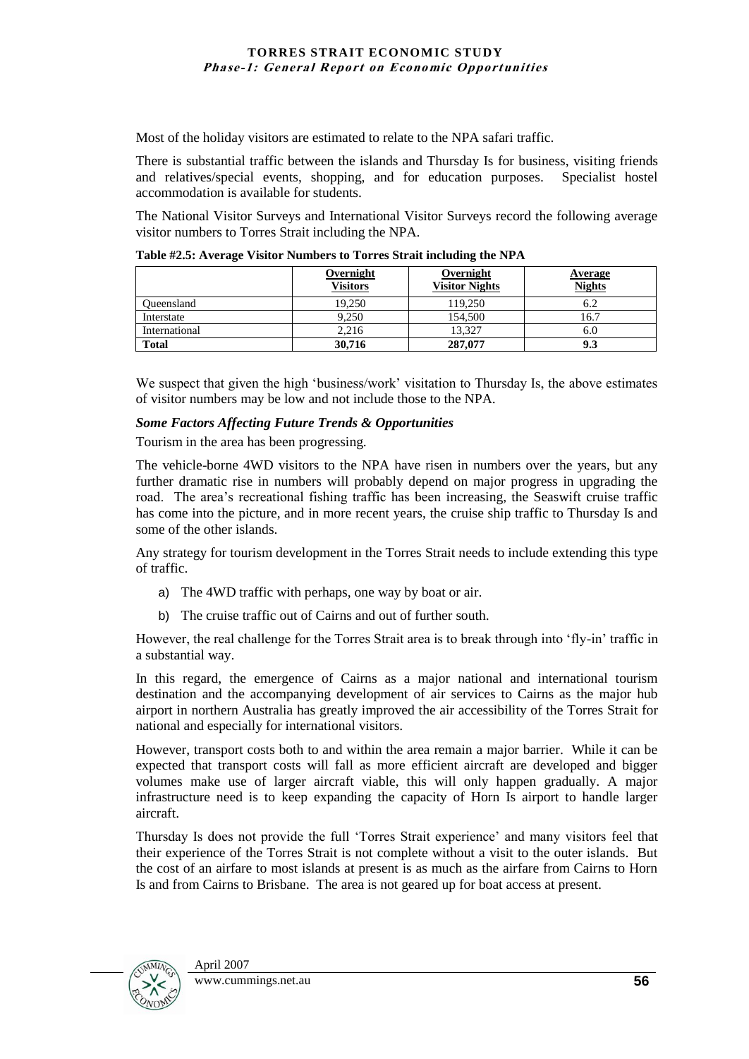Most of the holiday visitors are estimated to relate to the NPA safari traffic.

There is substantial traffic between the islands and Thursday Is for business, visiting friends and relatives/special events, shopping, and for education purposes. Specialist hostel accommodation is available for students.

The National Visitor Surveys and International Visitor Surveys record the following average visitor numbers to Torres Strait including the NPA.

**Table #2.5: Average Visitor Numbers to Torres Strait including the NPA**

| | Overnight Visitors | Overnight Visitor Nights | Average Nights |
|---|---|---|---|
| Queensland | 19,250 | 119,250 | 6.2 |
| Interstate | 9,250 | 154,500 | 16.7 |
| International | 2,216 | 13,327 | 6.0 |
| **Total** | **30,716** | **287,077** | **9.3** |

We suspect that given the high 'business/work' visitation to Thursday Is, the above estimates of visitor numbers may be low and not include those to the NPA.

***Some Factors Affecting Future Trends & Opportunities***

Tourism in the area has been progressing.

The vehicle-borne 4WD visitors to the NPA have risen in numbers over the years, but any further dramatic rise in numbers will probably depend on major progress in upgrading the road. The area's recreational fishing traffic has been increasing, the Seaswift cruise traffic has come into the picture, and in more recent years, the cruise ship traffic to Thursday Is and some of the other islands.

Any strategy for tourism development in the Torres Strait needs to include extending this type of traffic.

a) The 4WD traffic with perhaps, one way by boat or air.

b) The cruise traffic out of Cairns and out of further south.

However, the real challenge for the Torres Strait area is to break through into 'fly-in' traffic in a substantial way.

In this regard, the emergence of Cairns as a major national and international tourism destination and the accompanying development of air services to Cairns as the major hub airport in northern Australia has greatly improved the air accessibility of the Torres Strait for national and especially for international visitors.

However, transport costs both to and within the area remain a major barrier. While it can be expected that transport costs will fall as more efficient aircraft are developed and bigger volumes make use of larger aircraft viable, this will only happen gradually. A major infrastructure need is to keep expanding the capacity of Horn Is airport to handle larger aircraft.

Thursday Is does not provide the full 'Torres Strait experience' and many visitors feel that their experience of the Torres Strait is not complete without a visit to the outer islands. But the cost of an airfare to most islands at present is as much as the airfare from Cairns to Horn Is and from Cairns to Brisbane. The area is not geared up for boat access at present.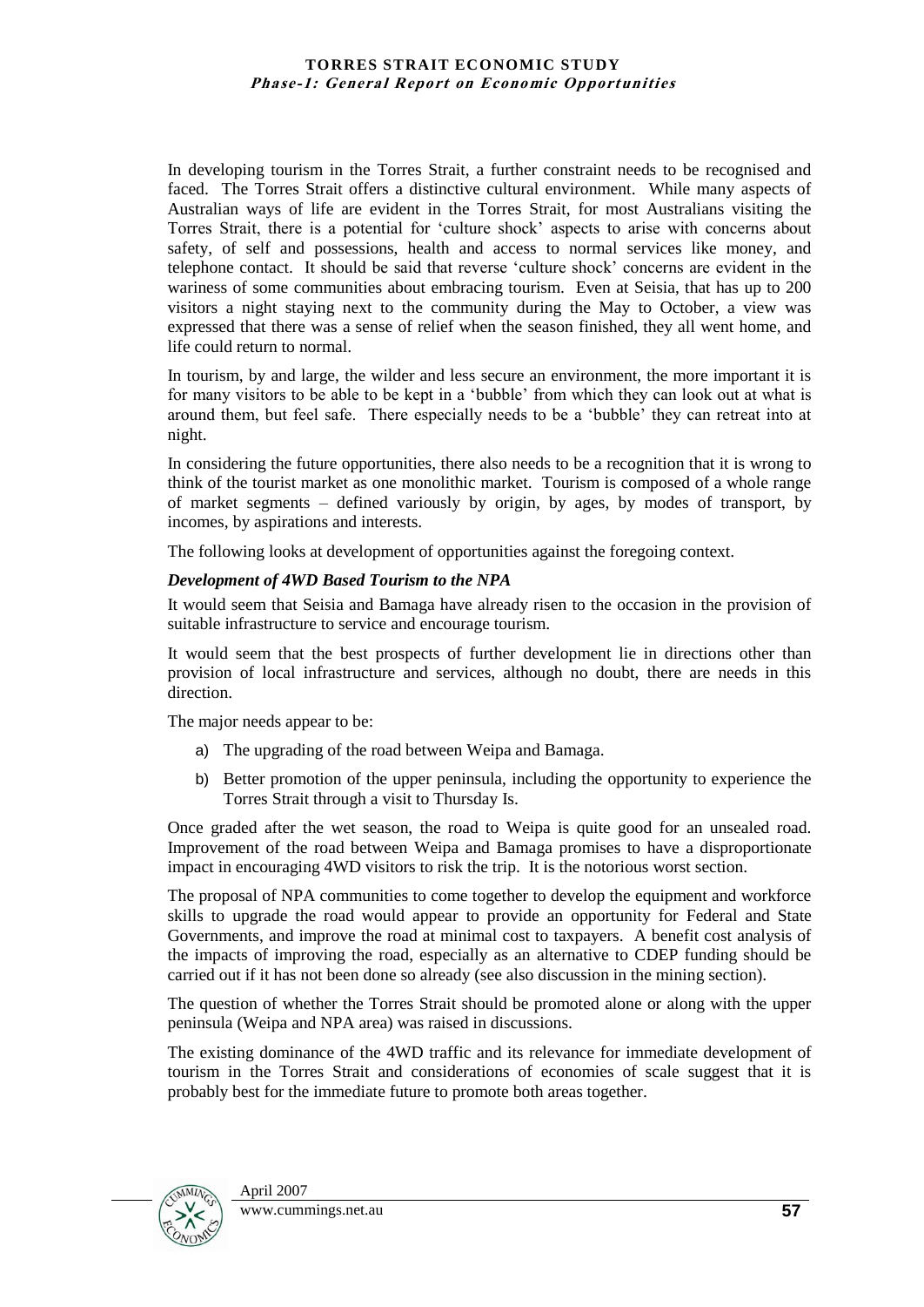In developing tourism in the Torres Strait, a further constraint needs to be recognised and faced. The Torres Strait offers a distinctive cultural environment. While many aspects of Australian ways of life are evident in the Torres Strait, for most Australians visiting the Torres Strait, there is a potential for 'culture shock' aspects to arise with concerns about safety, of self and possessions, health and access to normal services like money, and telephone contact. It should be said that reverse 'culture shock' concerns are evident in the wariness of some communities about embracing tourism. Even at Seisia, that has up to 200 visitors a night staying next to the community during the May to October, a view was expressed that there was a sense of relief when the season finished, they all went home, and life could return to normal.

In tourism, by and large, the wilder and less secure an environment, the more important it is for many visitors to be able to be kept in a 'bubble' from which they can look out at what is around them, but feel safe. There especially needs to be a 'bubble' they can retreat into at night.

In considering the future opportunities, there also needs to be a recognition that it is wrong to think of the tourist market as one monolithic market. Tourism is composed of a whole range of market segments – defined variously by origin, by ages, by modes of transport, by incomes, by aspirations and interests.

The following looks at development of opportunities against the foregoing context.

***Development of 4WD Based Tourism to the NPA***

It would seem that Seisia and Bamaga have already risen to the occasion in the provision of suitable infrastructure to service and encourage tourism.

It would seem that the best prospects of further development lie in directions other than provision of local infrastructure and services, although no doubt, there are needs in this direction.

The major needs appear to be:

a) The upgrading of the road between Weipa and Bamaga.
b) Better promotion of the upper peninsula, including the opportunity to experience the Torres Strait through a visit to Thursday Is.

Once graded after the wet season, the road to Weipa is quite good for an unsealed road. Improvement of the road between Weipa and Bamaga promises to have a disproportionate impact in encouraging 4WD visitors to risk the trip. It is the notorious worst section.

The proposal of NPA communities to come together to develop the equipment and workforce skills to upgrade the road would appear to provide an opportunity for Federal and State Governments, and improve the road at minimal cost to taxpayers. A benefit cost analysis of the impacts of improving the road, especially as an alternative to CDEP funding should be carried out if it has not been done so already (see also discussion in the mining section).

The question of whether the Torres Strait should be promoted alone or along with the upper peninsula (Weipa and NPA area) was raised in discussions.

The existing dominance of the 4WD traffic and its relevance for immediate development of tourism in the Torres Strait and considerations of economies of scale suggest that it is probably best for the immediate future to promote both areas together.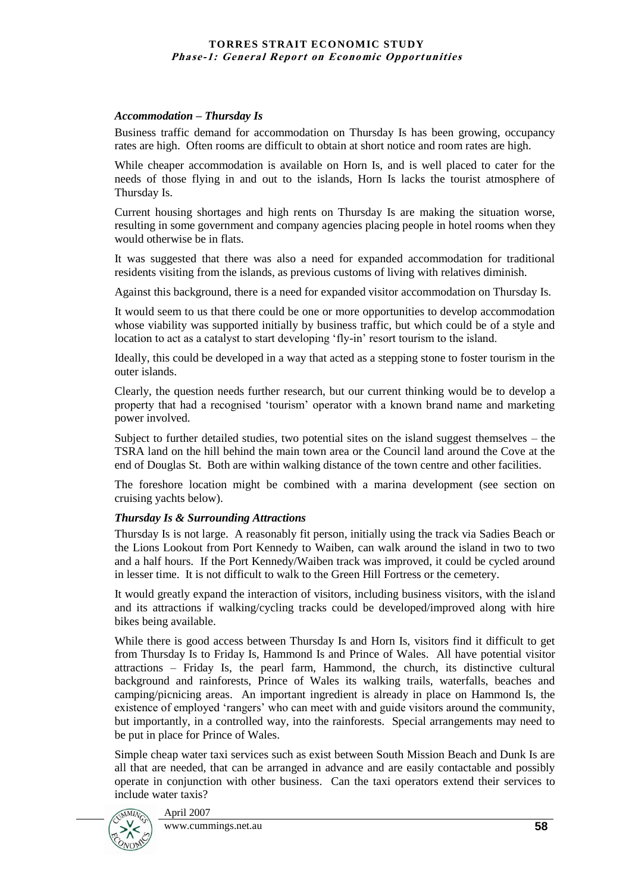### *Accommodation – Thursday Is*

Business traffic demand for accommodation on Thursday Is has been growing, occupancy rates are high. Often rooms are difficult to obtain at short notice and room rates are high.

While cheaper accommodation is available on Horn Is, and is well placed to cater for the needs of those flying in and out to the islands, Horn Is lacks the tourist atmosphere of Thursday Is.

Current housing shortages and high rents on Thursday Is are making the situation worse, resulting in some government and company agencies placing people in hotel rooms when they would otherwise be in flats.

It was suggested that there was also a need for expanded accommodation for traditional residents visiting from the islands, as previous customs of living with relatives diminish.

Against this background, there is a need for expanded visitor accommodation on Thursday Is.

It would seem to us that there could be one or more opportunities to develop accommodation whose viability was supported initially by business traffic, but which could be of a style and location to act as a catalyst to start developing 'fly-in' resort tourism to the island.

Ideally, this could be developed in a way that acted as a stepping stone to foster tourism in the outer islands.

Clearly, the question needs further research, but our current thinking would be to develop a property that had a recognised 'tourism' operator with a known brand name and marketing power involved.

Subject to further detailed studies, two potential sites on the island suggest themselves – the TSRA land on the hill behind the main town area or the Council land around the Cove at the end of Douglas St. Both are within walking distance of the town centre and other facilities.

The foreshore location might be combined with a marina development (see section on cruising yachts below).

### *Thursday Is & Surrounding Attractions*

Thursday Is is not large. A reasonably fit person, initially using the track via Sadies Beach or the Lions Lookout from Port Kennedy to Waiben, can walk around the island in two to two and a half hours. If the Port Kennedy/Waiben track was improved, it could be cycled around in lesser time. It is not difficult to walk to the Green Hill Fortress or the cemetery.

It would greatly expand the interaction of visitors, including business visitors, with the island and its attractions if walking/cycling tracks could be developed/improved along with hire bikes being available.

While there is good access between Thursday Is and Horn Is, visitors find it difficult to get from Thursday Is to Friday Is, Hammond Is and Prince of Wales. All have potential visitor attractions – Friday Is, the pearl farm, Hammond, the church, its distinctive cultural background and rainforests, Prince of Wales its walking trails, waterfalls, beaches and camping/picnicing areas. An important ingredient is already in place on Hammond Is, the existence of employed 'rangers' who can meet with and guide visitors around the community, but importantly, in a controlled way, into the rainforests. Special arrangements may need to be put in place for Prince of Wales.

Simple cheap water taxi services such as exist between South Mission Beach and Dunk Is are all that are needed, that can be arranged in advance and are easily contactable and possibly operate in conjunction with other business. Can the taxi operators extend their services to include water taxis?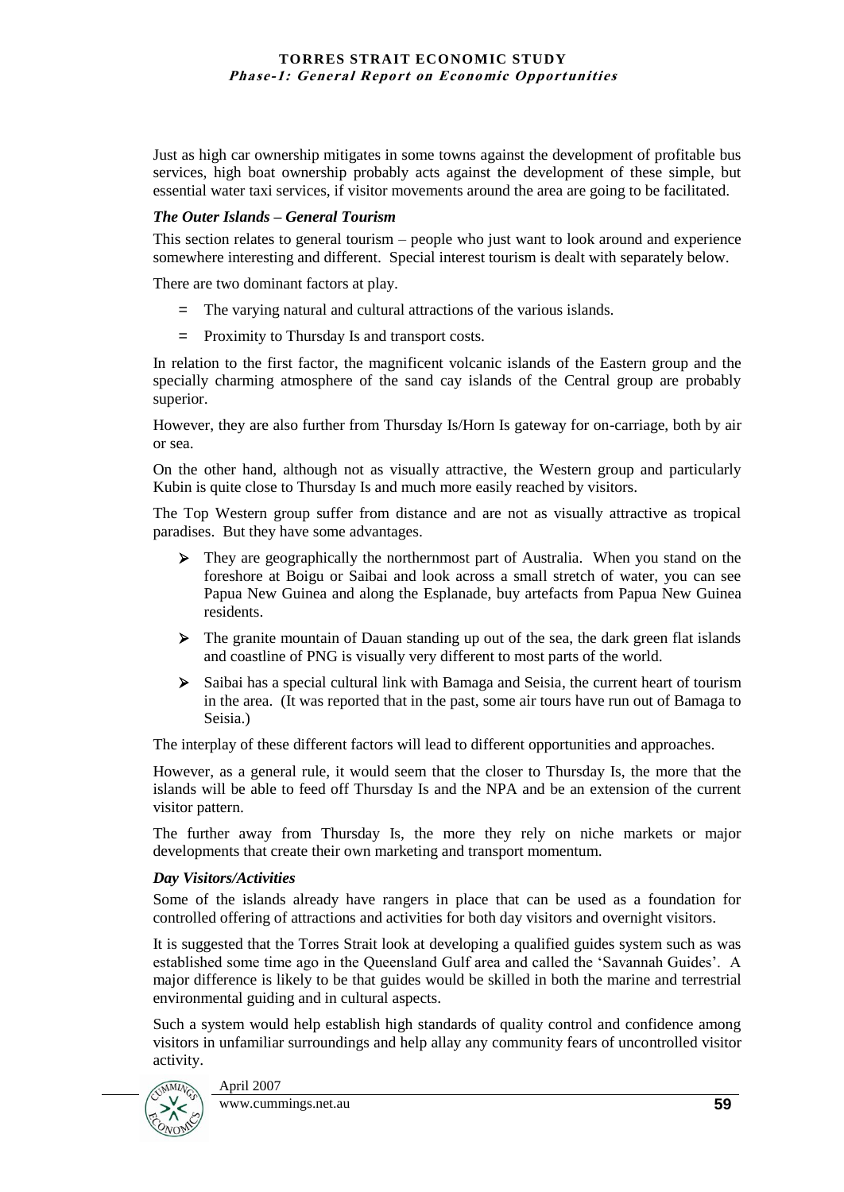Just as high car ownership mitigates in some towns against the development of profitable bus services, high boat ownership probably acts against the development of these simple, but essential water taxi services, if visitor movements around the area are going to be facilitated.

### *The Outer Islands – General Tourism*

This section relates to general tourism – people who just want to look around and experience somewhere interesting and different. Special interest tourism is dealt with separately below.

There are two dominant factors at play.

- The varying natural and cultural attractions of the various islands.
- Proximity to Thursday Is and transport costs.

In relation to the first factor, the magnificent volcanic islands of the Eastern group and the specially charming atmosphere of the sand cay islands of the Central group are probably superior.

However, they are also further from Thursday Is/Horn Is gateway for on-carriage, both by air or sea.

On the other hand, although not as visually attractive, the Western group and particularly Kubin is quite close to Thursday Is and much more easily reached by visitors.

The Top Western group suffer from distance and are not as visually attractive as tropical paradises. But they have some advantages.

- They are geographically the northernmost part of Australia. When you stand on the foreshore at Boigu or Saibai and look across a small stretch of water, you can see Papua New Guinea and along the Esplanade, buy artefacts from Papua New Guinea residents.
- The granite mountain of Dauan standing up out of the sea, the dark green flat islands and coastline of PNG is visually very different to most parts of the world.
- Saibai has a special cultural link with Bamaga and Seisia, the current heart of tourism in the area. (It was reported that in the past, some air tours have run out of Bamaga to Seisia.)

The interplay of these different factors will lead to different opportunities and approaches.

However, as a general rule, it would seem that the closer to Thursday Is, the more that the islands will be able to feed off Thursday Is and the NPA and be an extension of the current visitor pattern.

The further away from Thursday Is, the more they rely on niche markets or major developments that create their own marketing and transport momentum.

### *Day Visitors/Activities*

Some of the islands already have rangers in place that can be used as a foundation for controlled offering of attractions and activities for both day visitors and overnight visitors.

It is suggested that the Torres Strait look at developing a qualified guides system such as was established some time ago in the Queensland Gulf area and called the 'Savannah Guides'. A major difference is likely to be that guides would be skilled in both the marine and terrestrial environmental guiding and in cultural aspects.

Such a system would help establish high standards of quality control and confidence among visitors in unfamiliar surroundings and help allay any community fears of uncontrolled visitor activity.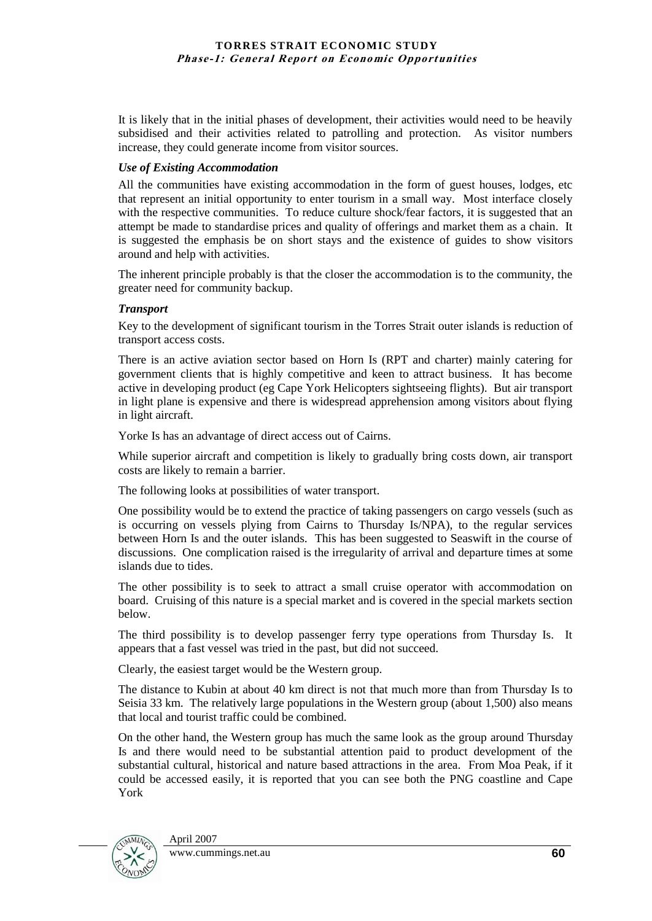It is likely that in the initial phases of development, their activities would need to be heavily subsidised and their activities related to patrolling and protection. As visitor numbers increase, they could generate income from visitor sources.

***Use of Existing Accommodation***

All the communities have existing accommodation in the form of guest houses, lodges, etc that represent an initial opportunity to enter tourism in a small way. Most interface closely with the respective communities. To reduce culture shock/fear factors, it is suggested that an attempt be made to standardise prices and quality of offerings and market them as a chain. It is suggested the emphasis be on short stays and the existence of guides to show visitors around and help with activities.

The inherent principle probably is that the closer the accommodation is to the community, the greater need for community backup.

***Transport***

Key to the development of significant tourism in the Torres Strait outer islands is reduction of transport access costs.

There is an active aviation sector based on Horn Is (RPT and charter) mainly catering for government clients that is highly competitive and keen to attract business. It has become active in developing product (eg Cape York Helicopters sightseeing flights). But air transport in light plane is expensive and there is widespread apprehension among visitors about flying in light aircraft.

Yorke Is has an advantage of direct access out of Cairns.

While superior aircraft and competition is likely to gradually bring costs down, air transport costs are likely to remain a barrier.

The following looks at possibilities of water transport.

One possibility would be to extend the practice of taking passengers on cargo vessels (such as is occurring on vessels plying from Cairns to Thursday Is/NPA), to the regular services between Horn Is and the outer islands. This has been suggested to Seaswift in the course of discussions. One complication raised is the irregularity of arrival and departure times at some islands due to tides.

The other possibility is to seek to attract a small cruise operator with accommodation on board. Cruising of this nature is a special market and is covered in the special markets section below.

The third possibility is to develop passenger ferry type operations from Thursday Is. It appears that a fast vessel was tried in the past, but did not succeed.

Clearly, the easiest target would be the Western group.

The distance to Kubin at about 40 km direct is not that much more than from Thursday Is to Seisia 33 km. The relatively large populations in the Western group (about 1,500) also means that local and tourist traffic could be combined.

On the other hand, the Western group has much the same look as the group around Thursday Is and there would need to be substantial attention paid to product development of the substantial cultural, historical and nature based attractions in the area. From Moa Peak, if it could be accessed easily, it is reported that you can see both the PNG coastline and Cape York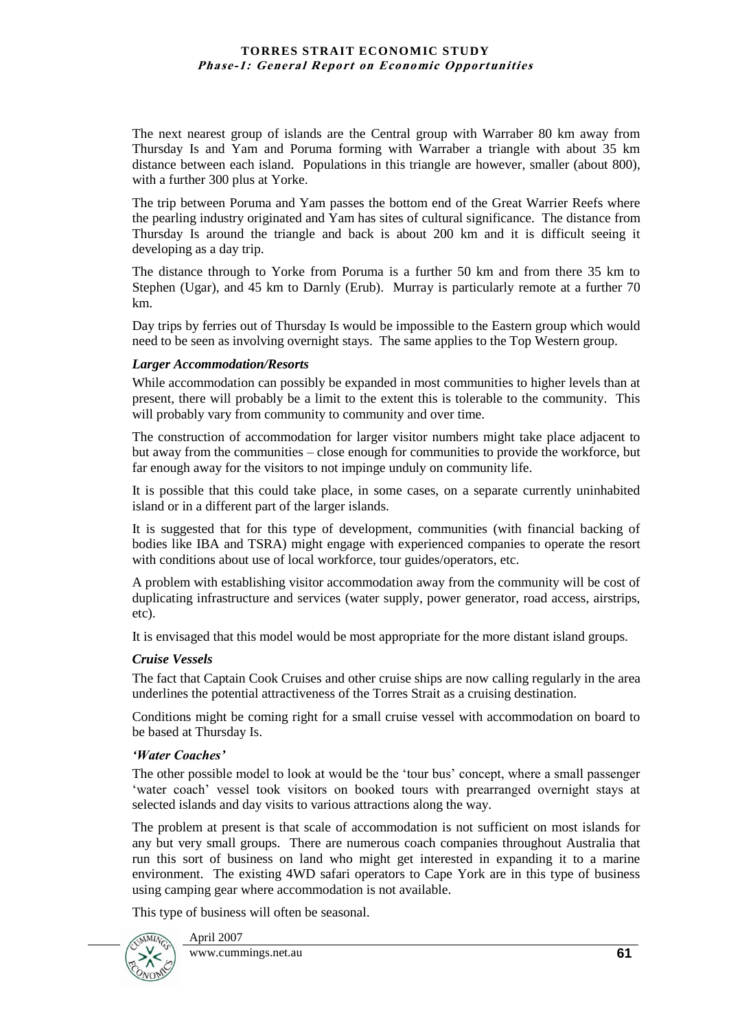The next nearest group of islands are the Central group with Warraber 80 km away from Thursday Is and Yam and Poruma forming with Warraber a triangle with about 35 km distance between each island. Populations in this triangle are however, smaller (about 800), with a further 300 plus at Yorke.

The trip between Poruma and Yam passes the bottom end of the Great Warrier Reefs where the pearling industry originated and Yam has sites of cultural significance. The distance from Thursday Is around the triangle and back is about 200 km and it is difficult seeing it developing as a day trip.

The distance through to Yorke from Poruma is a further 50 km and from there 35 km to Stephen (Ugar), and 45 km to Darnly (Erub). Murray is particularly remote at a further 70 km.

Day trips by ferries out of Thursday Is would be impossible to the Eastern group which would need to be seen as involving overnight stays. The same applies to the Top Western group.

***Larger Accommodation/Resorts***

While accommodation can possibly be expanded in most communities to higher levels than at present, there will probably be a limit to the extent this is tolerable to the community. This will probably vary from community to community and over time.

The construction of accommodation for larger visitor numbers might take place adjacent to but away from the communities – close enough for communities to provide the workforce, but far enough away for the visitors to not impinge unduly on community life.

It is possible that this could take place, in some cases, on a separate currently uninhabited island or in a different part of the larger islands.

It is suggested that for this type of development, communities (with financial backing of bodies like IBA and TSRA) might engage with experienced companies to operate the resort with conditions about use of local workforce, tour guides/operators, etc.

A problem with establishing visitor accommodation away from the community will be cost of duplicating infrastructure and services (water supply, power generator, road access, airstrips, etc).

It is envisaged that this model would be most appropriate for the more distant island groups.

***Cruise Vessels***

The fact that Captain Cook Cruises and other cruise ships are now calling regularly in the area underlines the potential attractiveness of the Torres Strait as a cruising destination.

Conditions might be coming right for a small cruise vessel with accommodation on board to be based at Thursday Is.

***'Water Coaches'***

The other possible model to look at would be the 'tour bus' concept, where a small passenger 'water coach' vessel took visitors on booked tours with prearranged overnight stays at selected islands and day visits to various attractions along the way.

The problem at present is that scale of accommodation is not sufficient on most islands for any but very small groups. There are numerous coach companies throughout Australia that run this sort of business on land who might get interested in expanding it to a marine environment. The existing 4WD safari operators to Cape York are in this type of business using camping gear where accommodation is not available.

This type of business will often be seasonal.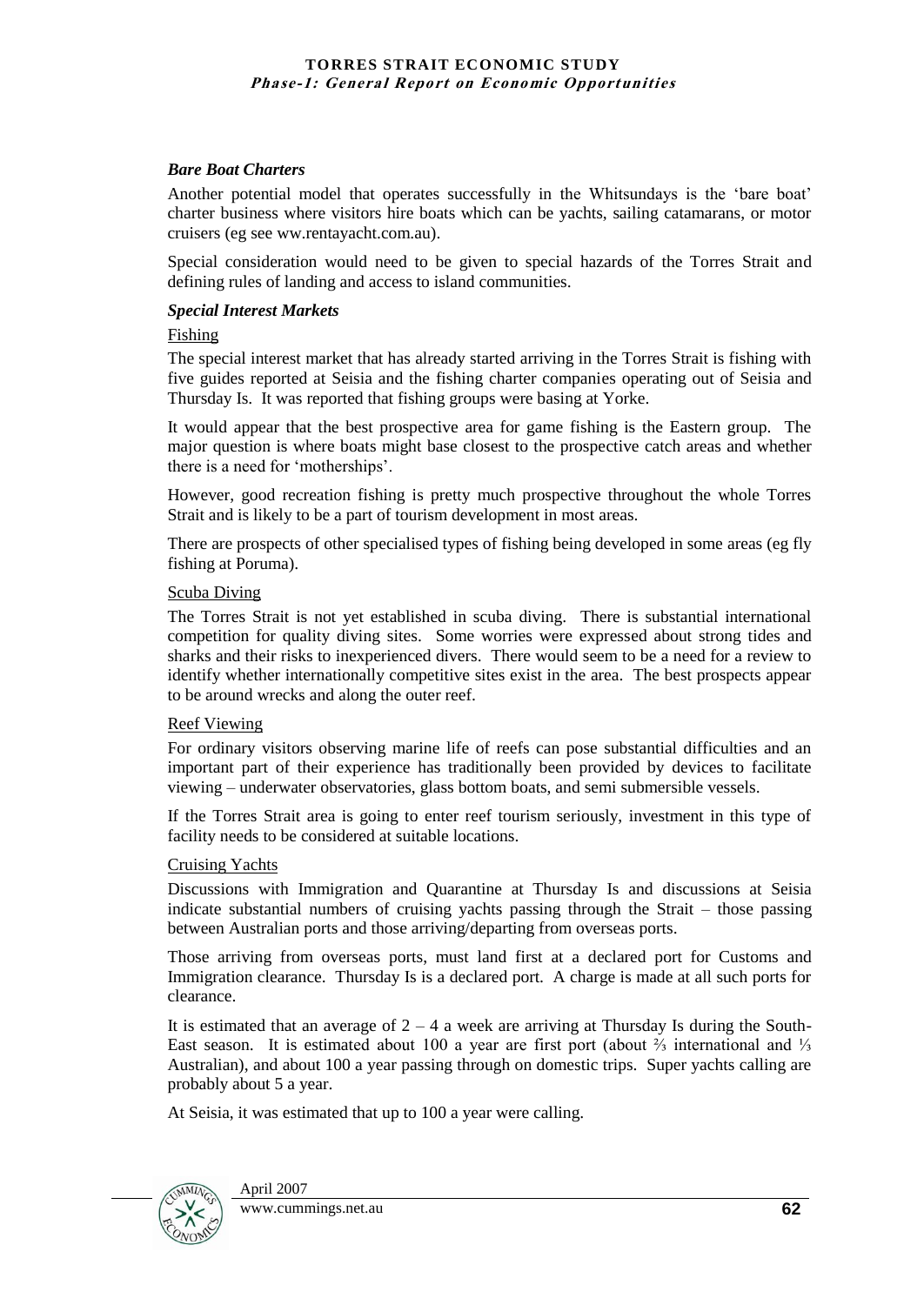### *Bare Boat Charters*

Another potential model that operates successfully in the Whitsundays is the 'bare boat' charter business where visitors hire boats which can be yachts, sailing catamarans, or motor cruisers (eg see ww.rentayacht.com.au).

Special consideration would need to be given to special hazards of the Torres Strait and defining rules of landing and access to island communities.

### *Special Interest Markets*

#### Fishing

The special interest market that has already started arriving in the Torres Strait is fishing with five guides reported at Seisia and the fishing charter companies operating out of Seisia and Thursday Is. It was reported that fishing groups were basing at Yorke.

It would appear that the best prospective area for game fishing is the Eastern group. The major question is where boats might base closest to the prospective catch areas and whether there is a need for 'motherships'.

However, good recreation fishing is pretty much prospective throughout the whole Torres Strait and is likely to be a part of tourism development in most areas.

There are prospects of other specialised types of fishing being developed in some areas (eg fly fishing at Poruma).

#### Scuba Diving

The Torres Strait is not yet established in scuba diving. There is substantial international competition for quality diving sites. Some worries were expressed about strong tides and sharks and their risks to inexperienced divers. There would seem to be a need for a review to identify whether internationally competitive sites exist in the area. The best prospects appear to be around wrecks and along the outer reef.

#### Reef Viewing

For ordinary visitors observing marine life of reefs can pose substantial difficulties and an important part of their experience has traditionally been provided by devices to facilitate viewing – underwater observatories, glass bottom boats, and semi submersible vessels.

If the Torres Strait area is going to enter reef tourism seriously, investment in this type of facility needs to be considered at suitable locations.

#### Cruising Yachts

Discussions with Immigration and Quarantine at Thursday Is and discussions at Seisia indicate substantial numbers of cruising yachts passing through the Strait – those passing between Australian ports and those arriving/departing from overseas ports.

Those arriving from overseas ports, must land first at a declared port for Customs and Immigration clearance. Thursday Is is a declared port. A charge is made at all such ports for clearance.

It is estimated that an average of 2 – 4 a week are arriving at Thursday Is during the South-East season. It is estimated about 100 a year are first port (about ⅔ international and ⅓ Australian), and about 100 a year passing through on domestic trips. Super yachts calling are probably about 5 a year.

At Seisia, it was estimated that up to 100 a year were calling.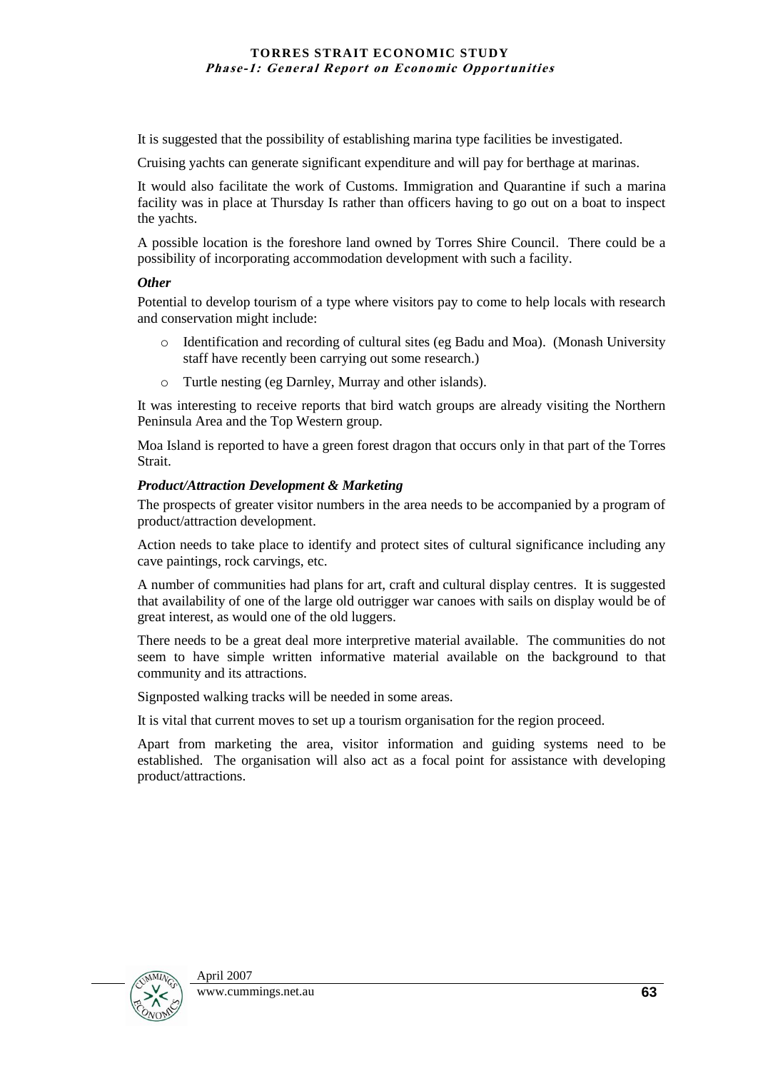It is suggested that the possibility of establishing marina type facilities be investigated.

Cruising yachts can generate significant expenditure and will pay for berthage at marinas.

It would also facilitate the work of Customs. Immigration and Quarantine if such a marina facility was in place at Thursday Is rather than officers having to go out on a boat to inspect the yachts.

A possible location is the foreshore land owned by Torres Shire Council. There could be a possibility of incorporating accommodation development with such a facility.

***Other***

Potential to develop tourism of a type where visitors pay to come to help locals with research and conservation might include:

- Identification and recording of cultural sites (eg Badu and Moa). (Monash University staff have recently been carrying out some research.)
- Turtle nesting (eg Darnley, Murray and other islands).

It was interesting to receive reports that bird watch groups are already visiting the Northern Peninsula Area and the Top Western group.

Moa Island is reported to have a green forest dragon that occurs only in that part of the Torres Strait.

***Product/Attraction Development & Marketing***

The prospects of greater visitor numbers in the area needs to be accompanied by a program of product/attraction development.

Action needs to take place to identify and protect sites of cultural significance including any cave paintings, rock carvings, etc.

A number of communities had plans for art, craft and cultural display centres. It is suggested that availability of one of the large old outrigger war canoes with sails on display would be of great interest, as would one of the old luggers.

There needs to be a great deal more interpretive material available. The communities do not seem to have simple written informative material available on the background to that community and its attractions.

Signposted walking tracks will be needed in some areas.

It is vital that current moves to set up a tourism organisation for the region proceed.

Apart from marketing the area, visitor information and guiding systems need to be established. The organisation will also act as a focal point for assistance with developing product/attractions.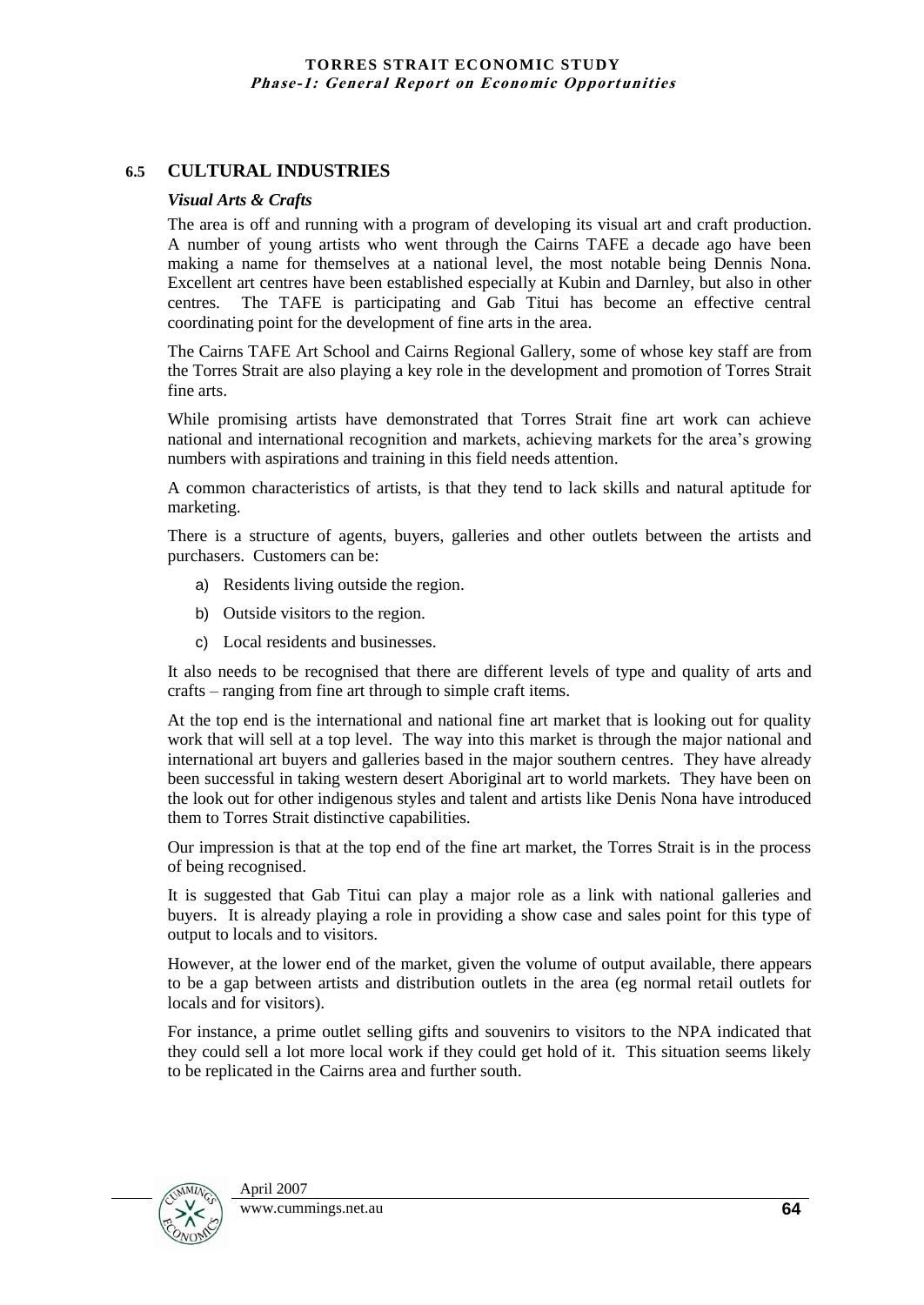## 6.5 CULTURAL INDUSTRIES

### *Visual Arts & Crafts*

The area is off and running with a program of developing its visual art and craft production. A number of young artists who went through the Cairns TAFE a decade ago have been making a name for themselves at a national level, the most notable being Dennis Nona. Excellent art centres have been established especially at Kubin and Darnley, but also in other centres. The TAFE is participating and Gab Titui has become an effective central coordinating point for the development of fine arts in the area.

The Cairns TAFE Art School and Cairns Regional Gallery, some of whose key staff are from the Torres Strait are also playing a key role in the development and promotion of Torres Strait fine arts.

While promising artists have demonstrated that Torres Strait fine art work can achieve national and international recognition and markets, achieving markets for the area's growing numbers with aspirations and training in this field needs attention.

A common characteristics of artists, is that they tend to lack skills and natural aptitude for marketing.

There is a structure of agents, buyers, galleries and other outlets between the artists and purchasers. Customers can be:

a) Residents living outside the region.
b) Outside visitors to the region.
c) Local residents and businesses.

It also needs to be recognised that there are different levels of type and quality of arts and crafts – ranging from fine art through to simple craft items.

At the top end is the international and national fine art market that is looking out for quality work that will sell at a top level. The way into this market is through the major national and international art buyers and galleries based in the major southern centres. They have already been successful in taking western desert Aboriginal art to world markets. They have been on the look out for other indigenous styles and talent and artists like Denis Nona have introduced them to Torres Strait distinctive capabilities.

Our impression is that at the top end of the fine art market, the Torres Strait is in the process of being recognised.

It is suggested that Gab Titui can play a major role as a link with national galleries and buyers. It is already playing a role in providing a show case and sales point for this type of output to locals and to visitors.

However, at the lower end of the market, given the volume of output available, there appears to be a gap between artists and distribution outlets in the area (eg normal retail outlets for locals and for visitors).

For instance, a prime outlet selling gifts and souvenirs to visitors to the NPA indicated that they could sell a lot more local work if they could get hold of it. This situation seems likely to be replicated in the Cairns area and further south.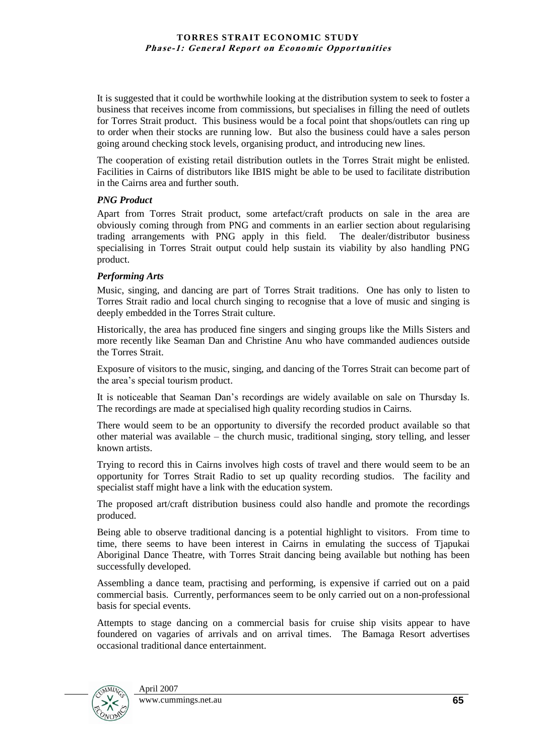It is suggested that it could be worthwhile looking at the distribution system to seek to foster a business that receives income from commissions, but specialises in filling the need of outlets for Torres Strait product. This business would be a focal point that shops/outlets can ring up to order when their stocks are running low. But also the business could have a sales person going around checking stock levels, organising product, and introducing new lines.

The cooperation of existing retail distribution outlets in the Torres Strait might be enlisted. Facilities in Cairns of distributors like IBIS might be able to be used to facilitate distribution in the Cairns area and further south.

***PNG Product***

Apart from Torres Strait product, some artefact/craft products on sale in the area are obviously coming through from PNG and comments in an earlier section about regularising trading arrangements with PNG apply in this field. The dealer/distributor business specialising in Torres Strait output could help sustain its viability by also handling PNG product.

***Performing Arts***

Music, singing, and dancing are part of Torres Strait traditions. One has only to listen to Torres Strait radio and local church singing to recognise that a love of music and singing is deeply embedded in the Torres Strait culture.

Historically, the area has produced fine singers and singing groups like the Mills Sisters and more recently like Seaman Dan and Christine Anu who have commanded audiences outside the Torres Strait.

Exposure of visitors to the music, singing, and dancing of the Torres Strait can become part of the area's special tourism product.

It is noticeable that Seaman Dan's recordings are widely available on sale on Thursday Is. The recordings are made at specialised high quality recording studios in Cairns.

There would seem to be an opportunity to diversify the recorded product available so that other material was available – the church music, traditional singing, story telling, and lesser known artists.

Trying to record this in Cairns involves high costs of travel and there would seem to be an opportunity for Torres Strait Radio to set up quality recording studios. The facility and specialist staff might have a link with the education system.

The proposed art/craft distribution business could also handle and promote the recordings produced.

Being able to observe traditional dancing is a potential highlight to visitors. From time to time, there seems to have been interest in Cairns in emulating the success of Tjapukai Aboriginal Dance Theatre, with Torres Strait dancing being available but nothing has been successfully developed.

Assembling a dance team, practising and performing, is expensive if carried out on a paid commercial basis. Currently, performances seem to be only carried out on a non-professional basis for special events.

Attempts to stage dancing on a commercial basis for cruise ship visits appear to have foundered on vagaries of arrivals and on arrival times. The Bamaga Resort advertises occasional traditional dance entertainment.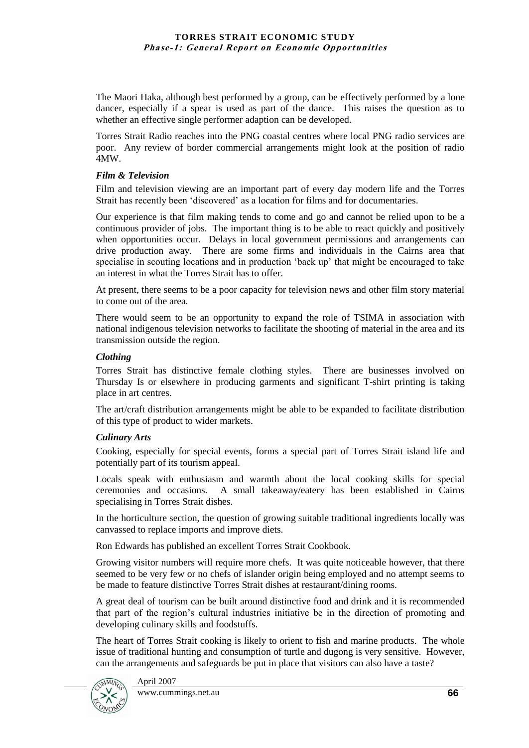The Maori Haka, although best performed by a group, can be effectively performed by a lone dancer, especially if a spear is used as part of the dance. This raises the question as to whether an effective single performer adaption can be developed.

Torres Strait Radio reaches into the PNG coastal centres where local PNG radio services are poor. Any review of border commercial arrangements might look at the position of radio 4MW.

### *Film & Television*

Film and television viewing are an important part of every day modern life and the Torres Strait has recently been 'discovered' as a location for films and for documentaries.

Our experience is that film making tends to come and go and cannot be relied upon to be a continuous provider of jobs. The important thing is to be able to react quickly and positively when opportunities occur. Delays in local government permissions and arrangements can drive production away. There are some firms and individuals in the Cairns area that specialise in scouting locations and in production 'back up' that might be encouraged to take an interest in what the Torres Strait has to offer.

At present, there seems to be a poor capacity for television news and other film story material to come out of the area.

There would seem to be an opportunity to expand the role of TSIMA in association with national indigenous television networks to facilitate the shooting of material in the area and its transmission outside the region.

### *Clothing*

Torres Strait has distinctive female clothing styles. There are businesses involved on Thursday Is or elsewhere in producing garments and significant T-shirt printing is taking place in art centres.

The art/craft distribution arrangements might be able to be expanded to facilitate distribution of this type of product to wider markets.

### *Culinary Arts*

Cooking, especially for special events, forms a special part of Torres Strait island life and potentially part of its tourism appeal.

Locals speak with enthusiasm and warmth about the local cooking skills for special ceremonies and occasions. A small takeaway/eatery has been established in Cairns specialising in Torres Strait dishes.

In the horticulture section, the question of growing suitable traditional ingredients locally was canvassed to replace imports and improve diets.

Ron Edwards has published an excellent Torres Strait Cookbook.

Growing visitor numbers will require more chefs. It was quite noticeable however, that there seemed to be very few or no chefs of islander origin being employed and no attempt seems to be made to feature distinctive Torres Strait dishes at restaurant/dining rooms.

A great deal of tourism can be built around distinctive food and drink and it is recommended that part of the region's cultural industries initiative be in the direction of promoting and developing culinary skills and foodstuffs.

The heart of Torres Strait cooking is likely to orient to fish and marine products. The whole issue of traditional hunting and consumption of turtle and dugong is very sensitive. However, can the arrangements and safeguards be put in place that visitors can also have a taste?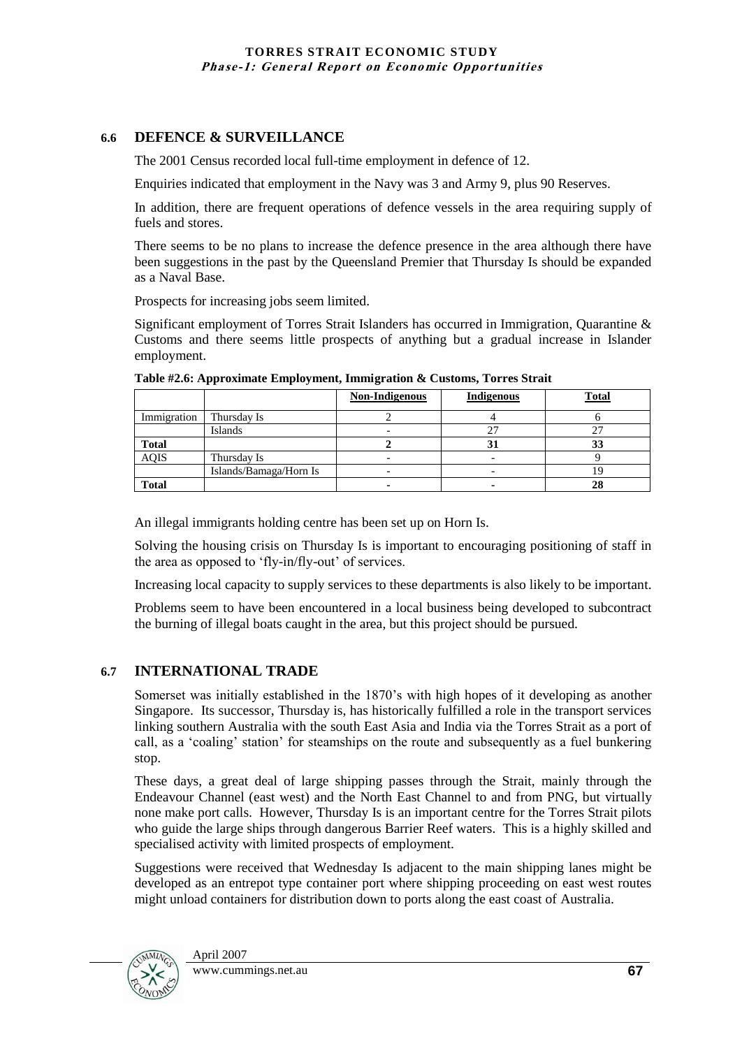## 6.6 DEFENCE & SURVEILLANCE

The 2001 Census recorded local full-time employment in defence of 12.

Enquiries indicated that employment in the Navy was 3 and Army 9, plus 90 Reserves.

In addition, there are frequent operations of defence vessels in the area requiring supply of fuels and stores.

There seems to be no plans to increase the defence presence in the area although there have been suggestions in the past by the Queensland Premier that Thursday Is should be expanded as a Naval Base.

Prospects for increasing jobs seem limited.

Significant employment of Torres Strait Islanders has occurred in Immigration, Quarantine & Customs and there seems little prospects of anything but a gradual increase in Islander employment.

**Table #2.6: Approximate Employment, Immigration & Customs, Torres Strait**

| | | Non-Indigenous | Indigenous | Total |
|---|---|---|---|---|
| Immigration | Thursday Is | 2 | 4 | 6 |
| | Islands | - | 27 | 27 |
| **Total** | | **2** | **31** | **33** |
| AQIS | Thursday Is | - | - | 9 |
| | Islands/Bamaga/Horn Is | - | - | 19 |
| **Total** | | **-** | **-** | **28** |

An illegal immigrants holding centre has been set up on Horn Is.

Solving the housing crisis on Thursday Is is important to encouraging positioning of staff in the area as opposed to 'fly-in/fly-out' of services.

Increasing local capacity to supply services to these departments is also likely to be important.

Problems seem to have been encountered in a local business being developed to subcontract the burning of illegal boats caught in the area, but this project should be pursued.

## 6.7 INTERNATIONAL TRADE

Somerset was initially established in the 1870's with high hopes of it developing as another Singapore. Its successor, Thursday is, has historically fulfilled a role in the transport services linking southern Australia with the south East Asia and India via the Torres Strait as a port of call, as a 'coaling' station' for steamships on the route and subsequently as a fuel bunkering stop.

These days, a great deal of large shipping passes through the Strait, mainly through the Endeavour Channel (east west) and the North East Channel to and from PNG, but virtually none make port calls. However, Thursday Is is an important centre for the Torres Strait pilots who guide the large ships through dangerous Barrier Reef waters. This is a highly skilled and specialised activity with limited prospects of employment.

Suggestions were received that Wednesday Is adjacent to the main shipping lanes might be developed as an entrepot type container port where shipping proceeding on east west routes might unload containers for distribution down to ports along the east coast of Australia.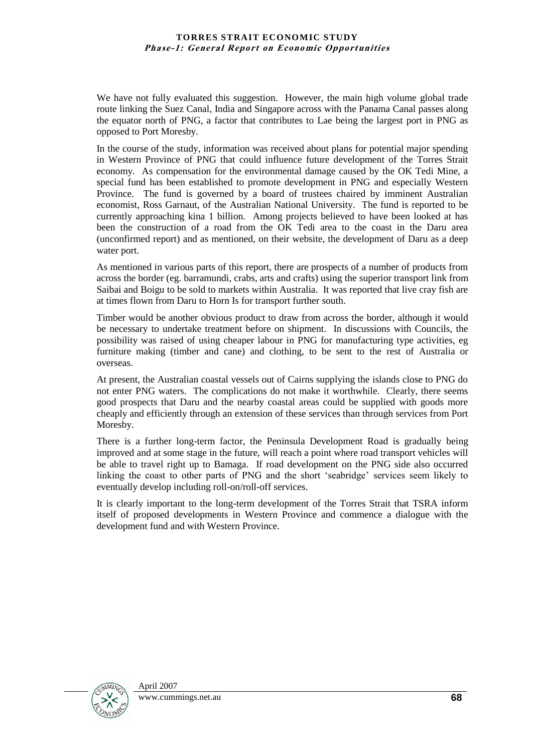We have not fully evaluated this suggestion. However, the main high volume global trade route linking the Suez Canal, India and Singapore across with the Panama Canal passes along the equator north of PNG, a factor that contributes to Lae being the largest port in PNG as opposed to Port Moresby.

In the course of the study, information was received about plans for potential major spending in Western Province of PNG that could influence future development of the Torres Strait economy. As compensation for the environmental damage caused by the OK Tedi Mine, a special fund has been established to promote development in PNG and especially Western Province. The fund is governed by a board of trustees chaired by imminent Australian economist, Ross Garnaut, of the Australian National University. The fund is reported to be currently approaching kina 1 billion. Among projects believed to have been looked at has been the construction of a road from the OK Tedi area to the coast in the Daru area (unconfirmed report) and as mentioned, on their website, the development of Daru as a deep water port.

As mentioned in various parts of this report, there are prospects of a number of products from across the border (eg. barramundi, crabs, arts and crafts) using the superior transport link from Saibai and Boigu to be sold to markets within Australia. It was reported that live cray fish are at times flown from Daru to Horn Is for transport further south.

Timber would be another obvious product to draw from across the border, although it would be necessary to undertake treatment before on shipment. In discussions with Councils, the possibility was raised of using cheaper labour in PNG for manufacturing type activities, eg furniture making (timber and cane) and clothing, to be sent to the rest of Australia or overseas.

At present, the Australian coastal vessels out of Cairns supplying the islands close to PNG do not enter PNG waters. The complications do not make it worthwhile. Clearly, there seems good prospects that Daru and the nearby coastal areas could be supplied with goods more cheaply and efficiently through an extension of these services than through services from Port Moresby.

There is a further long-term factor, the Peninsula Development Road is gradually being improved and at some stage in the future, will reach a point where road transport vehicles will be able to travel right up to Bamaga. If road development on the PNG side also occurred linking the coast to other parts of PNG and the short 'seabridge' services seem likely to eventually develop including roll-on/roll-off services.

It is clearly important to the long-term development of the Torres Strait that TSRA inform itself of proposed developments in Western Province and commence a dialogue with the development fund and with Western Province.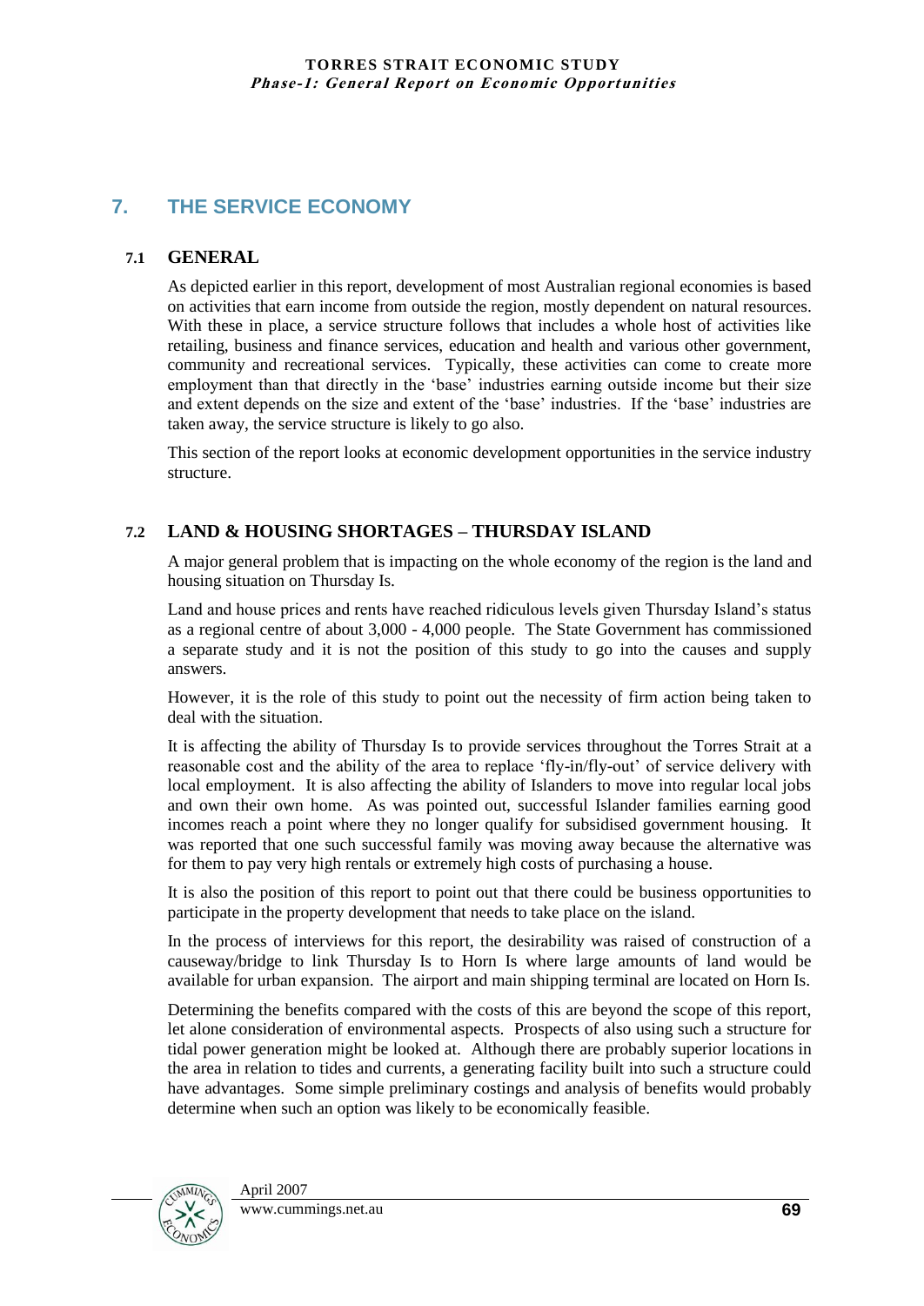# 7. THE SERVICE ECONOMY

## 7.1 GENERAL

As depicted earlier in this report, development of most Australian regional economies is based on activities that earn income from outside the region, mostly dependent on natural resources. With these in place, a service structure follows that includes a whole host of activities like retailing, business and finance services, education and health and various other government, community and recreational services. Typically, these activities can come to create more employment than that directly in the 'base' industries earning outside income but their size and extent depends on the size and extent of the 'base' industries. If the 'base' industries are taken away, the service structure is likely to go also.

This section of the report looks at economic development opportunities in the service industry structure.

## 7.2 LAND & HOUSING SHORTAGES – THURSDAY ISLAND

A major general problem that is impacting on the whole economy of the region is the land and housing situation on Thursday Is.

Land and house prices and rents have reached ridiculous levels given Thursday Island's status as a regional centre of about 3,000 - 4,000 people. The State Government has commissioned a separate study and it is not the position of this study to go into the causes and supply answers.

However, it is the role of this study to point out the necessity of firm action being taken to deal with the situation.

It is affecting the ability of Thursday Is to provide services throughout the Torres Strait at a reasonable cost and the ability of the area to replace 'fly-in/fly-out' of service delivery with local employment. It is also affecting the ability of Islanders to move into regular local jobs and own their own home. As was pointed out, successful Islander families earning good incomes reach a point where they no longer qualify for subsidised government housing. It was reported that one such successful family was moving away because the alternative was for them to pay very high rentals or extremely high costs of purchasing a house.

It is also the position of this report to point out that there could be business opportunities to participate in the property development that needs to take place on the island.

In the process of interviews for this report, the desirability was raised of construction of a causeway/bridge to link Thursday Is to Horn Is where large amounts of land would be available for urban expansion. The airport and main shipping terminal are located on Horn Is.

Determining the benefits compared with the costs of this are beyond the scope of this report, let alone consideration of environmental aspects. Prospects of also using such a structure for tidal power generation might be looked at. Although there are probably superior locations in the area in relation to tides and currents, a generating facility built into such a structure could have advantages. Some simple preliminary costings and analysis of benefits would probably determine when such an option was likely to be economically feasible.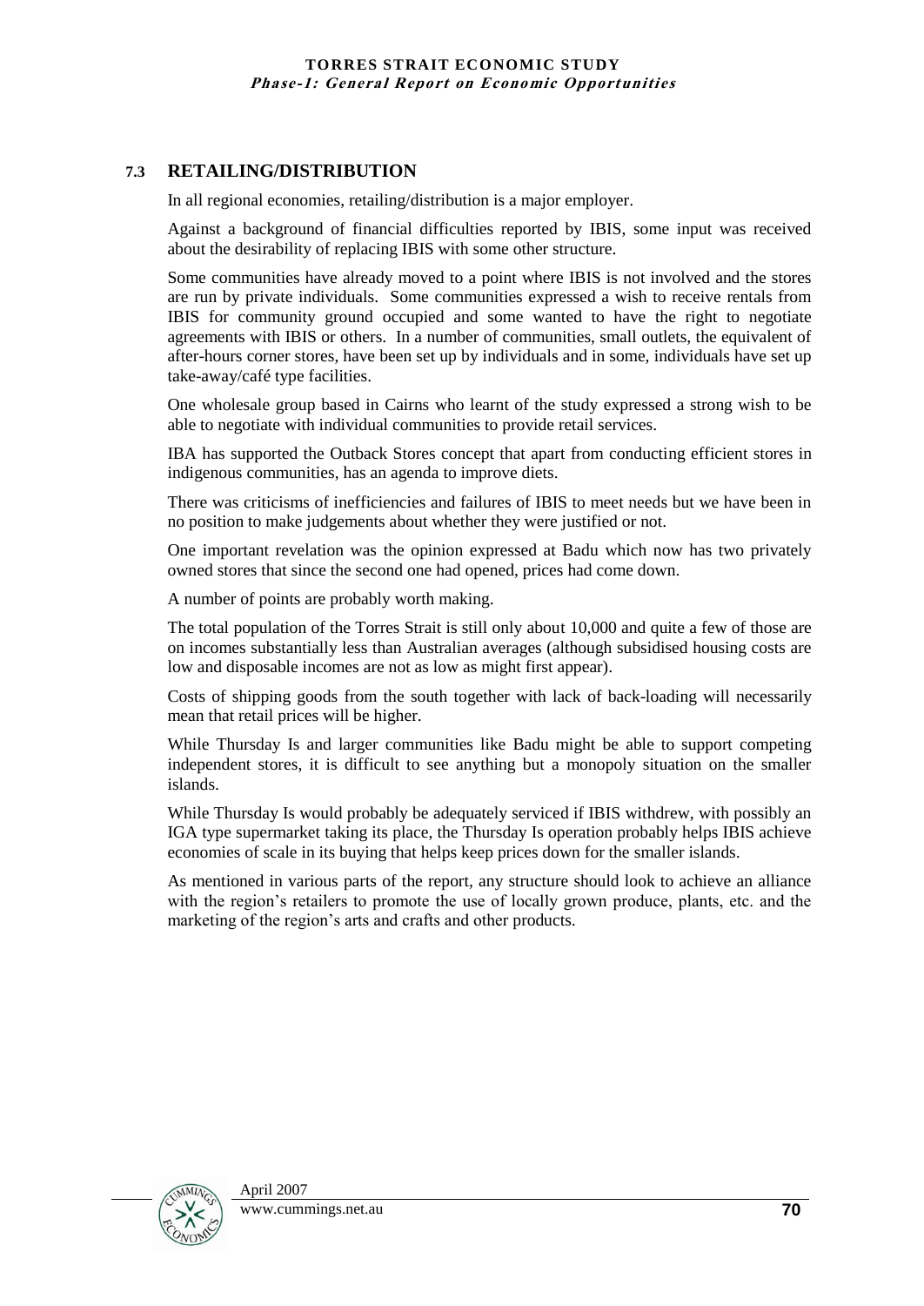## 7.3 RETAILING/DISTRIBUTION

In all regional economies, retailing/distribution is a major employer.

Against a background of financial difficulties reported by IBIS, some input was received about the desirability of replacing IBIS with some other structure.

Some communities have already moved to a point where IBIS is not involved and the stores are run by private individuals. Some communities expressed a wish to receive rentals from IBIS for community ground occupied and some wanted to have the right to negotiate agreements with IBIS or others. In a number of communities, small outlets, the equivalent of after-hours corner stores, have been set up by individuals and in some, individuals have set up take-away/café type facilities.

One wholesale group based in Cairns who learnt of the study expressed a strong wish to be able to negotiate with individual communities to provide retail services.

IBA has supported the Outback Stores concept that apart from conducting efficient stores in indigenous communities, has an agenda to improve diets.

There was criticisms of inefficiencies and failures of IBIS to meet needs but we have been in no position to make judgements about whether they were justified or not.

One important revelation was the opinion expressed at Badu which now has two privately owned stores that since the second one had opened, prices had come down.

A number of points are probably worth making.

The total population of the Torres Strait is still only about 10,000 and quite a few of those are on incomes substantially less than Australian averages (although subsidised housing costs are low and disposable incomes are not as low as might first appear).

Costs of shipping goods from the south together with lack of back-loading will necessarily mean that retail prices will be higher.

While Thursday Is and larger communities like Badu might be able to support competing independent stores, it is difficult to see anything but a monopoly situation on the smaller islands.

While Thursday Is would probably be adequately serviced if IBIS withdrew, with possibly an IGA type supermarket taking its place, the Thursday Is operation probably helps IBIS achieve economies of scale in its buying that helps keep prices down for the smaller islands.

As mentioned in various parts of the report, any structure should look to achieve an alliance with the region's retailers to promote the use of locally grown produce, plants, etc. and the marketing of the region's arts and crafts and other products.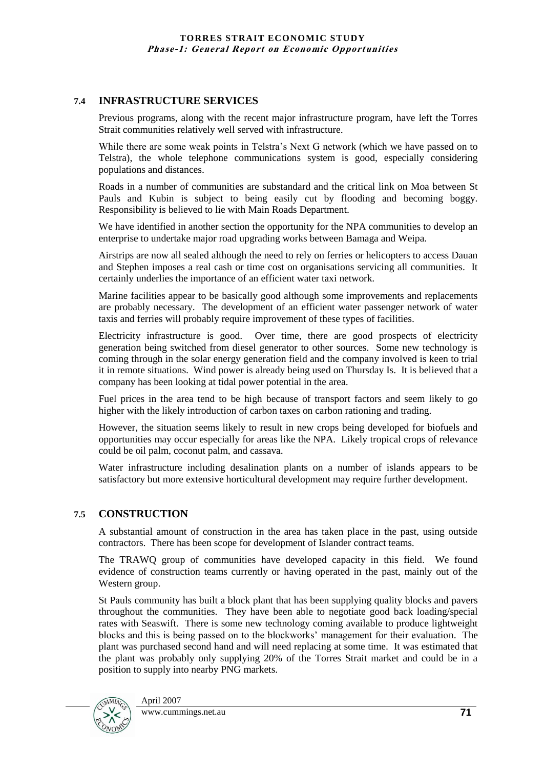## 7.4 INFRASTRUCTURE SERVICES

Previous programs, along with the recent major infrastructure program, have left the Torres Strait communities relatively well served with infrastructure.

While there are some weak points in Telstra's Next G network (which we have passed on to Telstra), the whole telephone communications system is good, especially considering populations and distances.

Roads in a number of communities are substandard and the critical link on Moa between St Pauls and Kubin is subject to being easily cut by flooding and becoming boggy. Responsibility is believed to lie with Main Roads Department.

We have identified in another section the opportunity for the NPA communities to develop an enterprise to undertake major road upgrading works between Bamaga and Weipa.

Airstrips are now all sealed although the need to rely on ferries or helicopters to access Dauan and Stephen imposes a real cash or time cost on organisations servicing all communities. It certainly underlies the importance of an efficient water taxi network.

Marine facilities appear to be basically good although some improvements and replacements are probably necessary. The development of an efficient water passenger network of water taxis and ferries will probably require improvement of these types of facilities.

Electricity infrastructure is good. Over time, there are good prospects of electricity generation being switched from diesel generator to other sources. Some new technology is coming through in the solar energy generation field and the company involved is keen to trial it in remote situations. Wind power is already being used on Thursday Is. It is believed that a company has been looking at tidal power potential in the area.

Fuel prices in the area tend to be high because of transport factors and seem likely to go higher with the likely introduction of carbon taxes on carbon rationing and trading.

However, the situation seems likely to result in new crops being developed for biofuels and opportunities may occur especially for areas like the NPA. Likely tropical crops of relevance could be oil palm, coconut palm, and cassava.

Water infrastructure including desalination plants on a number of islands appears to be satisfactory but more extensive horticultural development may require further development.

## 7.5 CONSTRUCTION

A substantial amount of construction in the area has taken place in the past, using outside contractors. There has been scope for development of Islander contract teams.

The TRAWQ group of communities have developed capacity in this field. We found evidence of construction teams currently or having operated in the past, mainly out of the Western group.

St Pauls community has built a block plant that has been supplying quality blocks and pavers throughout the communities. They have been able to negotiate good back loading/special rates with Seaswift. There is some new technology coming available to produce lightweight blocks and this is being passed on to the blockworks' management for their evaluation. The plant was purchased second hand and will need replacing at some time. It was estimated that the plant was probably only supplying 20% of the Torres Strait market and could be in a position to supply into nearby PNG markets.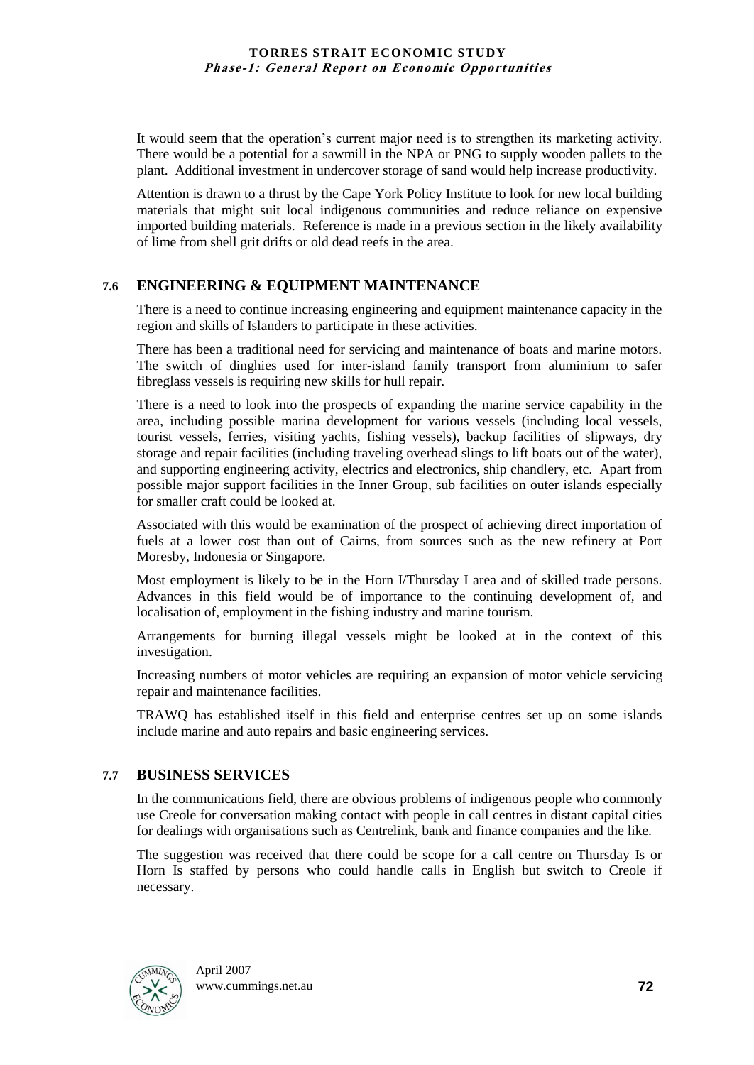It would seem that the operation's current major need is to strengthen its marketing activity. There would be a potential for a sawmill in the NPA or PNG to supply wooden pallets to the plant. Additional investment in undercover storage of sand would help increase productivity.

Attention is drawn to a thrust by the Cape York Policy Institute to look for new local building materials that might suit local indigenous communities and reduce reliance on expensive imported building materials. Reference is made in a previous section in the likely availability of lime from shell grit drifts or old dead reefs in the area.

## 7.6 ENGINEERING & EQUIPMENT MAINTENANCE

There is a need to continue increasing engineering and equipment maintenance capacity in the region and skills of Islanders to participate in these activities.

There has been a traditional need for servicing and maintenance of boats and marine motors. The switch of dinghies used for inter-island family transport from aluminium to safer fibreglass vessels is requiring new skills for hull repair.

There is a need to look into the prospects of expanding the marine service capability in the area, including possible marina development for various vessels (including local vessels, tourist vessels, ferries, visiting yachts, fishing vessels), backup facilities of slipways, dry storage and repair facilities (including traveling overhead slings to lift boats out of the water), and supporting engineering activity, electrics and electronics, ship chandlery, etc. Apart from possible major support facilities in the Inner Group, sub facilities on outer islands especially for smaller craft could be looked at.

Associated with this would be examination of the prospect of achieving direct importation of fuels at a lower cost than out of Cairns, from sources such as the new refinery at Port Moresby, Indonesia or Singapore.

Most employment is likely to be in the Horn I/Thursday I area and of skilled trade persons. Advances in this field would be of importance to the continuing development of, and localisation of, employment in the fishing industry and marine tourism.

Arrangements for burning illegal vessels might be looked at in the context of this investigation.

Increasing numbers of motor vehicles are requiring an expansion of motor vehicle servicing repair and maintenance facilities.

TRAWQ has established itself in this field and enterprise centres set up on some islands include marine and auto repairs and basic engineering services.

## 7.7 BUSINESS SERVICES

In the communications field, there are obvious problems of indigenous people who commonly use Creole for conversation making contact with people in call centres in distant capital cities for dealings with organisations such as Centrelink, bank and finance companies and the like.

The suggestion was received that there could be scope for a call centre on Thursday Is or Horn Is staffed by persons who could handle calls in English but switch to Creole if necessary.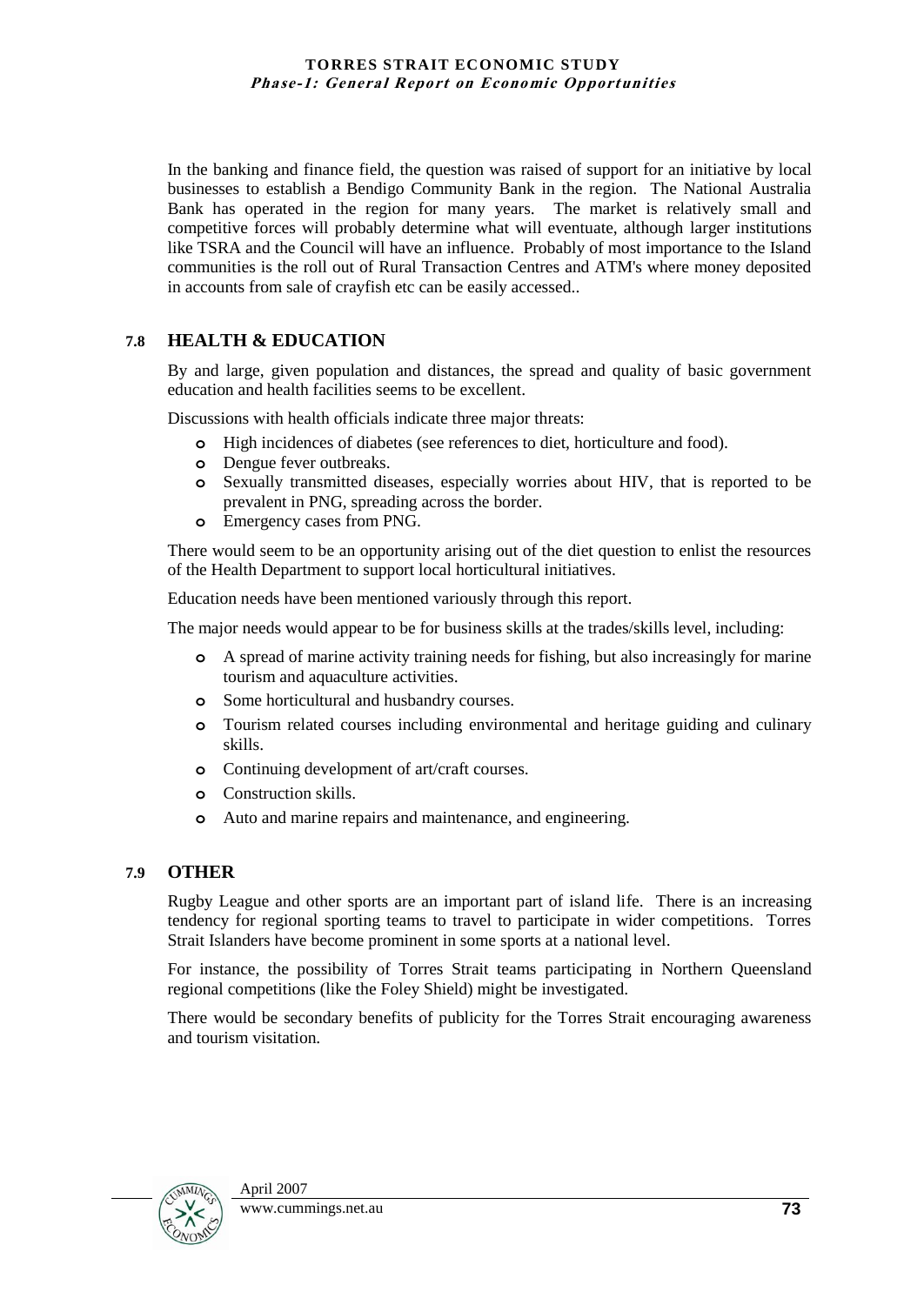In the banking and finance field, the question was raised of support for an initiative by local businesses to establish a Bendigo Community Bank in the region. The National Australia Bank has operated in the region for many years. The market is relatively small and competitive forces will probably determine what will eventuate, although larger institutions like TSRA and the Council will have an influence. Probably of most importance to the Island communities is the roll out of Rural Transaction Centres and ATM's where money deposited in accounts from sale of crayfish etc can be easily accessed..

## 7.8 HEALTH & EDUCATION

By and large, given population and distances, the spread and quality of basic government education and health facilities seems to be excellent.

Discussions with health officials indicate three major threats:

- High incidences of diabetes (see references to diet, horticulture and food).
- Dengue fever outbreaks.
- Sexually transmitted diseases, especially worries about HIV, that is reported to be prevalent in PNG, spreading across the border.
- Emergency cases from PNG.

There would seem to be an opportunity arising out of the diet question to enlist the resources of the Health Department to support local horticultural initiatives.

Education needs have been mentioned variously through this report.

The major needs would appear to be for business skills at the trades/skills level, including:

- A spread of marine activity training needs for fishing, but also increasingly for marine tourism and aquaculture activities.
- Some horticultural and husbandry courses.
- Tourism related courses including environmental and heritage guiding and culinary skills.
- Continuing development of art/craft courses.
- Construction skills.
- Auto and marine repairs and maintenance, and engineering.

## 7.9 OTHER

Rugby League and other sports are an important part of island life. There is an increasing tendency for regional sporting teams to travel to participate in wider competitions. Torres Strait Islanders have become prominent in some sports at a national level.

For instance, the possibility of Torres Strait teams participating in Northern Queensland regional competitions (like the Foley Shield) might be investigated.

There would be secondary benefits of publicity for the Torres Strait encouraging awareness and tourism visitation.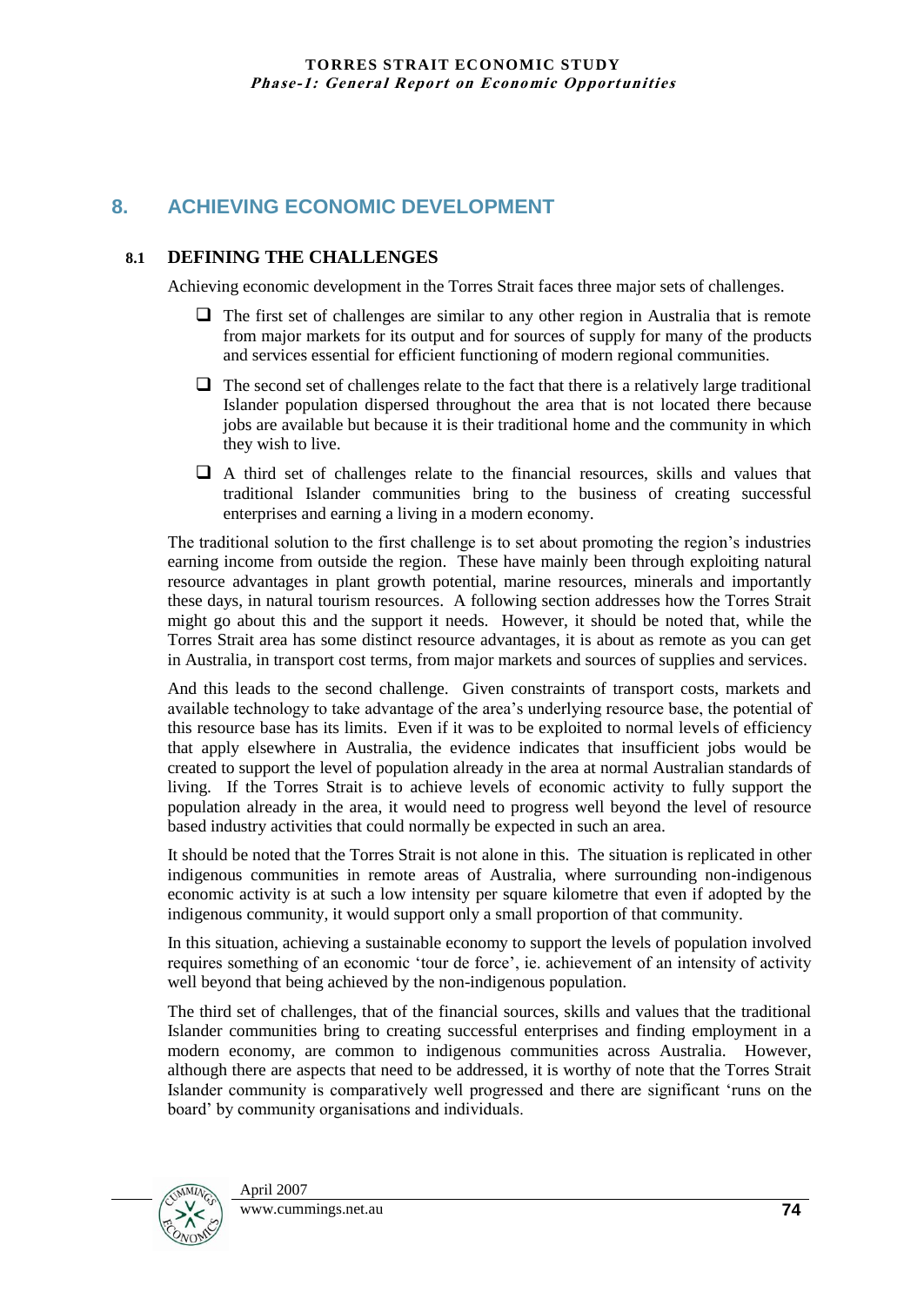# 8. ACHIEVING ECONOMIC DEVELOPMENT

## 8.1 DEFINING THE CHALLENGES

Achieving economic development in the Torres Strait faces three major sets of challenges.

- The first set of challenges are similar to any other region in Australia that is remote from major markets for its output and for sources of supply for many of the products and services essential for efficient functioning of modern regional communities.
- The second set of challenges relate to the fact that there is a relatively large traditional Islander population dispersed throughout the area that is not located there because jobs are available but because it is their traditional home and the community in which they wish to live.
- A third set of challenges relate to the financial resources, skills and values that traditional Islander communities bring to the business of creating successful enterprises and earning a living in a modern economy.

The traditional solution to the first challenge is to set about promoting the region's industries earning income from outside the region. These have mainly been through exploiting natural resource advantages in plant growth potential, marine resources, minerals and importantly these days, in natural tourism resources. A following section addresses how the Torres Strait might go about this and the support it needs. However, it should be noted that, while the Torres Strait area has some distinct resource advantages, it is about as remote as you can get in Australia, in transport cost terms, from major markets and sources of supplies and services.

And this leads to the second challenge. Given constraints of transport costs, markets and available technology to take advantage of the area's underlying resource base, the potential of this resource base has its limits. Even if it was to be exploited to normal levels of efficiency that apply elsewhere in Australia, the evidence indicates that insufficient jobs would be created to support the level of population already in the area at normal Australian standards of living. If the Torres Strait is to achieve levels of economic activity to fully support the population already in the area, it would need to progress well beyond the level of resource based industry activities that could normally be expected in such an area.

It should be noted that the Torres Strait is not alone in this. The situation is replicated in other indigenous communities in remote areas of Australia, where surrounding non-indigenous economic activity is at such a low intensity per square kilometre that even if adopted by the indigenous community, it would support only a small proportion of that community.

In this situation, achieving a sustainable economy to support the levels of population involved requires something of an economic 'tour de force', ie. achievement of an intensity of activity well beyond that being achieved by the non-indigenous population.

The third set of challenges, that of the financial sources, skills and values that the traditional Islander communities bring to creating successful enterprises and finding employment in a modern economy, are common to indigenous communities across Australia. However, although there are aspects that need to be addressed, it is worthy of note that the Torres Strait Islander community is comparatively well progressed and there are significant 'runs on the board' by community organisations and individuals.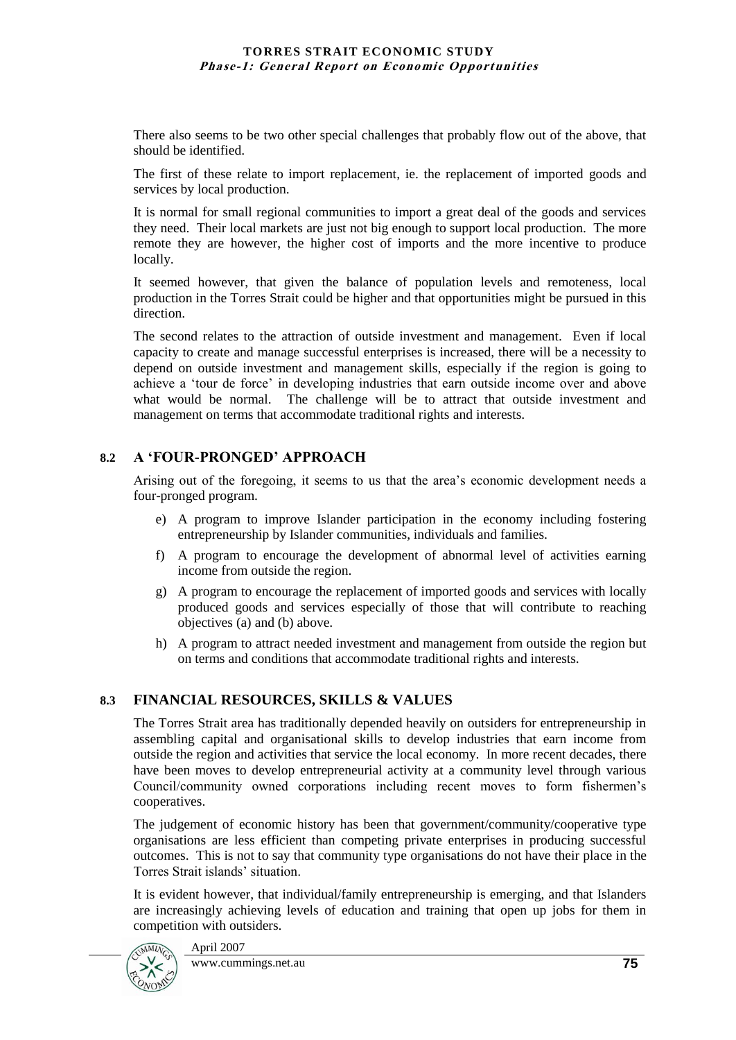There also seems to be two other special challenges that probably flow out of the above, that should be identified.

The first of these relate to import replacement, ie. the replacement of imported goods and services by local production.

It is normal for small regional communities to import a great deal of the goods and services they need. Their local markets are just not big enough to support local production. The more remote they are however, the higher cost of imports and the more incentive to produce locally.

It seemed however, that given the balance of population levels and remoteness, local production in the Torres Strait could be higher and that opportunities might be pursued in this direction.

The second relates to the attraction of outside investment and management. Even if local capacity to create and manage successful enterprises is increased, there will be a necessity to depend on outside investment and management skills, especially if the region is going to achieve a 'tour de force' in developing industries that earn outside income over and above what would be normal. The challenge will be to attract that outside investment and management on terms that accommodate traditional rights and interests.

## 8.2 A 'FOUR-PRONGED' APPROACH

Arising out of the foregoing, it seems to us that the area's economic development needs a four-pronged program.

e) A program to improve Islander participation in the economy including fostering entrepreneurship by Islander communities, individuals and families.

f) A program to encourage the development of abnormal level of activities earning income from outside the region.

g) A program to encourage the replacement of imported goods and services with locally produced goods and services especially of those that will contribute to reaching objectives (a) and (b) above.

h) A program to attract needed investment and management from outside the region but on terms and conditions that accommodate traditional rights and interests.

## 8.3 FINANCIAL RESOURCES, SKILLS & VALUES

The Torres Strait area has traditionally depended heavily on outsiders for entrepreneurship in assembling capital and organisational skills to develop industries that earn income from outside the region and activities that service the local economy. In more recent decades, there have been moves to develop entrepreneurial activity at a community level through various Council/community owned corporations including recent moves to form fishermen's cooperatives.

The judgement of economic history has been that government/community/cooperative type organisations are less efficient than competing private enterprises in producing successful outcomes. This is not to say that community type organisations do not have their place in the Torres Strait islands' situation.

It is evident however, that individual/family entrepreneurship is emerging, and that Islanders are increasingly achieving levels of education and training that open up jobs for them in competition with outsiders.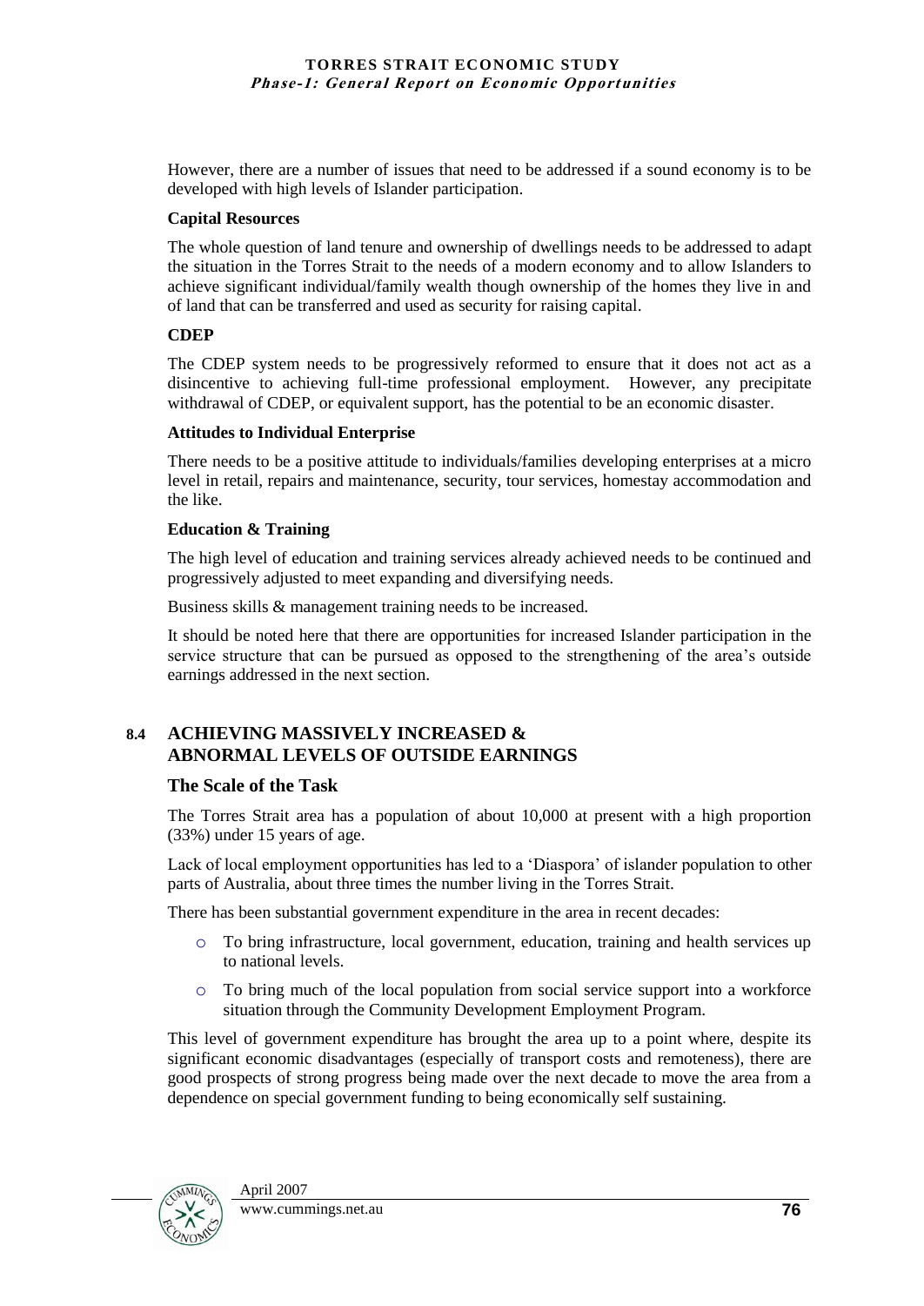However, there are a number of issues that need to be addressed if a sound economy is to be developed with high levels of Islander participation.

**Capital Resources**

The whole question of land tenure and ownership of dwellings needs to be addressed to adapt the situation in the Torres Strait to the needs of a modern economy and to allow Islanders to achieve significant individual/family wealth though ownership of the homes they live in and of land that can be transferred and used as security for raising capital.

**CDEP**

The CDEP system needs to be progressively reformed to ensure that it does not act as a disincentive to achieving full-time professional employment. However, any precipitate withdrawal of CDEP, or equivalent support, has the potential to be an economic disaster.

**Attitudes to Individual Enterprise**

There needs to be a positive attitude to individuals/families developing enterprises at a micro level in retail, repairs and maintenance, security, tour services, homestay accommodation and the like.

**Education & Training**

The high level of education and training services already achieved needs to be continued and progressively adjusted to meet expanding and diversifying needs.

Business skills & management training needs to be increased.

It should be noted here that there are opportunities for increased Islander participation in the service structure that can be pursued as opposed to the strengthening of the area's outside earnings addressed in the next section.

## 8.4 ACHIEVING MASSIVELY INCREASED & ABNORMAL LEVELS OF OUTSIDE EARNINGS

### The Scale of the Task

The Torres Strait area has a population of about 10,000 at present with a high proportion (33%) under 15 years of age.

Lack of local employment opportunities has led to a 'Diaspora' of islander population to other parts of Australia, about three times the number living in the Torres Strait.

There has been substantial government expenditure in the area in recent decades:

- To bring infrastructure, local government, education, training and health services up to national levels.
- To bring much of the local population from social service support into a workforce situation through the Community Development Employment Program.

This level of government expenditure has brought the area up to a point where, despite its significant economic disadvantages (especially of transport costs and remoteness), there are good prospects of strong progress being made over the next decade to move the area from a dependence on special government funding to being economically self sustaining.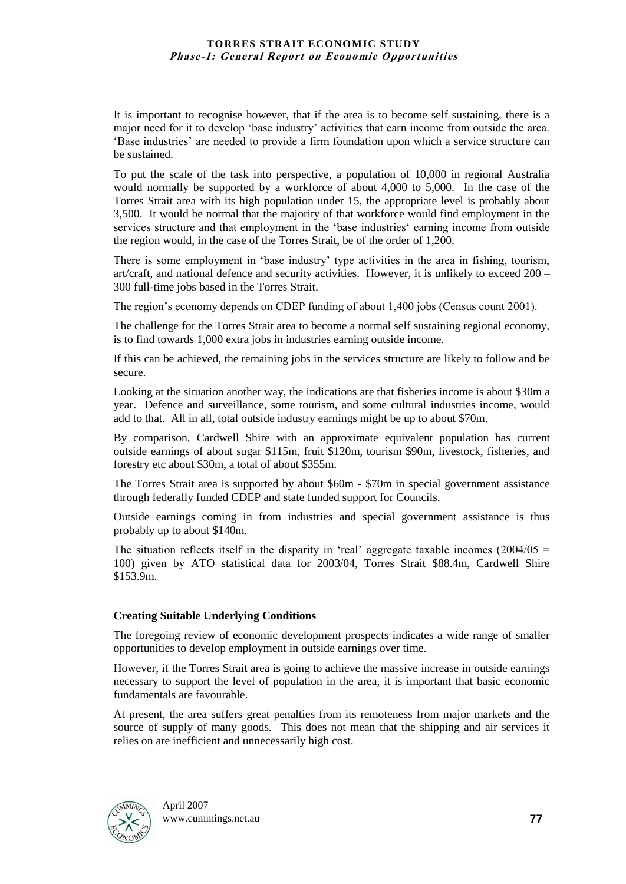It is important to recognise however, that if the area is to become self sustaining, there is a major need for it to develop 'base industry' activities that earn income from outside the area. 'Base industries' are needed to provide a firm foundation upon which a service structure can be sustained.

To put the scale of the task into perspective, a population of 10,000 in regional Australia would normally be supported by a workforce of about 4,000 to 5,000. In the case of the Torres Strait area with its high population under 15, the appropriate level is probably about 3,500. It would be normal that the majority of that workforce would find employment in the services structure and that employment in the 'base industries' earning income from outside the region would, in the case of the Torres Strait, be of the order of 1,200.

There is some employment in 'base industry' type activities in the area in fishing, tourism, art/craft, and national defence and security activities. However, it is unlikely to exceed 200 – 300 full-time jobs based in the Torres Strait.

The region's economy depends on CDEP funding of about 1,400 jobs (Census count 2001).

The challenge for the Torres Strait area to become a normal self sustaining regional economy, is to find towards 1,000 extra jobs in industries earning outside income.

If this can be achieved, the remaining jobs in the services structure are likely to follow and be secure.

Looking at the situation another way, the indications are that fisheries income is about $30m a year. Defence and surveillance, some tourism, and some cultural industries income, would add to that. All in all, total outside industry earnings might be up to about $70m.

By comparison, Cardwell Shire with an approximate equivalent population has current outside earnings of about sugar $115m, fruit $120m, tourism $90m, livestock, fisheries, and forestry etc about $30m, a total of about $355m.

The Torres Strait area is supported by about $60m - $70m in special government assistance through federally funded CDEP and state funded support for Councils.

Outside earnings coming in from industries and special government assistance is thus probably up to about $140m.

The situation reflects itself in the disparity in 'real' aggregate taxable incomes (2004/05 = 100) given by ATO statistical data for 2003/04, Torres Strait $88.4m, Cardwell Shire $153.9m.

**Creating Suitable Underlying Conditions**

The foregoing review of economic development prospects indicates a wide range of smaller opportunities to develop employment in outside earnings over time.

However, if the Torres Strait area is going to achieve the massive increase in outside earnings necessary to support the level of population in the area, it is important that basic economic fundamentals are favourable.

At present, the area suffers great penalties from its remoteness from major markets and the source of supply of many goods. This does not mean that the shipping and air services it relies on are inefficient and unnecessarily high cost.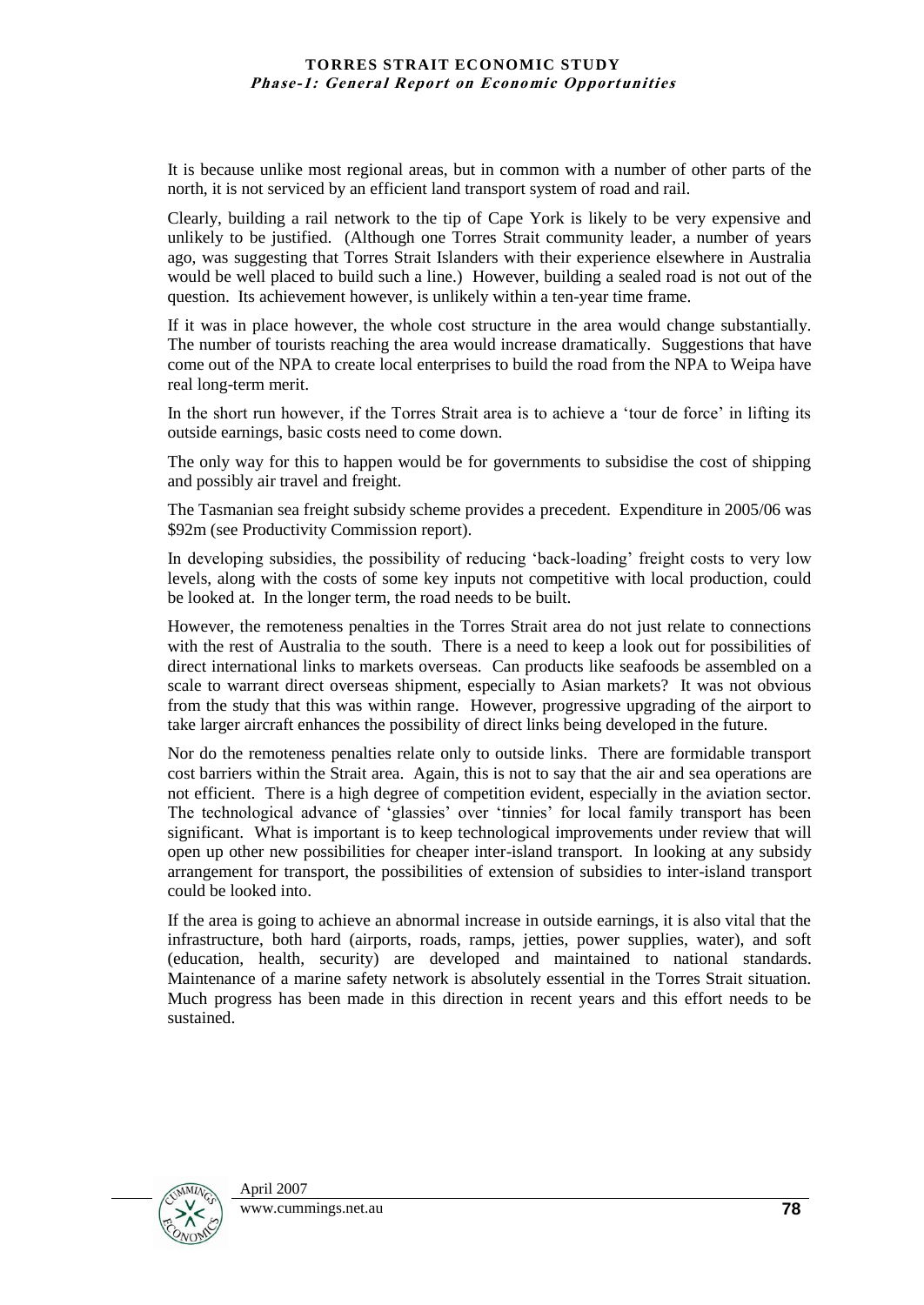It is because unlike most regional areas, but in common with a number of other parts of the north, it is not serviced by an efficient land transport system of road and rail.

Clearly, building a rail network to the tip of Cape York is likely to be very expensive and unlikely to be justified. (Although one Torres Strait community leader, a number of years ago, was suggesting that Torres Strait Islanders with their experience elsewhere in Australia would be well placed to build such a line.) However, building a sealed road is not out of the question. Its achievement however, is unlikely within a ten-year time frame.

If it was in place however, the whole cost structure in the area would change substantially. The number of tourists reaching the area would increase dramatically. Suggestions that have come out of the NPA to create local enterprises to build the road from the NPA to Weipa have real long-term merit.

In the short run however, if the Torres Strait area is to achieve a 'tour de force' in lifting its outside earnings, basic costs need to come down.

The only way for this to happen would be for governments to subsidise the cost of shipping and possibly air travel and freight.

The Tasmanian sea freight subsidy scheme provides a precedent. Expenditure in 2005/06 was \$92m (see Productivity Commission report).

In developing subsidies, the possibility of reducing 'back-loading' freight costs to very low levels, along with the costs of some key inputs not competitive with local production, could be looked at. In the longer term, the road needs to be built.

However, the remoteness penalties in the Torres Strait area do not just relate to connections with the rest of Australia to the south. There is a need to keep a look out for possibilities of direct international links to markets overseas. Can products like seafoods be assembled on a scale to warrant direct overseas shipment, especially to Asian markets? It was not obvious from the study that this was within range. However, progressive upgrading of the airport to take larger aircraft enhances the possibility of direct links being developed in the future.

Nor do the remoteness penalties relate only to outside links. There are formidable transport cost barriers within the Strait area. Again, this is not to say that the air and sea operations are not efficient. There is a high degree of competition evident, especially in the aviation sector. The technological advance of 'glassies' over 'tinnies' for local family transport has been significant. What is important is to keep technological improvements under review that will open up other new possibilities for cheaper inter-island transport. In looking at any subsidy arrangement for transport, the possibilities of extension of subsidies to inter-island transport could be looked into.

If the area is going to achieve an abnormal increase in outside earnings, it is also vital that the infrastructure, both hard (airports, roads, ramps, jetties, power supplies, water), and soft (education, health, security) are developed and maintained to national standards. Maintenance of a marine safety network is absolutely essential in the Torres Strait situation. Much progress has been made in this direction in recent years and this effort needs to be sustained.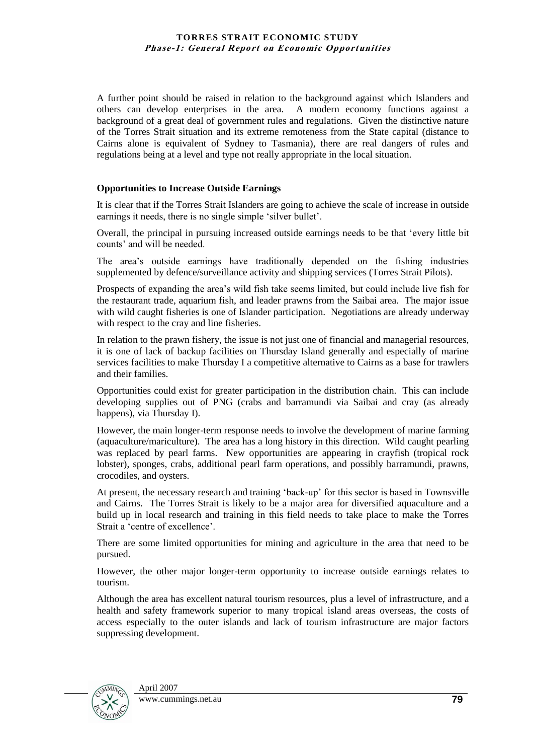A further point should be raised in relation to the background against which Islanders and others can develop enterprises in the area. A modern economy functions against a background of a great deal of government rules and regulations. Given the distinctive nature of the Torres Strait situation and its extreme remoteness from the State capital (distance to Cairns alone is equivalent of Sydney to Tasmania), there are real dangers of rules and regulations being at a level and type not really appropriate in the local situation.

**Opportunities to Increase Outside Earnings**

It is clear that if the Torres Strait Islanders are going to achieve the scale of increase in outside earnings it needs, there is no single simple 'silver bullet'.

Overall, the principal in pursuing increased outside earnings needs to be that 'every little bit counts' and will be needed.

The area's outside earnings have traditionally depended on the fishing industries supplemented by defence/surveillance activity and shipping services (Torres Strait Pilots).

Prospects of expanding the area's wild fish take seems limited, but could include live fish for the restaurant trade, aquarium fish, and leader prawns from the Saibai area. The major issue with wild caught fisheries is one of Islander participation. Negotiations are already underway with respect to the cray and line fisheries.

In relation to the prawn fishery, the issue is not just one of financial and managerial resources, it is one of lack of backup facilities on Thursday Island generally and especially of marine services facilities to make Thursday I a competitive alternative to Cairns as a base for trawlers and their families.

Opportunities could exist for greater participation in the distribution chain. This can include developing supplies out of PNG (crabs and barramundi via Saibai and cray (as already happens), via Thursday I).

However, the main longer-term response needs to involve the development of marine farming (aquaculture/mariculture). The area has a long history in this direction. Wild caught pearling was replaced by pearl farms. New opportunities are appearing in crayfish (tropical rock lobster), sponges, crabs, additional pearl farm operations, and possibly barramundi, prawns, crocodiles, and oysters.

At present, the necessary research and training 'back-up' for this sector is based in Townsville and Cairns. The Torres Strait is likely to be a major area for diversified aquaculture and a build up in local research and training in this field needs to take place to make the Torres Strait a 'centre of excellence'.

There are some limited opportunities for mining and agriculture in the area that need to be pursued.

However, the other major longer-term opportunity to increase outside earnings relates to tourism.

Although the area has excellent natural tourism resources, plus a level of infrastructure, and a health and safety framework superior to many tropical island areas overseas, the costs of access especially to the outer islands and lack of tourism infrastructure are major factors suppressing development.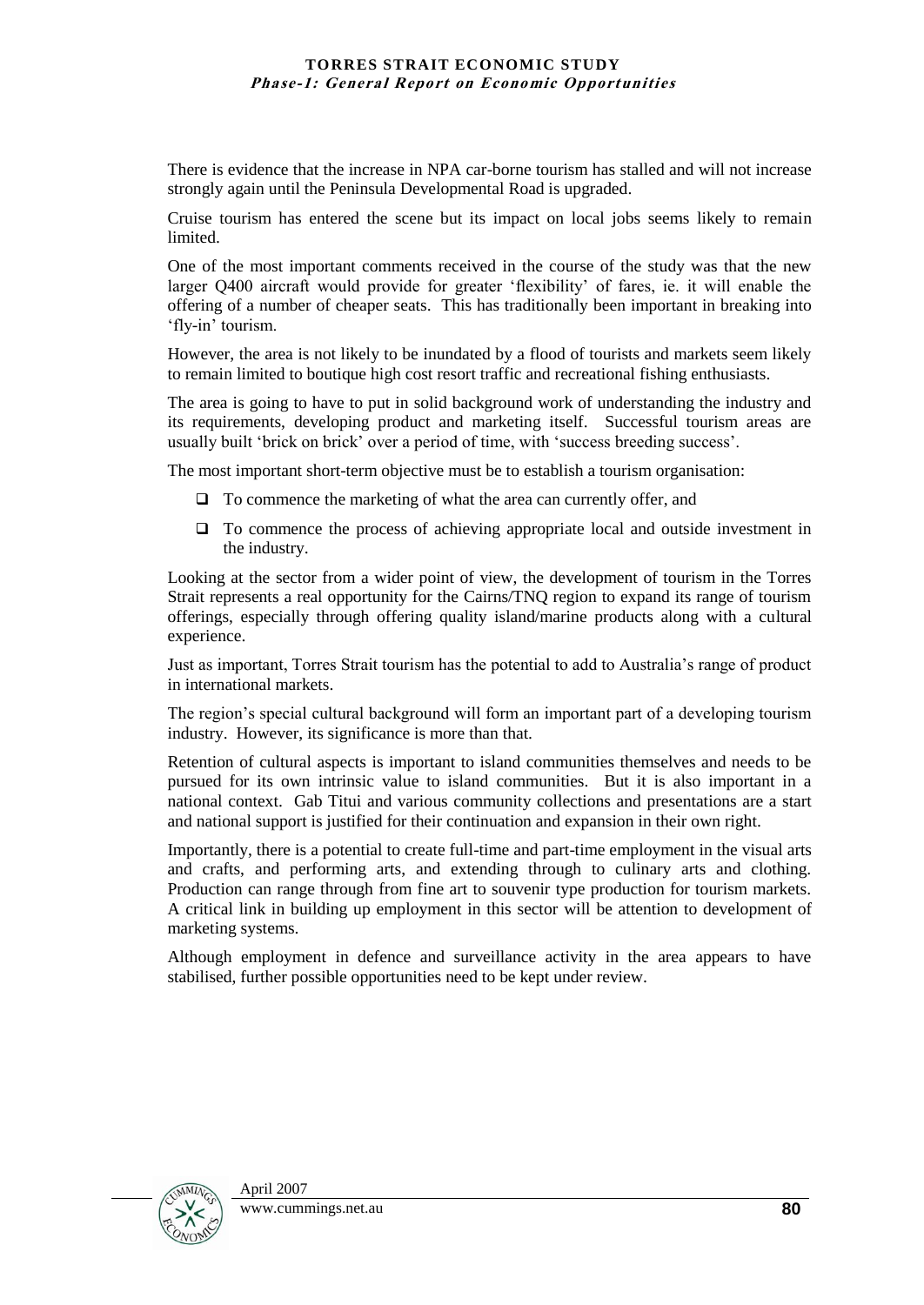There is evidence that the increase in NPA car-borne tourism has stalled and will not increase strongly again until the Peninsula Developmental Road is upgraded.

Cruise tourism has entered the scene but its impact on local jobs seems likely to remain limited.

One of the most important comments received in the course of the study was that the new larger Q400 aircraft would provide for greater 'flexibility' of fares, ie. it will enable the offering of a number of cheaper seats. This has traditionally been important in breaking into 'fly-in' tourism.

However, the area is not likely to be inundated by a flood of tourists and markets seem likely to remain limited to boutique high cost resort traffic and recreational fishing enthusiasts.

The area is going to have to put in solid background work of understanding the industry and its requirements, developing product and marketing itself. Successful tourism areas are usually built 'brick on brick' over a period of time, with 'success breeding success'.

The most important short-term objective must be to establish a tourism organisation:

- To commence the marketing of what the area can currently offer, and
- To commence the process of achieving appropriate local and outside investment in the industry.

Looking at the sector from a wider point of view, the development of tourism in the Torres Strait represents a real opportunity for the Cairns/TNQ region to expand its range of tourism offerings, especially through offering quality island/marine products along with a cultural experience.

Just as important, Torres Strait tourism has the potential to add to Australia's range of product in international markets.

The region's special cultural background will form an important part of a developing tourism industry. However, its significance is more than that.

Retention of cultural aspects is important to island communities themselves and needs to be pursued for its own intrinsic value to island communities. But it is also important in a national context. Gab Titui and various community collections and presentations are a start and national support is justified for their continuation and expansion in their own right.

Importantly, there is a potential to create full-time and part-time employment in the visual arts and crafts, and performing arts, and extending through to culinary arts and clothing. Production can range through from fine art to souvenir type production for tourism markets. A critical link in building up employment in this sector will be attention to development of marketing systems.

Although employment in defence and surveillance activity in the area appears to have stabilised, further possible opportunities need to be kept under review.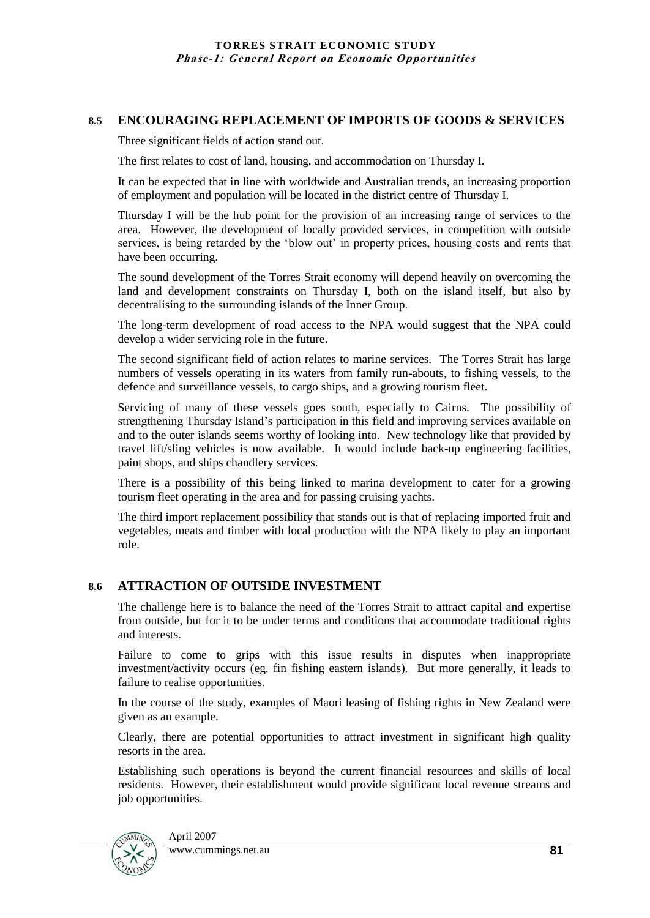## 8.5 ENCOURAGING REPLACEMENT OF IMPORTS OF GOODS & SERVICES

Three significant fields of action stand out.

The first relates to cost of land, housing, and accommodation on Thursday I.

It can be expected that in line with worldwide and Australian trends, an increasing proportion of employment and population will be located in the district centre of Thursday I.

Thursday I will be the hub point for the provision of an increasing range of services to the area. However, the development of locally provided services, in competition with outside services, is being retarded by the 'blow out' in property prices, housing costs and rents that have been occurring.

The sound development of the Torres Strait economy will depend heavily on overcoming the land and development constraints on Thursday I, both on the island itself, but also by decentralising to the surrounding islands of the Inner Group.

The long-term development of road access to the NPA would suggest that the NPA could develop a wider servicing role in the future.

The second significant field of action relates to marine services. The Torres Strait has large numbers of vessels operating in its waters from family run-abouts, to fishing vessels, to the defence and surveillance vessels, to cargo ships, and a growing tourism fleet.

Servicing of many of these vessels goes south, especially to Cairns. The possibility of strengthening Thursday Island's participation in this field and improving services available on and to the outer islands seems worthy of looking into. New technology like that provided by travel lift/sling vehicles is now available. It would include back-up engineering facilities, paint shops, and ships chandlery services.

There is a possibility of this being linked to marina development to cater for a growing tourism fleet operating in the area and for passing cruising yachts.

The third import replacement possibility that stands out is that of replacing imported fruit and vegetables, meats and timber with local production with the NPA likely to play an important role.

## 8.6 ATTRACTION OF OUTSIDE INVESTMENT

The challenge here is to balance the need of the Torres Strait to attract capital and expertise from outside, but for it to be under terms and conditions that accommodate traditional rights and interests.

Failure to come to grips with this issue results in disputes when inappropriate investment/activity occurs (eg. fin fishing eastern islands). But more generally, it leads to failure to realise opportunities.

In the course of the study, examples of Maori leasing of fishing rights in New Zealand were given as an example.

Clearly, there are potential opportunities to attract investment in significant high quality resorts in the area.

Establishing such operations is beyond the current financial resources and skills of local residents. However, their establishment would provide significant local revenue streams and job opportunities.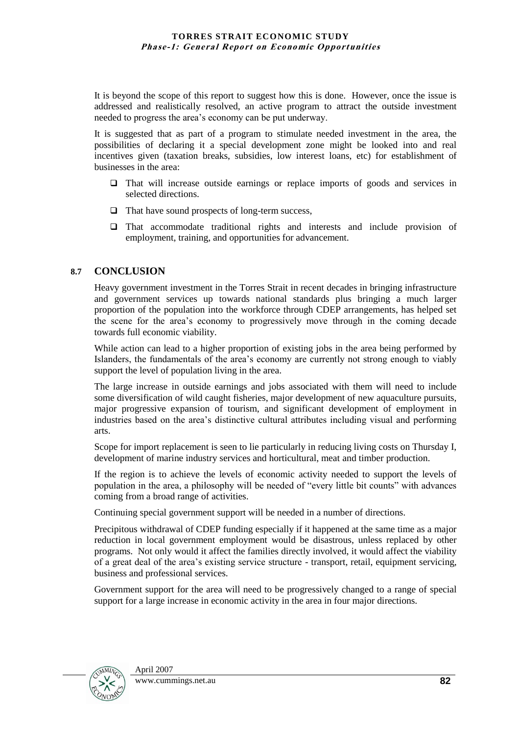It is beyond the scope of this report to suggest how this is done. However, once the issue is addressed and realistically resolved, an active program to attract the outside investment needed to progress the area's economy can be put underway.

It is suggested that as part of a program to stimulate needed investment in the area, the possibilities of declaring it a special development zone might be looked into and real incentives given (taxation breaks, subsidies, low interest loans, etc) for establishment of businesses in the area:

- That will increase outside earnings or replace imports of goods and services in selected directions.
- That have sound prospects of long-term success,
- That accommodate traditional rights and interests and include provision of employment, training, and opportunities for advancement.

## 8.7 CONCLUSION

Heavy government investment in the Torres Strait in recent decades in bringing infrastructure and government services up towards national standards plus bringing a much larger proportion of the population into the workforce through CDEP arrangements, has helped set the scene for the area's economy to progressively move through in the coming decade towards full economic viability.

While action can lead to a higher proportion of existing jobs in the area being performed by Islanders, the fundamentals of the area's economy are currently not strong enough to viably support the level of population living in the area.

The large increase in outside earnings and jobs associated with them will need to include some diversification of wild caught fisheries, major development of new aquaculture pursuits, major progressive expansion of tourism, and significant development of employment in industries based on the area's distinctive cultural attributes including visual and performing arts.

Scope for import replacement is seen to lie particularly in reducing living costs on Thursday I, development of marine industry services and horticultural, meat and timber production.

If the region is to achieve the levels of economic activity needed to support the levels of population in the area, a philosophy will be needed of "every little bit counts" with advances coming from a broad range of activities.

Continuing special government support will be needed in a number of directions.

Precipitous withdrawal of CDEP funding especially if it happened at the same time as a major reduction in local government employment would be disastrous, unless replaced by other programs. Not only would it affect the families directly involved, it would affect the viability of a great deal of the area's existing service structure - transport, retail, equipment servicing, business and professional services.

Government support for the area will need to be progressively changed to a range of special support for a large increase in economic activity in the area in four major directions.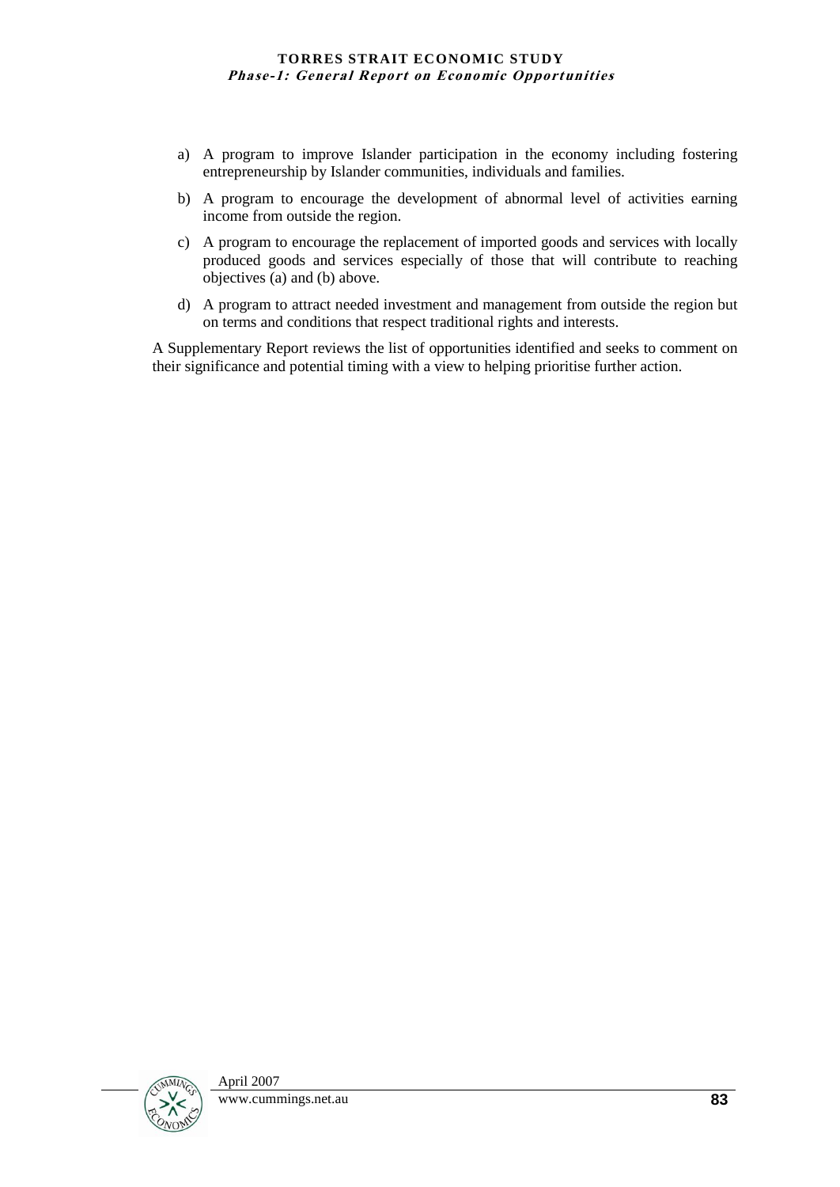a) A program to improve Islander participation in the economy including fostering entrepreneurship by Islander communities, individuals and families.

b) A program to encourage the development of abnormal level of activities earning income from outside the region.

c) A program to encourage the replacement of imported goods and services with locally produced goods and services especially of those that will contribute to reaching objectives (a) and (b) above.

d) A program to attract needed investment and management from outside the region but on terms and conditions that respect traditional rights and interests.

A Supplementary Report reviews the list of opportunities identified and seeks to comment on their significance and potential timing with a view to helping prioritise further action.